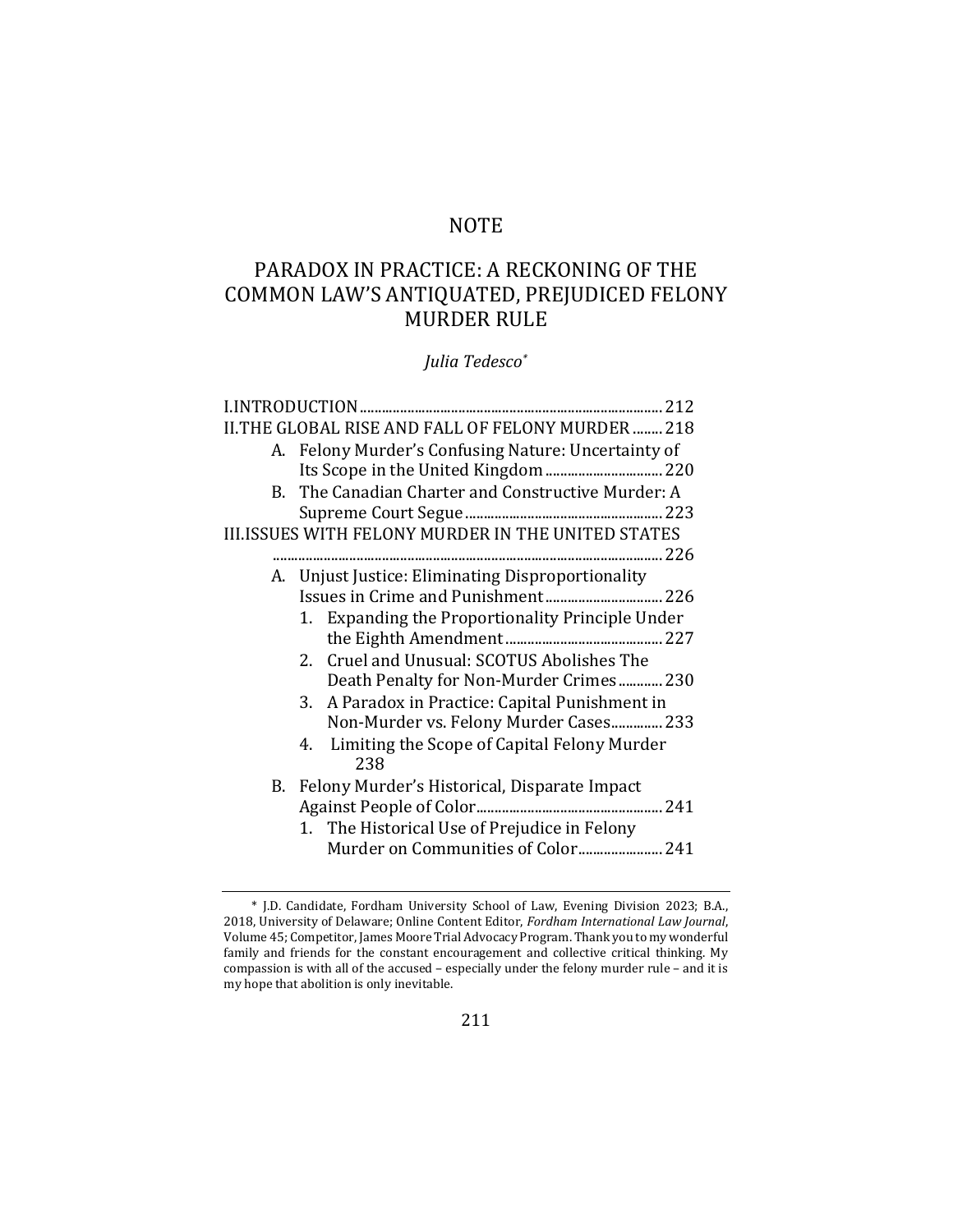# NOTE

# PARADOX IN PRACTICE: A RECKONING OF THE COMMON LAW'S ANTIQUATED, PREJUDICED FELONY MURDER RULE

*Julia Tedesco**

I. INTRODUCTION ..................................................................................... 212
II. THE GLOBAL RISE AND FALL OF FELONY MURDER ........ 218
- A. Felony Murder's Confusing Nature: Uncertainty of Its Scope in the United Kingdom ................................ 220
- B. The Canadian Charter and Constructive Murder: A Supreme Court Segue ...................................................... 223

III. ISSUES WITH FELONY MURDER IN THE UNITED STATES ........................................................................................................ 226
- A. Unjust Justice: Eliminating Disproportionality Issues in Crime and Punishment ................................ 226
  1. Expanding the Proportionality Principle Under the Eighth Amendment ........................................... 227
  2. Cruel and Unusual: SCOTUS Abolishes The Death Penalty for Non-Murder Crimes ............ 230
  3. A Paradox in Practice: Capital Punishment in Non-Murder vs. Felony Murder Cases.............. 233
  4. Limiting the Scope of Capital Felony Murder 238
- B. Felony Murder's Historical, Disparate Impact Against People of Color.................................................. 241
  1. The Historical Use of Prejudice in Felony Murder on Communities of Color....................... 241

---

\* J.D. Candidate, Fordham University School of Law, Evening Division 2023; B.A., 2018, University of Delaware; Online Content Editor, *Fordham International Law Journal*, Volume 45; Competitor, James Moore Trial Advocacy Program. Thank you to my wonderful family and friends for the constant encouragement and collective critical thinking. My compassion is with all of the accused – especially under the felony murder rule – and it is my hope that abolition is only inevitable.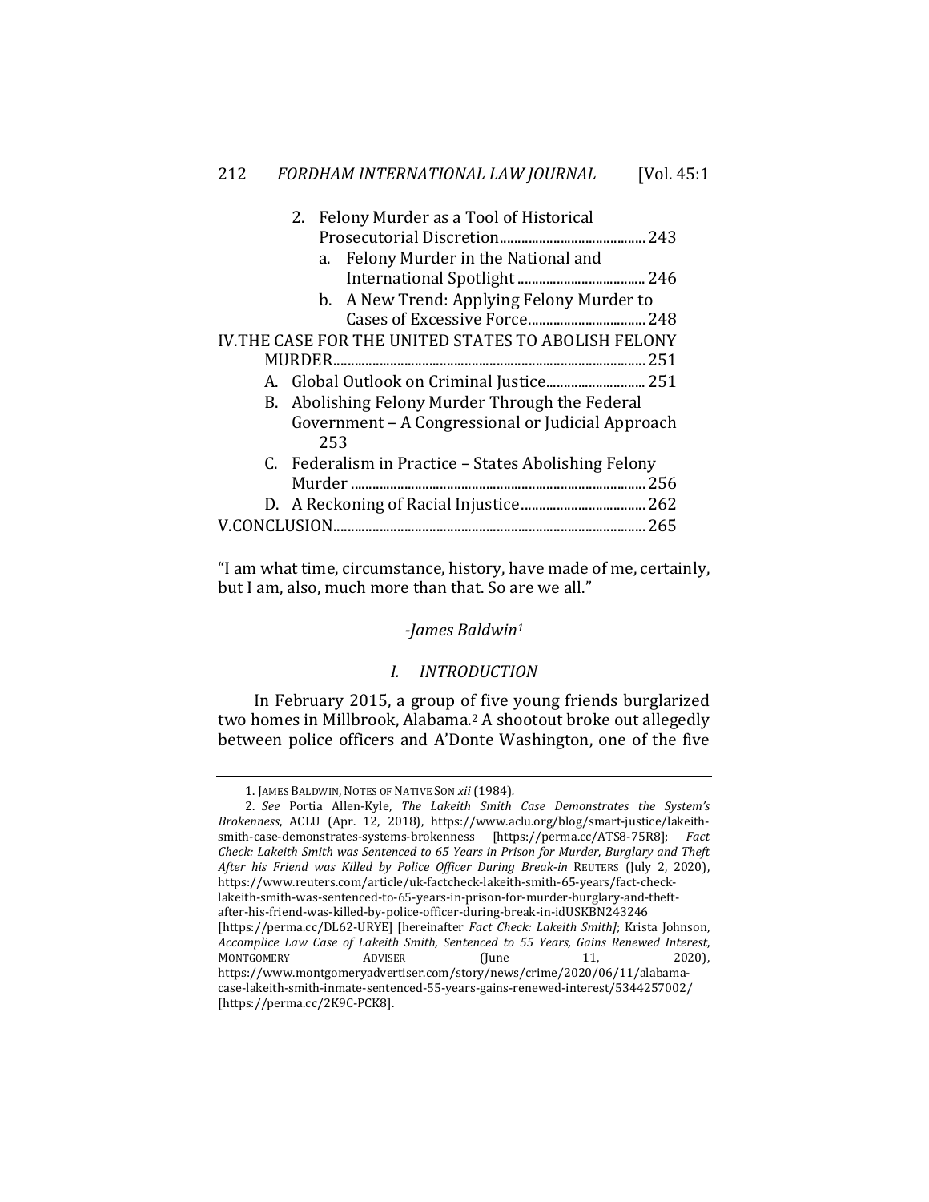2. Felony Murder as a Tool of Historical Prosecutorial Discretion........................................ 243
   a. Felony Murder in the National and International Spotlight.................................... 246
   b. A New Trend: Applying Felony Murder to Cases of Excessive Force................................ 248

IV. THE CASE FOR THE UNITED STATES TO ABOLISH FELONY MURDER...................................................................................... 251

A. Global Outlook on Criminal Justice............................ 251
B. Abolishing Felony Murder Through the Federal Government – A Congressional or Judicial Approach 253
C. Federalism in Practice – States Abolishing Felony Murder ................................................................................. 256
D. A Reckoning of Racial Injustice.................................. 262

V. CONCLUSION..................................................................................... 265

"I am what time, circumstance, history, have made of me, certainly, but I am, also, much more than that. So are we all."

*-James Baldwin*[1]

## *I. INTRODUCTION*

In February 2015, a group of five young friends burglarized two homes in Millbrook, Alabama.[2] A shootout broke out allegedly between police officers and A'Donte Washington, one of the five

---

1. JAMES BALDWIN, NOTES OF NATIVE SON *xii* (1984).

2. *See* Portia Allen-Kyle, *The Lakeith Smith Case Demonstrates the System's Brokenness*, ACLU (Apr. 12, 2018), https://www.aclu.org/blog/smart-justice/lakeith-smith-case-demonstrates-systems-brokenness [https://perma.cc/ATS8-75R8]; *Fact Check: Lakeith Smith was Sentenced to 65 Years in Prison for Murder, Burglary and Theft After his Friend was Killed by Police Officer During Break-in* REUTERS (July 2, 2020), https://www.reuters.com/article/uk-factcheck-lakeith-smith-65-years/fact-check-lakeith-smith-was-sentenced-to-65-years-in-prison-for-murder-burglary-and-theft-after-his-friend-was-killed-by-police-officer-during-break-in-idUSKBN243246 [https://perma.cc/DL62-URYE] [hereinafter *Fact Check: Lakeith Smith*]; Krista Johnson, *Accomplice Law Case of Lakeith Smith, Sentenced to 55 Years, Gains Renewed Interest*, MONTGOMERY ADVISER (June 11, 2020), https://www.montgomeryadvertiser.com/story/news/crime/2020/06/11/alabama-case-lakeith-smith-inmate-sentenced-55-years-gains-renewed-interest/5344257002/ [https://perma.cc/2K9C-PCK8].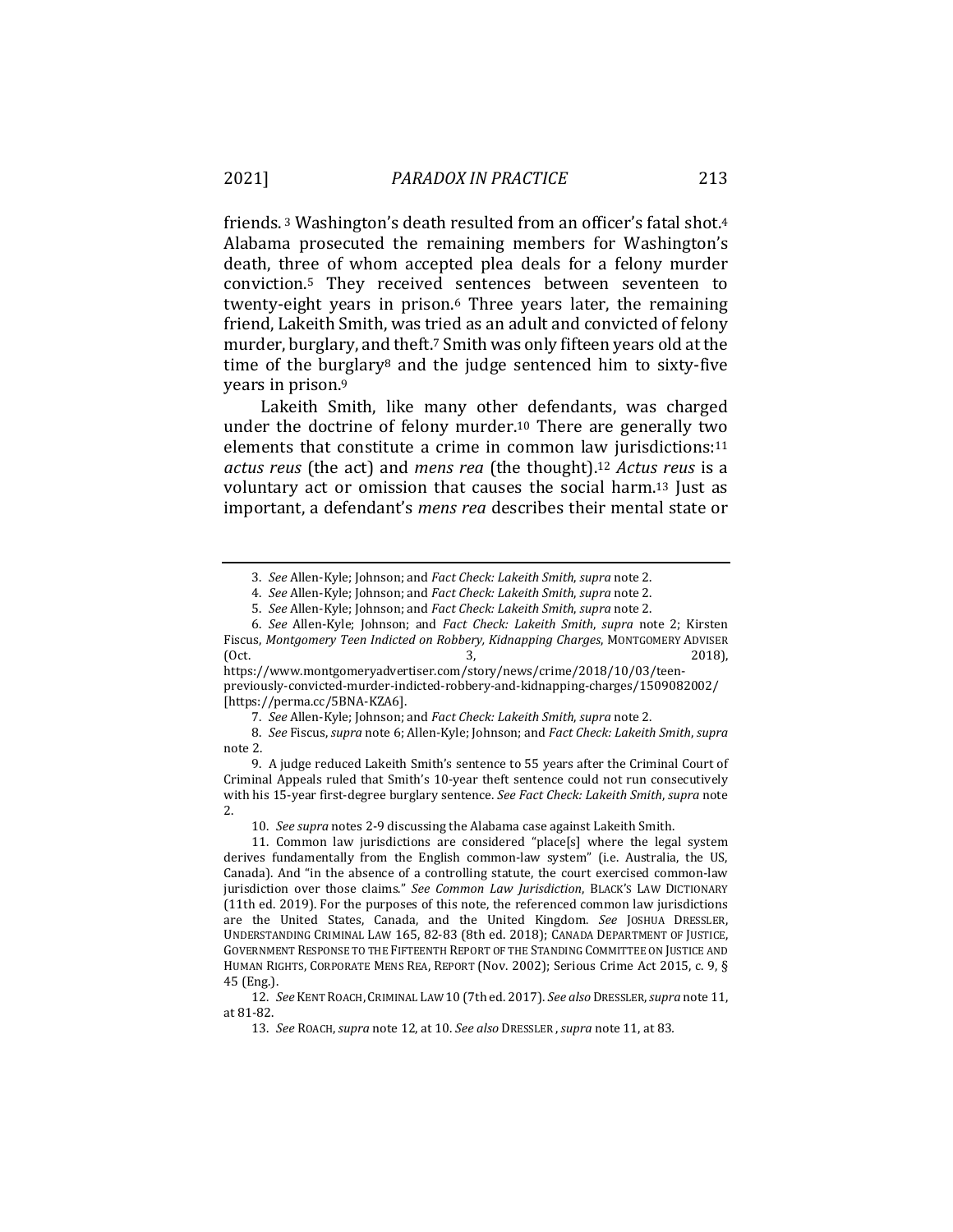friends.[3] Washington's death resulted from an officer's fatal shot.[4] Alabama prosecuted the remaining members for Washington's death, three of whom accepted plea deals for a felony murder conviction.[5] They received sentences between seventeen to twenty-eight years in prison.[6] Three years later, the remaining friend, Lakeith Smith, was tried as an adult and convicted of felony murder, burglary, and theft.[7] Smith was only fifteen years old at the time of the burglary[8] and the judge sentenced him to sixty-five years in prison.[9]

Lakeith Smith, like many other defendants, was charged under the doctrine of felony murder.[10] There are generally two elements that constitute a crime in common law jurisdictions:[11] *actus reus* (the act) and *mens rea* (the thought).[12] *Actus reus* is a voluntary act or omission that causes the social harm.[13] Just as important, a defendant's *mens rea* describes their mental state or

---

3. *See* Allen-Kyle; Johnson; and *Fact Check: Lakeith Smith*, *supra* note 2.

4. *See* Allen-Kyle; Johnson; and *Fact Check: Lakeith Smith*, *supra* note 2.

5. *See* Allen-Kyle; Johnson; and *Fact Check: Lakeith Smith*, *supra* note 2.

6. *See* Allen-Kyle; Johnson; and *Fact Check: Lakeith Smith*, *supra* note 2; Kirsten Fiscus, *Montgomery Teen Indicted on Robbery, Kidnapping Charges*, MONTGOMERY ADVISER (Oct. 3, 2018), https://www.montgomeryadvertiser.com/story/news/crime/2018/10/03/teen-previously-convicted-murder-indicted-robbery-and-kidnapping-charges/1509082002/ [https://perma.cc/5BNA-KZA6].

7. *See* Allen-Kyle; Johnson; and *Fact Check: Lakeith Smith*, *supra* note 2.

8. *See* Fiscus, *supra* note 6; Allen-Kyle; Johnson; and *Fact Check: Lakeith Smith*, *supra* note 2.

9. A judge reduced Lakeith Smith's sentence to 55 years after the Criminal Court of Criminal Appeals ruled that Smith's 10-year theft sentence could not run consecutively with his 15-year first-degree burglary sentence. *See Fact Check: Lakeith Smith*, *supra* note 2.

10. *See supra* notes 2-9 discussing the Alabama case against Lakeith Smith.

11. Common law jurisdictions are considered "place[s] where the legal system derives fundamentally from the English common-law system" (i.e. Australia, the US, Canada). And "in the absence of a controlling statute, the court exercised common-law jurisdiction over those claims." *See Common Law Jurisdiction*, BLACK'S LAW DICTIONARY (11th ed. 2019). For the purposes of this note, the referenced common law jurisdictions are the United States, Canada, and the United Kingdom. *See* JOSHUA DRESSLER, UNDERSTANDING CRIMINAL LAW 165, 82-83 (8th ed. 2018); CANADA DEPARTMENT OF JUSTICE, GOVERNMENT RESPONSE TO THE FIFTEENTH REPORT OF THE STANDING COMMITTEE ON JUSTICE AND HUMAN RIGHTS, CORPORATE MENS REA, REPORT (Nov. 2002); Serious Crime Act 2015, c. 9, § 45 (Eng.).

12. *See* KENT ROACH, CRIMINAL LAW 10 (7th ed. 2017). *See also* DRESSLER, *supra* note 11, at 81-82.

13. *See* ROACH, *supra* note 12, at 10. *See also* DRESSLER , *supra* note 11, at 83.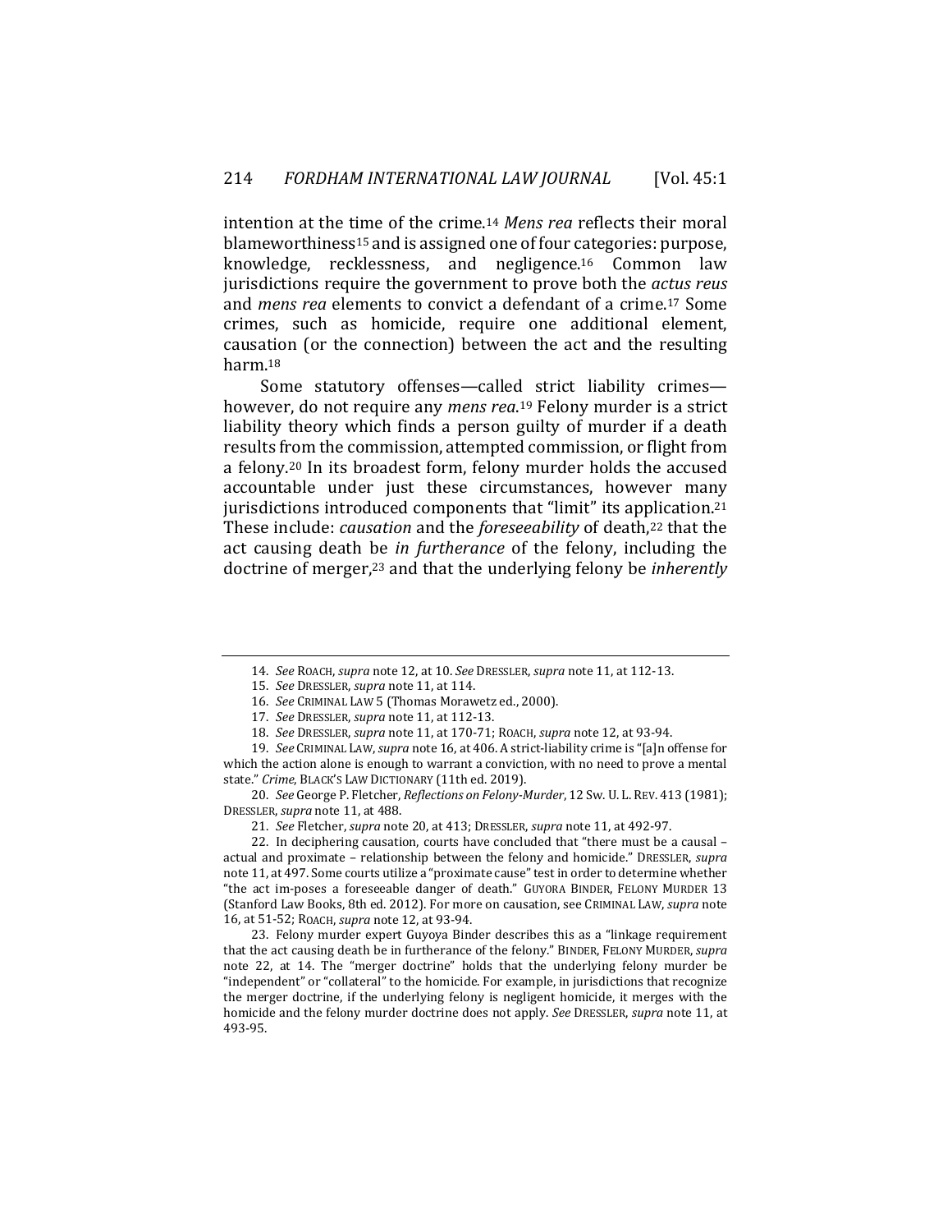intention at the time of the crime.[14] *Mens rea* reflects their moral blameworthiness[15] and is assigned one of four categories: purpose, knowledge, recklessness, and negligence.[16] Common law jurisdictions require the government to prove both the *actus reus* and *mens rea* elements to convict a defendant of a crime.[17] Some crimes, such as homicide, require one additional element, causation (or the connection) between the act and the resulting harm.[18]

Some statutory offenses—called strict liability crimes—however, do not require any *mens rea*.[19] Felony murder is a strict liability theory which finds a person guilty of murder if a death results from the commission, attempted commission, or flight from a felony.[20] In its broadest form, felony murder holds the accused accountable under just these circumstances, however many jurisdictions introduced components that "limit" its application.[21] These include: *causation* and the *foreseeability* of death,[22] that the act causing death be *in furtherance* of the felony, including the doctrine of merger,[23] and that the underlying felony be *inherently*

---

14. *See* ROACH, *supra* note 12, at 10. *See* DRESSLER, *supra* note 11, at 112-13.

15. *See* DRESSLER, *supra* note 11, at 114.

16. *See* CRIMINAL LAW 5 (Thomas Morawetz ed., 2000).

17. *See* DRESSLER, *supra* note 11, at 112-13.

18. *See* DRESSLER, *supra* note 11, at 170-71; ROACH, *supra* note 12, at 93-94.

19. *See* CRIMINAL LAW, *supra* note 16, at 406. A strict-liability crime is "[a]n offense for which the action alone is enough to warrant a conviction, with no need to prove a mental state." *Crime*, BLACK'S LAW DICTIONARY (11th ed. 2019).

20. *See* George P. Fletcher, *Reflections on Felony-Murder*, 12 SW. U. L. REV. 413 (1981); DRESSLER, *supra* note 11, at 488.

21. *See* Fletcher, *supra* note 20, at 413; DRESSLER, *supra* note 11, at 492-97.

22. In deciphering causation, courts have concluded that "there must be a causal – actual and proximate – relationship between the felony and homicide." DRESSLER, *supra* note 11, at 497. Some courts utilize a "proximate cause" test in order to determine whether "the act im-poses a foreseeable danger of death." GUYORA BINDER, FELONY MURDER 13 (Stanford Law Books, 8th ed. 2012). For more on causation, see CRIMINAL LAW, *supra* note 16, at 51-52; ROACH, *supra* note 12, at 93-94.

23. Felony murder expert Guyoya Binder describes this as a "linkage requirement that the act causing death be in furtherance of the felony." BINDER, FELONY MURDER, *supra* note 22, at 14. The "merger doctrine" holds that the underlying felony murder be "independent" or "collateral" to the homicide. For example, in jurisdictions that recognize the merger doctrine, if the underlying felony is negligent homicide, it merges with the homicide and the felony murder doctrine does not apply. *See* DRESSLER, *supra* note 11, at 493-95.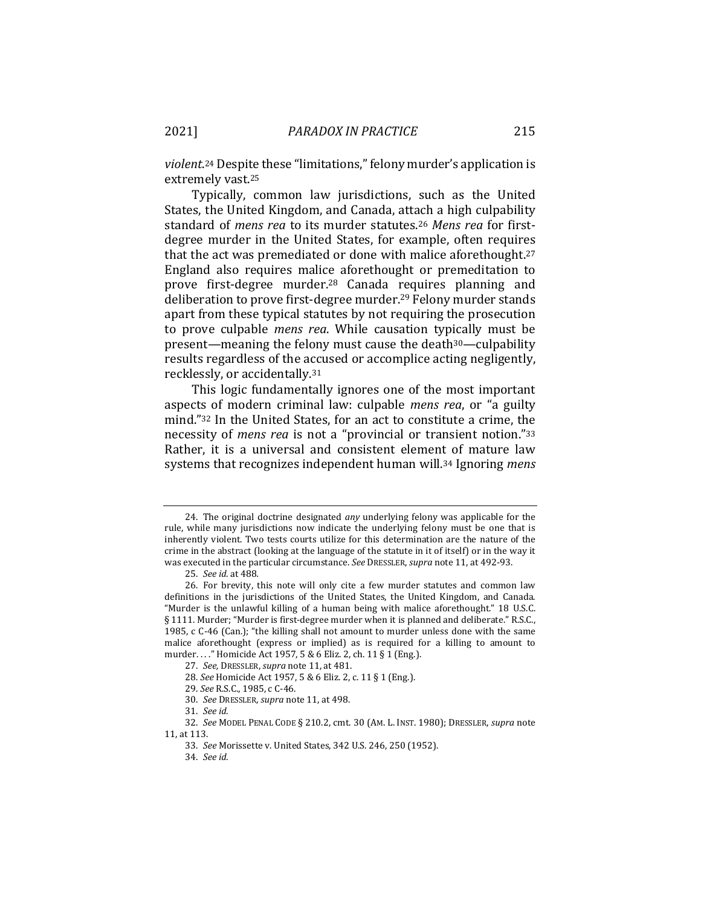*violent*.[24] Despite these "limitations," felony murder's application is extremely vast.[25]

Typically, common law jurisdictions, such as the United States, the United Kingdom, and Canada, attach a high culpability standard of *mens rea* to its murder statutes.[26] *Mens rea* for first-degree murder in the United States, for example, often requires that the act was premediated or done with malice aforethought.[27] England also requires malice aforethought or premeditation to prove first-degree murder.[28] Canada requires planning and deliberation to prove first-degree murder.[29] Felony murder stands apart from these typical statutes by not requiring the prosecution to prove culpable *mens rea*. While causation typically must be present—meaning the felony must cause the death[30]—culpability results regardless of the accused or accomplice acting negligently, recklessly, or accidentally.[31]

This logic fundamentally ignores one of the most important aspects of modern criminal law: culpable *mens rea*, or "a guilty mind."[32] In the United States, for an act to constitute a crime, the necessity of *mens rea* is not a "provincial or transient notion."[33] Rather, it is a universal and consistent element of mature law systems that recognizes independent human will.[34] Ignoring *mens*

---

24. The original doctrine designated *any* underlying felony was applicable for the rule, while many jurisdictions now indicate the underlying felony must be one that is inherently violent. Two tests courts utilize for this determination are the nature of the crime in the abstract (looking at the language of the statute in it of itself) or in the way it was executed in the particular circumstance. *See* DRESSLER, *supra* note 11, at 492-93.

25. *See id.* at 488.

26. For brevity, this note will only cite a few murder statutes and common law definitions in the jurisdictions of the United States, the United Kingdom, and Canada. "Murder is the unlawful killing of a human being with malice aforethought." 18 U.S.C. § 1111. Murder; "Murder is first-degree murder when it is planned and deliberate." R.S.C., 1985, c C-46 (Can.); "the killing shall not amount to murder unless done with the same malice aforethought (express or implied) as is required for a killing to amount to murder. . . ." Homicide Act 1957, 5 & 6 Eliz. 2, ch. 11 § 1 (Eng.).

27. *See,* DRESSLER, *supra* note 11, at 481.

28. *See* Homicide Act 1957, 5 & 6 Eliz. 2, c. 11 § 1 (Eng.).

29. *See* R.S.C., 1985, c C-46.

30. *See* DRESSLER, *supra* note 11, at 498.

31. *See id.*

32. *See* MODEL PENAL CODE § 210.2, cmt. 30 (AM. L. INST. 1980); DRESSLER, *supra* note 11, at 113.

33. *See* Morissette v. United States, 342 U.S. 246, 250 (1952).

34. *See id.*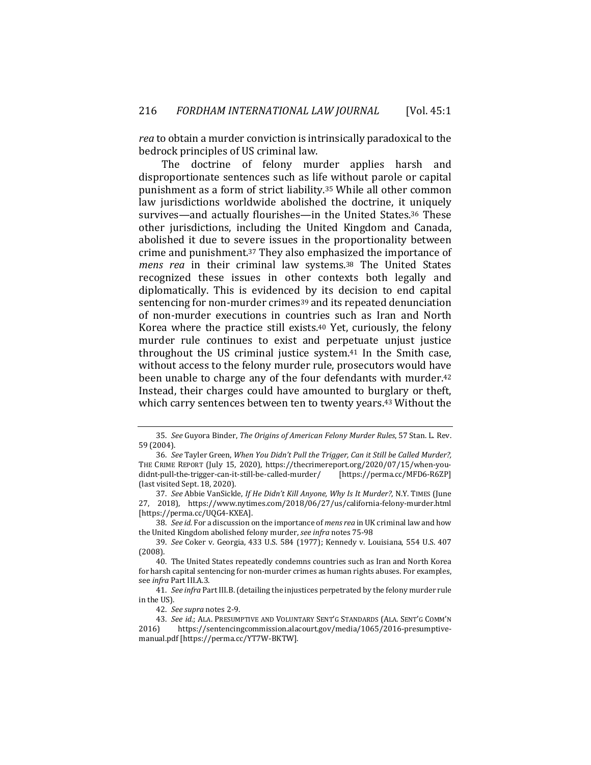*rea* to obtain a murder conviction is intrinsically paradoxical to the bedrock principles of US criminal law.

The doctrine of felony murder applies harsh and disproportionate sentences such as life without parole or capital punishment as a form of strict liability.[35] While all other common law jurisdictions worldwide abolished the doctrine, it uniquely survives—and actually flourishes—in the United States.[36] These other jurisdictions, including the United Kingdom and Canada, abolished it due to severe issues in the proportionality between crime and punishment.[37] They also emphasized the importance of *mens rea* in their criminal law systems.[38] The United States recognized these issues in other contexts both legally and diplomatically. This is evidenced by its decision to end capital sentencing for non-murder crimes[39] and its repeated denunciation of non-murder executions in countries such as Iran and North Korea where the practice still exists.[40] Yet, curiously, the felony murder rule continues to exist and perpetuate unjust justice throughout the US criminal justice system.[41] In the Smith case, without access to the felony murder rule, prosecutors would have been unable to charge any of the four defendants with murder.[42] Instead, their charges could have amounted to burglary or theft, which carry sentences between ten to twenty years.[43] Without the

35. *See* Guyora Binder, *The Origins of American Felony Murder Rules*, 57 Stan. L. Rev. 59 (2004).

36. *See* Tayler Green, *When You Didn't Pull the Trigger, Can it Still be Called Murder?*, THE CRIME REPORT (July 15, 2020), https://thecrimereport.org/2020/07/15/when-you-didnt-pull-the-trigger-can-it-still-be-called-murder/ [https://perma.cc/MFD6-R6ZP] (last visited Sept. 18, 2020).

37. *See* Abbie VanSickle, *If He Didn't Kill Anyone, Why Is It Murder?*, N.Y. TIMES (June 27, 2018), https://www.nytimes.com/2018/06/27/us/california-felony-murder.html [https://perma.cc/UQG4-KXEA].

38. *See id.* For a discussion on the importance of *mens rea* in UK criminal law and how the United Kingdom abolished felony murder, *see infra* notes 75-98

39. *See* Coker v. Georgia, 433 U.S. 584 (1977); Kennedy v. Louisiana, 554 U.S. 407 (2008).

40. The United States repeatedly condemns countries such as Iran and North Korea for harsh capital sentencing for non-murder crimes as human rights abuses. For examples, see *infra* Part III.A.3.

41. *See infra* Part III.B. (detailing the injustices perpetrated by the felony murder rule in the US).

42. *See supra* notes 2-9.

43. *See id.*; ALA. PRESUMPTIVE AND VOLUNTARY SENT'G STANDARDS (ALA. SENT'G COMM'N 2016) https://sentencingcommission.alacourt.gov/media/1065/2016-presumptive-manual.pdf [https://perma.cc/YT7W-BKTW].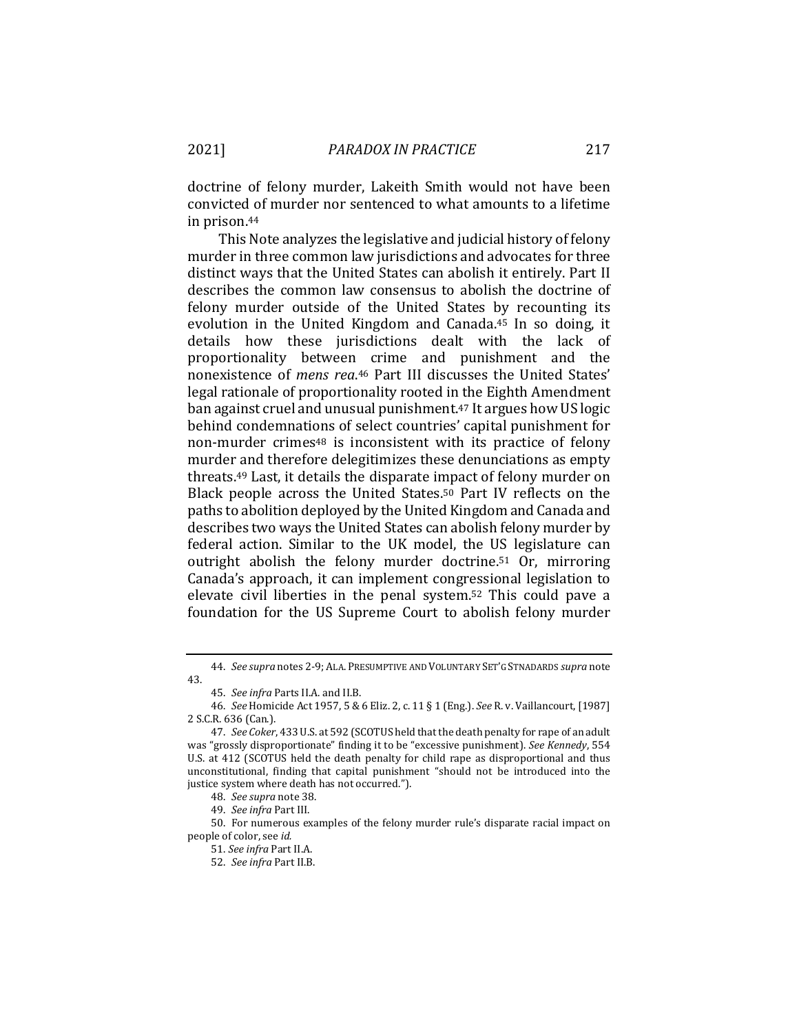doctrine of felony murder, Lakeith Smith would not have been convicted of murder nor sentenced to what amounts to a lifetime in prison.[44]

This Note analyzes the legislative and judicial history of felony murder in three common law jurisdictions and advocates for three distinct ways that the United States can abolish it entirely. Part II describes the common law consensus to abolish the doctrine of felony murder outside of the United States by recounting its evolution in the United Kingdom and Canada.[45] In so doing, it details how these jurisdictions dealt with the lack of proportionality between crime and punishment and the nonexistence of *mens rea*.[46] Part III discusses the United States' legal rationale of proportionality rooted in the Eighth Amendment ban against cruel and unusual punishment.[47] It argues how US logic behind condemnations of select countries' capital punishment for non-murder crimes[48] is inconsistent with its practice of felony murder and therefore delegitimizes these denunciations as empty threats.[49] Last, it details the disparate impact of felony murder on Black people across the United States.[50] Part IV reflects on the paths to abolition deployed by the United Kingdom and Canada and describes two ways the United States can abolish felony murder by federal action. Similar to the UK model, the US legislature can outright abolish the felony murder doctrine.[51] Or, mirroring Canada's approach, it can implement congressional legislation to elevate civil liberties in the penal system.[52] This could pave a foundation for the US Supreme Court to abolish felony murder

---

44. *See supra* notes 2-9; ALA. PRESUMPTIVE AND VOLUNTARY SET'G STNADARDS *supra* note 43.

45. *See infra* Parts II.A. and II.B.

46. *See* Homicide Act 1957, 5 & 6 Eliz. 2, c. 11 § 1 (Eng.). *See* R. v. Vaillancourt, [1987] 2 S.C.R. 636 (Can.).

47. *See Coker*, 433 U.S. at 592 (SCOTUS held that the death penalty for rape of an adult was "grossly disproportionate" finding it to be "excessive punishment). *See Kennedy*, 554 U.S. at 412 (SCOTUS held the death penalty for child rape as disproportional and thus unconstitutional, finding that capital punishment "should not be introduced into the justice system where death has not occurred.").

48. *See supra* note 38.

49. *See infra* Part III.

50. For numerous examples of the felony murder rule's disparate racial impact on people of color, see *id.*

51. *See infra* Part II.A.

52. *See infra* Part II.B.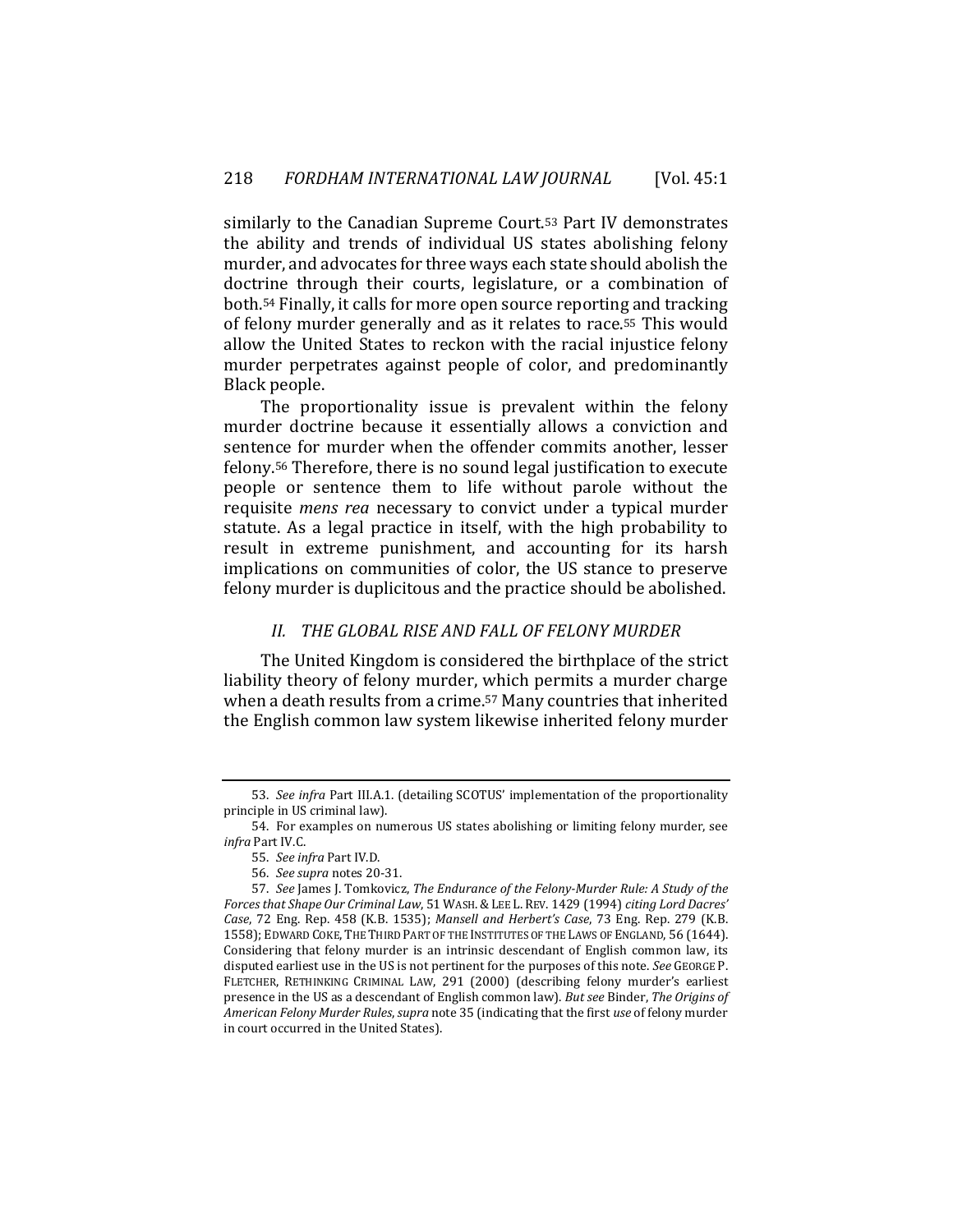similarly to the Canadian Supreme Court.[53] Part IV demonstrates the ability and trends of individual US states abolishing felony murder, and advocates for three ways each state should abolish the doctrine through their courts, legislature, or a combination of both.[54] Finally, it calls for more open source reporting and tracking of felony murder generally and as it relates to race.[55] This would allow the United States to reckon with the racial injustice felony murder perpetrates against people of color, and predominantly Black people.

The proportionality issue is prevalent within the felony murder doctrine because it essentially allows a conviction and sentence for murder when the offender commits another, lesser felony.[56] Therefore, there is no sound legal justification to execute people or sentence them to life without parole without the requisite *mens rea* necessary to convict under a typical murder statute. As a legal practice in itself, with the high probability to result in extreme punishment, and accounting for its harsh implications on communities of color, the US stance to preserve felony murder is duplicitous and the practice should be abolished.

## II. THE GLOBAL RISE AND FALL OF FELONY MURDER

The United Kingdom is considered the birthplace of the strict liability theory of felony murder, which permits a murder charge when a death results from a crime.[57] Many countries that inherited the English common law system likewise inherited felony murder

---

53. *See infra* Part III.A.1. (detailing SCOTUS' implementation of the proportionality principle in US criminal law).

54. For examples on numerous US states abolishing or limiting felony murder, see *infra* Part IV.C.

55. *See infra* Part IV.D.

56. *See supra* notes 20-31.

57. *See* James J. Tomkovicz, *The Endurance of the Felony-Murder Rule: A Study of the Forces that Shape Our Criminal Law*, 51 WASH. & LEE L. REV. 1429 (1994) *citing Lord Dacres' Case*, 72 Eng. Rep. 458 (K.B. 1535); *Mansell and Herbert's Case*, 73 Eng. Rep. 279 (K.B. 1558); EDWARD COKE, THE THIRD PART OF THE INSTITUTES OF THE LAWS OF ENGLAND, 56 (1644). Considering that felony murder is an intrinsic descendant of English common law, its disputed earliest use in the US is not pertinent for the purposes of this note. *See* GEORGE P. FLETCHER, RETHINKING CRIMINAL LAW, 291 (2000) (describing felony murder's earliest presence in the US as a descendant of English common law). *But see* Binder, *The Origins of American Felony Murder Rules*, *supra* note 35 (indicating that the first *use* of felony murder in court occurred in the United States).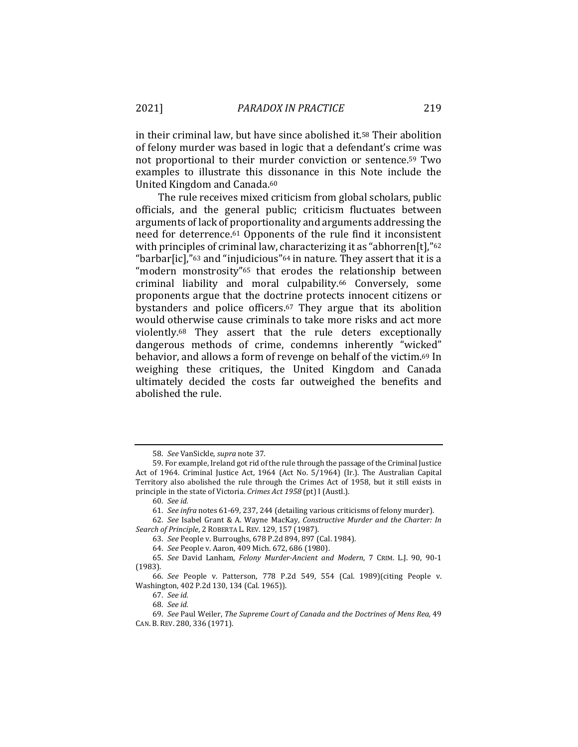in their criminal law, but have since abolished it.[58] Their abolition of felony murder was based in logic that a defendant's crime was not proportional to their murder conviction or sentence.[59] Two examples to illustrate this dissonance in this Note include the United Kingdom and Canada.[60]

The rule receives mixed criticism from global scholars, public officials, and the general public; criticism fluctuates between arguments of lack of proportionality and arguments addressing the need for deterrence.[61] Opponents of the rule find it inconsistent with principles of criminal law, characterizing it as "abhorren[t],"[62] "barbar[ic],"[63] and "injudicious"[64] in nature. They assert that it is a "modern monstrosity"[65] that erodes the relationship between criminal liability and moral culpability.[66] Conversely, some proponents argue that the doctrine protects innocent citizens or bystanders and police officers.[67] They argue that its abolition would otherwise cause criminals to take more risks and act more violently.[68] They assert that the rule deters exceptionally dangerous methods of crime, condemns inherently "wicked" behavior, and allows a form of revenge on behalf of the victim.[69] In weighing these critiques, the United Kingdom and Canada ultimately decided the costs far outweighed the benefits and abolished the rule.

---

58. *See* VanSickle, *supra* note 37.

59. For example, Ireland got rid of the rule through the passage of the Criminal Justice Act of 1964. Criminal Justice Act, 1964 (Act No. 5/1964) (Ir.). The Australian Capital Territory also abolished the rule through the Crimes Act of 1958, but it still exists in principle in the state of Victoria. *Crimes Act 1958* (pt) I (Austl.).

60. *See id.*

61. *See infra* notes 61-69, 237, 244 (detailing various criticisms of felony murder).

62. *See* Isabel Grant & A. Wayne MacKay, *Constructive Murder and the Charter: In Search of Principle*, 2 ROBERTA L. REV. 129, 157 (1987).

63. *See* People v. Burroughs, 678 P.2d 894, 897 (Cal. 1984).

64. *See* People v. Aaron, 409 Mich. 672, 686 (1980).

65. *See* David Lanham, *Felony Murder-Ancient and Modern*, 7 CRIM. L.J. 90, 90-1 (1983).

66. *See* People v. Patterson, 778 P.2d 549, 554 (Cal. 1989)(citing People v. Washington, 402 P.2d 130, 134 (Cal. 1965)).

67. *See id.*

68. *See id.*

69. *See* Paul Weiler, *The Supreme Court of Canada and the Doctrines of Mens Rea,* 49 CAN. B. REV. 280, 336 (1971).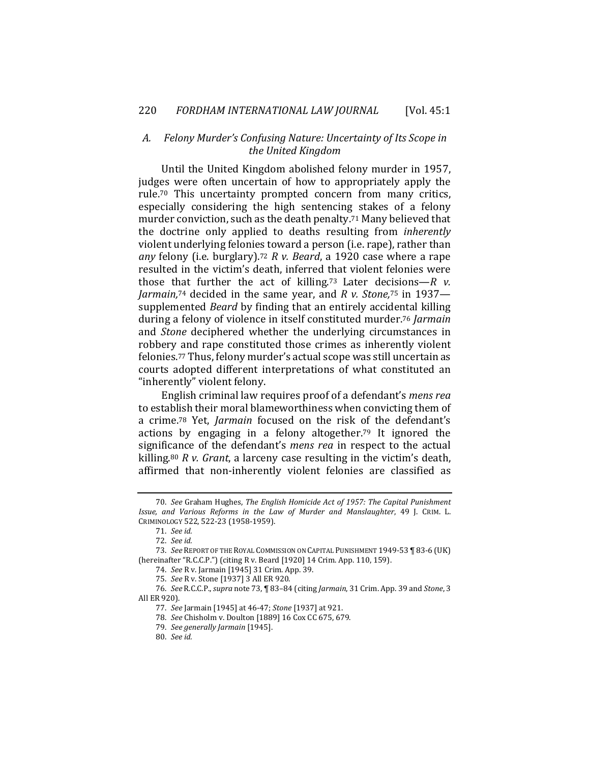### *A. Felony Murder's Confusing Nature: Uncertainty of Its Scope in the United Kingdom*

Until the United Kingdom abolished felony murder in 1957, judges were often uncertain of how to appropriately apply the rule.[70] This uncertainty prompted concern from many critics, especially considering the high sentencing stakes of a felony murder conviction, such as the death penalty.[71] Many believed that the doctrine only applied to deaths resulting from *inherently* violent underlying felonies toward a person (i.e. rape), rather than *any* felony (i.e. burglary).[72] *R v. Beard*, a 1920 case where a rape resulted in the victim's death, inferred that violent felonies were those that further the act of killing.[73] Later decisions—*R v. Jarmain,*[74] decided in the same year, and *R v. Stone,*[75] in 1937—supplemented *Beard* by finding that an entirely accidental killing during a felony of violence in itself constituted murder.[76] *Jarmain* and *Stone* deciphered whether the underlying circumstances in robbery and rape constituted those crimes as inherently violent felonies.[77] Thus, felony murder's actual scope was still uncertain as courts adopted different interpretations of what constituted an "inherently" violent felony.

English criminal law requires proof of a defendant's *mens rea* to establish their moral blameworthiness when convicting them of a crime.[78] Yet, *Jarmain* focused on the risk of the defendant's actions by engaging in a felony altogether.[79] It ignored the significance of the defendant's *mens rea* in respect to the actual killing.[80] *R v. Grant*, a larceny case resulting in the victim's death, affirmed that non-inherently violent felonies are classified as

---

70. *See* Graham Hughes, *The English Homicide Act of 1957: The Capital Punishment Issue, and Various Reforms in the Law of Murder and Manslaughter*, 49 J. CRIM. L. CRIMINOLOGY 522, 522-23 (1958-1959).

71. *See id.*

72. *See id.*

73. *See* REPORT OF THE ROYAL COMMISSION ON CAPITAL PUNISHMENT 1949-53 ¶ 83-6 (UK) (hereinafter "R.C.C.P.") (citing R v. Beard [1920] 14 Crim. App. 110, 159).

74. *See* R v. Jarmain [1945] 31 Crim. App. 39.

75. *See* R v. Stone [1937] 3 All ER 920.

76. *See* R.C.C.P., *supra* note 73, ¶ 83–84 (citing *Jarmain*, 31 Crim. App. 39 and *Stone*, 3 All ER 920).

77. *See* Jarmain [1945] at 46-47; *Stone* [1937] at 921.

78. *See* Chisholm v. Doulton [1889] 16 Cox CC 675, 679.

79. *See generally Jarmain* [1945].

80. *See id.*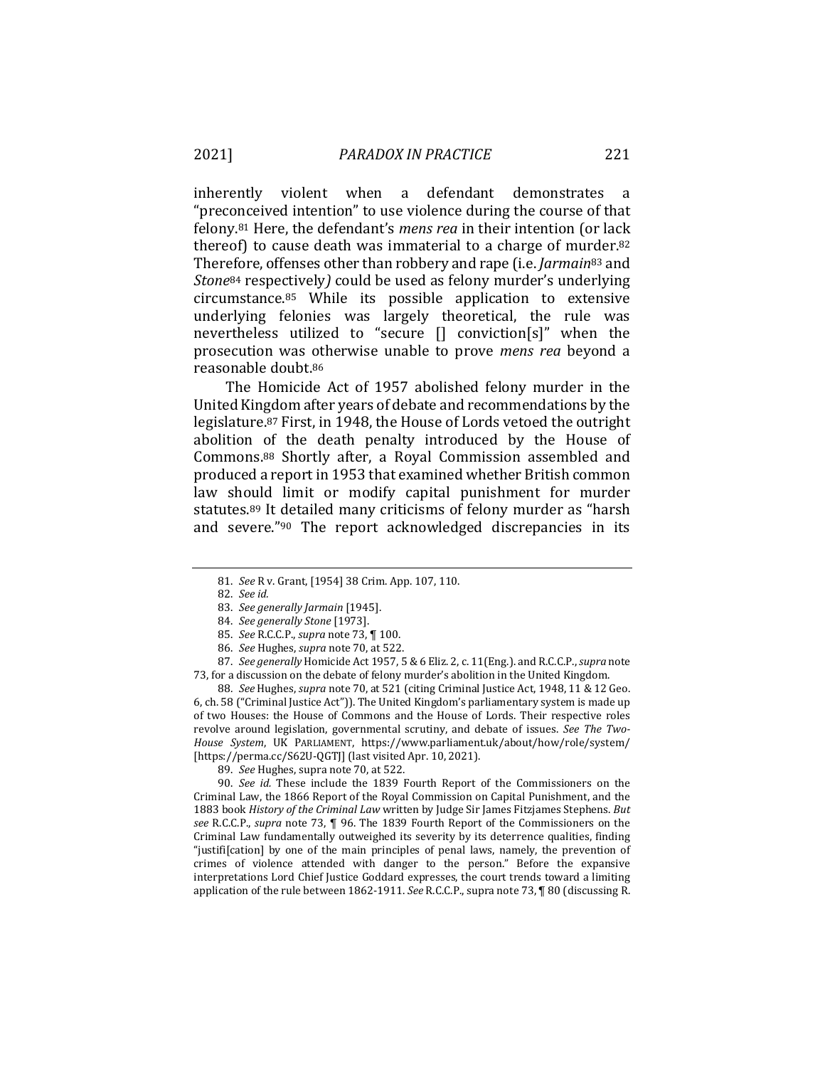inherently violent when a defendant demonstrates a "preconceived intention" to use violence during the course of that felony.[81] Here, the defendant's *mens rea* in their intention (or lack thereof) to cause death was immaterial to a charge of murder.[82] Therefore, offenses other than robbery and rape (i.e. *Jarmain*[83] and *Stone*[84] respectively*)* could be used as felony murder's underlying circumstance.[85] While its possible application to extensive underlying felonies was largely theoretical, the rule was nevertheless utilized to "secure [] conviction[s]" when the prosecution was otherwise unable to prove *mens rea* beyond a reasonable doubt.[86]

The Homicide Act of 1957 abolished felony murder in the United Kingdom after years of debate and recommendations by the legislature.[87] First, in 1948, the House of Lords vetoed the outright abolition of the death penalty introduced by the House of Commons.[88] Shortly after, a Royal Commission assembled and produced a report in 1953 that examined whether British common law should limit or modify capital punishment for murder statutes.[89] It detailed many criticisms of felony murder as "harsh and severe."[90] The report acknowledged discrepancies in its

---

81. *See* R v. Grant, [1954] 38 Crim. App. 107, 110.

82. *See id.*

83. *See generally Jarmain* [1945].

84. *See generally Stone* [1973].

85. *See* R.C.C.P., *supra* note 73, ¶ 100.

86. *See* Hughes, *supra* note 70, at 522.

87. *See generally* Homicide Act 1957, 5 & 6 Eliz. 2, c. 11(Eng.). and R.C.C.P., *supra* note 73, for a discussion on the debate of felony murder's abolition in the United Kingdom.

88. *See* Hughes, *supra* note 70, at 521 (citing Criminal Justice Act, 1948, 11 & 12 Geo. 6, ch. 58 ("Criminal Justice Act")). The United Kingdom's parliamentary system is made up of two Houses: the House of Commons and the House of Lords. Their respective roles revolve around legislation, governmental scrutiny, and debate of issues. *See The Two-House System*, UK PARLIAMENT, https://www.parliament.uk/about/how/role/system/ [https://perma.cc/S62U-QGTJ] (last visited Apr. 10, 2021).

89. *See* Hughes, supra note 70, at 522.

90. *See id.* These include the 1839 Fourth Report of the Commissioners on the Criminal Law, the 1866 Report of the Royal Commission on Capital Punishment, and the 1883 book *History of the Criminal Law* written by Judge Sir James Fitzjames Stephens. *But see* R.C.C.P., *supra* note 73, ¶ 96. The 1839 Fourth Report of the Commissioners on the Criminal Law fundamentally outweighed its severity by its deterrence qualities, finding "justifi[cation] by one of the main principles of penal laws, namely, the prevention of crimes of violence attended with danger to the person." Before the expansive interpretations Lord Chief Justice Goddard expresses, the court trends toward a limiting application of the rule between 1862-1911. *See* R.C.C.P., supra note 73, ¶ 80 (discussing R.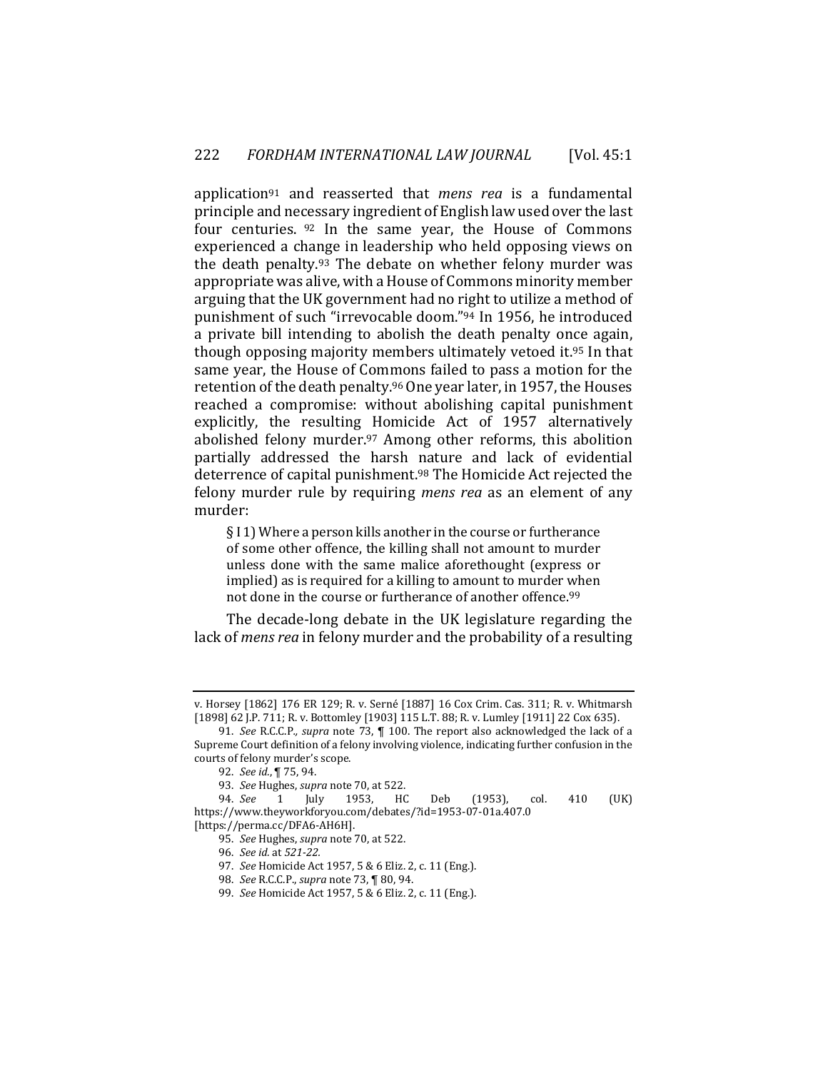application[91] and reasserted that *mens rea* is a fundamental principle and necessary ingredient of English law used over the last four centuries. [92] In the same year, the House of Commons experienced a change in leadership who held opposing views on the death penalty.[93] The debate on whether felony murder was appropriate was alive, with a House of Commons minority member arguing that the UK government had no right to utilize a method of punishment of such "irrevocable doom."[94] In 1956, he introduced a private bill intending to abolish the death penalty once again, though opposing majority members ultimately vetoed it.[95] In that same year, the House of Commons failed to pass a motion for the retention of the death penalty.[96] One year later, in 1957, the Houses reached a compromise: without abolishing capital punishment explicitly, the resulting Homicide Act of 1957 alternatively abolished felony murder.[97] Among other reforms, this abolition partially addressed the harsh nature and lack of evidential deterrence of capital punishment.[98] The Homicide Act rejected the felony murder rule by requiring *mens rea* as an element of any murder:

> § I 1) Where a person kills another in the course or furtherance of some other offence, the killing shall not amount to murder unless done with the same malice aforethought (express or implied) as is required for a killing to amount to murder when not done in the course or furtherance of another offence.[99]

The decade-long debate in the UK legislature regarding the lack of *mens rea* in felony murder and the probability of a resulting

---

v. Horsey [1862] 176 ER 129; R. v. Serné [1887] 16 Cox Crim. Cas. 311; R. v. Whitmarsh [1898] 62 J.P. 711; R. v. Bottomley [1903] 115 L.T. 88; R. v. Lumley [1911] 22 Cox 635).

91. *See* R.C.C.P., *supra* note 73, ¶ 100. The report also acknowledged the lack of a Supreme Court definition of a felony involving violence, indicating further confusion in the courts of felony murder's scope.

92. *See id.*, ¶ 75, 94.

93. *See* Hughes, *supra* note 70, at 522.

94. *See* 1 July 1953, HC Deb (1953), col. 410 (UK) https://www.theyworkforyou.com/debates/?id=1953-07-01a.407.0 [https://perma.cc/DFA6-AH6H].

95. *See* Hughes, *supra* note 70, at 522.

96. *See id.* at *521-22.*

97. *See* Homicide Act 1957, 5 & 6 Eliz. 2, c. 11 (Eng.).

98. *See* R.C.C.P., *supra* note 73, ¶ 80, 94.

99. *See* Homicide Act 1957, 5 & 6 Eliz. 2, c. 11 (Eng.).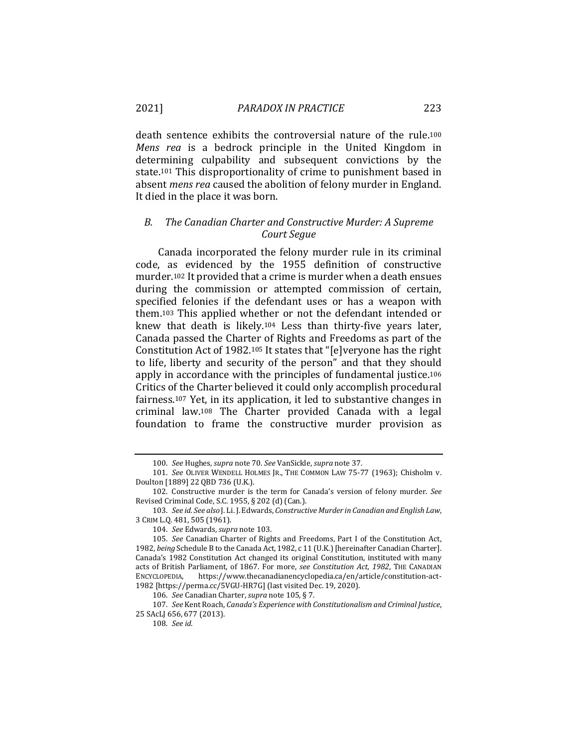death sentence exhibits the controversial nature of the rule.[100] *Mens rea* is a bedrock principle in the United Kingdom in determining culpability and subsequent convictions by the state.[101] This disproportionality of crime to punishment based in absent *mens rea* caused the abolition of felony murder in England. It died in the place it was born.

### *B. The Canadian Charter and Constructive Murder: A Supreme Court Segue*

Canada incorporated the felony murder rule in its criminal code, as evidenced by the 1955 definition of constructive murder.[102] It provided that a crime is murder when a death ensues during the commission or attempted commission of certain, specified felonies if the defendant uses or has a weapon with them.[103] This applied whether or not the defendant intended or knew that death is likely.[104] Less than thirty-five years later, Canada passed the Charter of Rights and Freedoms as part of the Constitution Act of 1982.[105] It states that "[e]veryone has the right to life, liberty and security of the person" and that they should apply in accordance with the principles of fundamental justice.[106] Critics of the Charter believed it could only accomplish procedural fairness.[107] Yet, in its application, it led to substantive changes in criminal law.[108] The Charter provided Canada with a legal foundation to frame the constructive murder provision as

---

100. *See* Hughes, *supra* note 70. *See* VanSickle, *supra* note 37.

101. *See* OLIVER WENDELL HOLMES JR., THE COMMON LAW 75-77 (1963); Chisholm v. Doulton [1889] 22 QBD 736 (U.K.).

102. Constructive murder is the term for Canada's version of felony murder. *See* Revised Criminal Code, S.C. 1955, § 202 (d) (Can.).

103. *See id. See also* J. Li. J. Edwards, *Constructive Murder in Canadian and English Law*, 3 CRIM L.Q. 481, 505 (1961).

104. *See* Edwards, *supra* note 103.

105. *See* Canadian Charter of Rights and Freedoms, Part I of the Constitution Act, 1982, *being* Schedule B to the Canada Act, 1982, c 11 (U.K.) [hereinafter Canadian Charter]. Canada's 1982 Constitution Act changed its original Constitution, instituted with many acts of British Parliament, of 1867. For more, *see Constitution Act, 1982*, THE CANADIAN ENCYCLOPEDIA, https://www.thecanadianencyclopedia.ca/en/article/constitution-act-1982 [https://perma.cc/5VGU-HR7G] (last visited Dec. 19, 2020).

106. *See* Canadian Charter, *supra* note 105, § 7.

107. *See* Kent Roach, *Canada's Experience with Constitutionalism and Criminal Justice*, 25 SAcLJ 656, 677 (2013).

108. *See id.*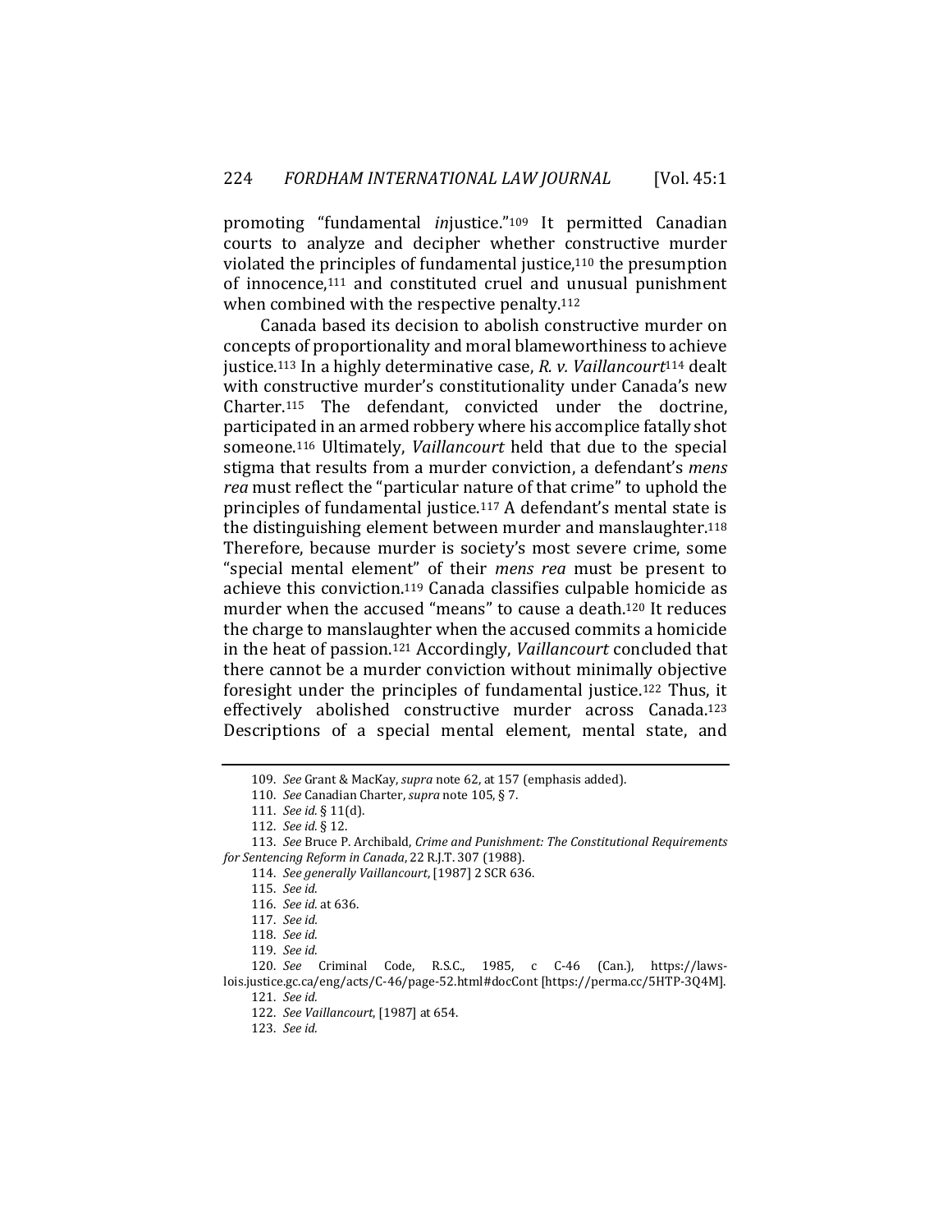promoting "fundamental *in*justice."[109] It permitted Canadian courts to analyze and decipher whether constructive murder violated the principles of fundamental justice,[110] the presumption of innocence,[111] and constituted cruel and unusual punishment when combined with the respective penalty.[112]

Canada based its decision to abolish constructive murder on concepts of proportionality and moral blameworthiness to achieve justice.[113] In a highly determinative case, *R. v. Vaillancourt*[114] dealt with constructive murder's constitutionality under Canada's new Charter.[115] The defendant, convicted under the doctrine, participated in an armed robbery where his accomplice fatally shot someone.[116] Ultimately, *Vaillancourt* held that due to the special stigma that results from a murder conviction, a defendant's *mens rea* must reflect the "particular nature of that crime" to uphold the principles of fundamental justice.[117] A defendant's mental state is the distinguishing element between murder and manslaughter.[118] Therefore, because murder is society's most severe crime, some "special mental element" of their *mens rea* must be present to achieve this conviction.[119] Canada classifies culpable homicide as murder when the accused "means" to cause a death.[120] It reduces the charge to manslaughter when the accused commits a homicide in the heat of passion.[121] Accordingly, *Vaillancourt* concluded that there cannot be a murder conviction without minimally objective foresight under the principles of fundamental justice.[122] Thus, it effectively abolished constructive murder across Canada.[123] Descriptions of a special mental element, mental state, and

---

109. *See* Grant & MacKay, *supra* note 62, at 157 (emphasis added).

110. *See* Canadian Charter, *supra* note 105, § 7.

111. *See id.* § 11(d).

112. *See id.* § 12.

113. *See* Bruce P. Archibald, *Crime and Punishment: The Constitutional Requirements for Sentencing Reform in Canada*, 22 R.J.T. 307 (1988).

114. *See generally Vaillancourt*, [1987] 2 SCR 636.

115. *See id.*

116. *See id.* at 636.

117. *See id.*

118. *See id.*

119. *See id.*

120. *See* Criminal Code, R.S.C., 1985, c C-46 (Can.), https://laws-lois.justice.gc.ca/eng/acts/C-46/page-52.html#docCont [https://perma.cc/5HTP-3Q4M].

121. *See id.*

122. *See Vaillancourt*, [1987] at 654.

123. *See id.*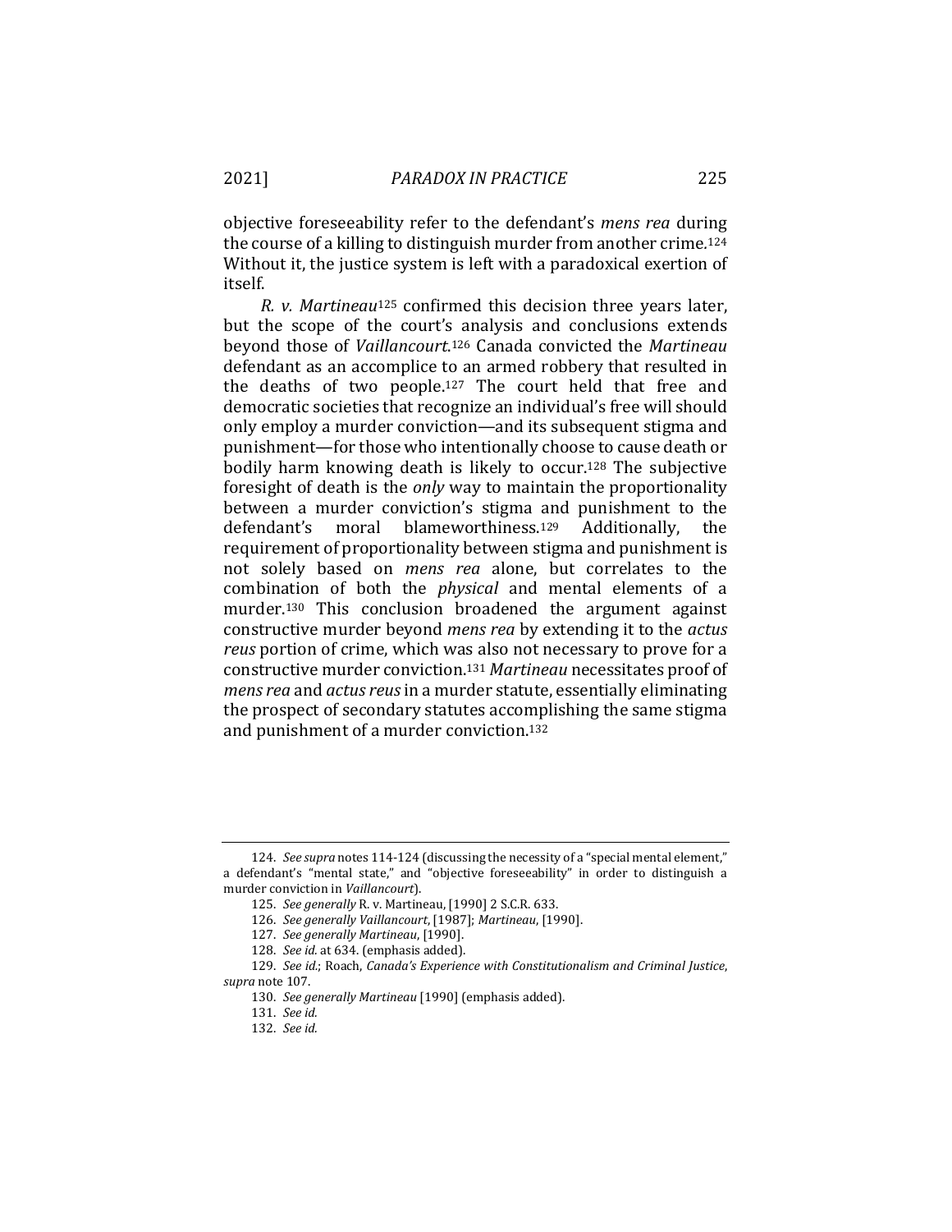objective foreseeability refer to the defendant's *mens rea* during the course of a killing to distinguish murder from another crime.[124] Without it, the justice system is left with a paradoxical exertion of itself.

*R. v. Martineau*[125] confirmed this decision three years later, but the scope of the court's analysis and conclusions extends beyond those of *Vaillancourt*.[126] Canada convicted the *Martineau* defendant as an accomplice to an armed robbery that resulted in the deaths of two people.[127] The court held that free and democratic societies that recognize an individual's free will should only employ a murder conviction—and its subsequent stigma and punishment—for those who intentionally choose to cause death or bodily harm knowing death is likely to occur.[128] The subjective foresight of death is the *only* way to maintain the proportionality between a murder conviction's stigma and punishment to the defendant's moral blameworthiness.[129] Additionally, the requirement of proportionality between stigma and punishment is not solely based on *mens rea* alone, but correlates to the combination of both the *physical* and mental elements of a murder.[130] This conclusion broadened the argument against constructive murder beyond *mens rea* by extending it to the *actus reus* portion of crime, which was also not necessary to prove for a constructive murder conviction.[131] *Martineau* necessitates proof of *mens rea* and *actus reus* in a murder statute, essentially eliminating the prospect of secondary statutes accomplishing the same stigma and punishment of a murder conviction.[132]

---

124. *See supra* notes 114-124 (discussing the necessity of a "special mental element," a defendant's "mental state," and "objective foreseeability" in order to distinguish a murder conviction in *Vaillancourt*).

125. *See generally* R. v. Martineau, [1990] 2 S.C.R. 633.

126. *See generally Vaillancourt*, [1987]; *Martineau*, [1990].

127. *See generally Martineau*, [1990].

128. *See id.* at 634. (emphasis added).

129. *See id.*; Roach, *Canada's Experience with Constitutionalism and Criminal Justice*, *supra* note 107.

130. *See generally Martineau* [1990] (emphasis added).

131. *See id.*

132. *See id.*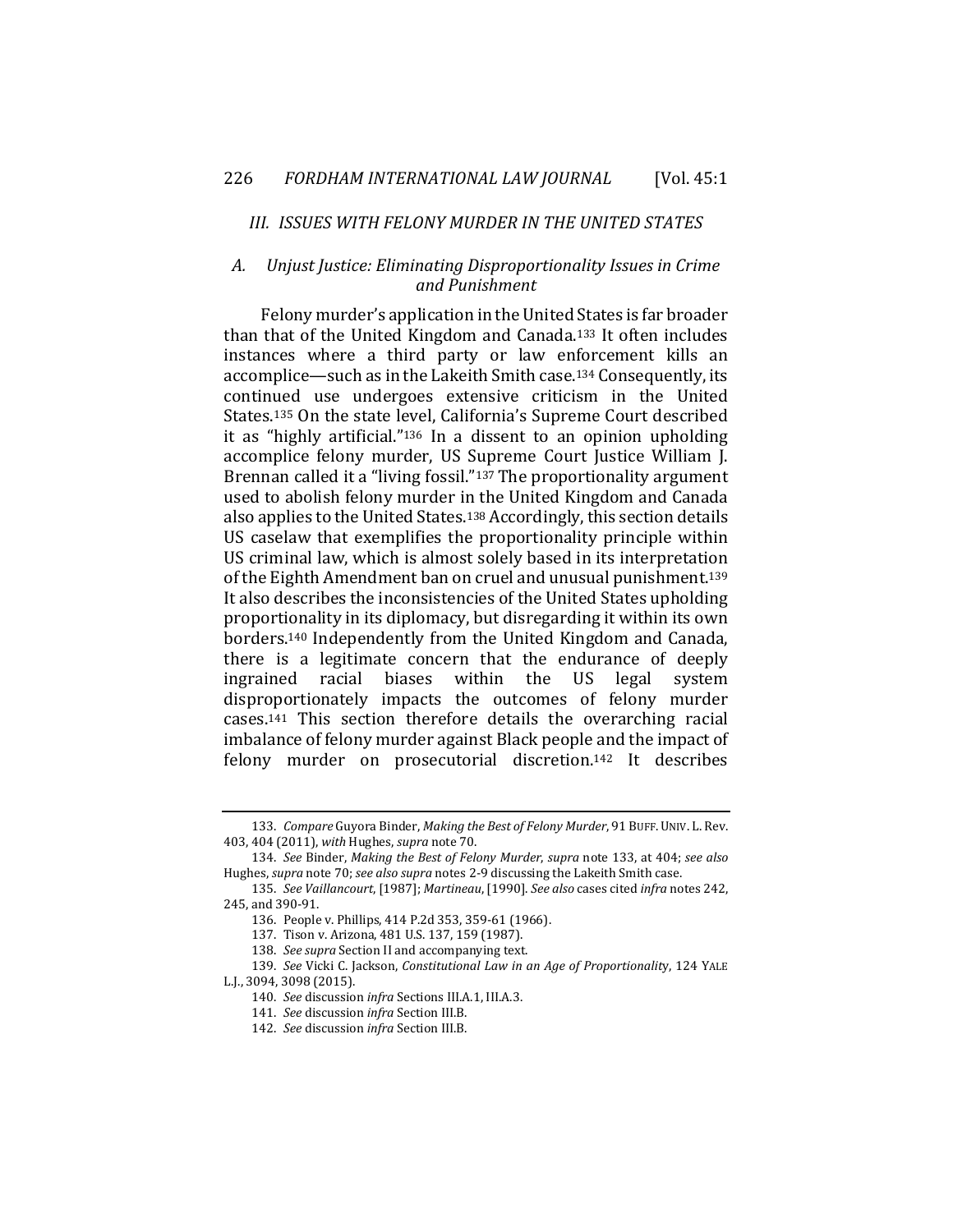## *III. ISSUES WITH FELONY MURDER IN THE UNITED STATES*

### *A. Unjust Justice: Eliminating Disproportionality Issues in Crime and Punishment*

Felony murder's application in the United States is far broader than that of the United Kingdom and Canada.[133] It often includes instances where a third party or law enforcement kills an accomplice—such as in the Lakeith Smith case.[134] Consequently, its continued use undergoes extensive criticism in the United States.[135] On the state level, California's Supreme Court described it as "highly artificial."[136] In a dissent to an opinion upholding accomplice felony murder, US Supreme Court Justice William J. Brennan called it a "living fossil."[137] The proportionality argument used to abolish felony murder in the United Kingdom and Canada also applies to the United States.[138] Accordingly, this section details US caselaw that exemplifies the proportionality principle within US criminal law, which is almost solely based in its interpretation of the Eighth Amendment ban on cruel and unusual punishment.[139] It also describes the inconsistencies of the United States upholding proportionality in its diplomacy, but disregarding it within its own borders.[140] Independently from the United Kingdom and Canada, there is a legitimate concern that the endurance of deeply ingrained racial biases within the US legal system disproportionately impacts the outcomes of felony murder cases.[141] This section therefore details the overarching racial imbalance of felony murder against Black people and the impact of felony murder on prosecutorial discretion.[142] It describes

---

133. *Compare* Guyora Binder, *Making the Best of Felony Murder*, 91 BUFF. UNIV. L. Rev. 403, 404 (2011), *with* Hughes, *supra* note 70.

134. *See* Binder, *Making the Best of Felony Murder*, *supra* note 133, at 404; *see also* Hughes, *supra* note 70; *see also supra* notes 2-9 discussing the Lakeith Smith case.

135. *See Vaillancourt*, [1987]; *Martineau*, [1990]. *See also* cases cited *infra* notes 242, 245, and 390-91.

136. People v. Phillips, 414 P.2d 353, 359-61 (1966).

137. Tison v. Arizona, 481 U.S. 137, 159 (1987).

138. *See supra* Section II and accompanying text.

139. *See* Vicki C. Jackson, *Constitutional Law in an Age of Proportionality*, 124 YALE L.J., 3094, 3098 (2015).

140. *See* discussion *infra* Sections III.A.1, III.A.3.

141. *See* discussion *infra* Section III.B.

142. *See* discussion *infra* Section III.B.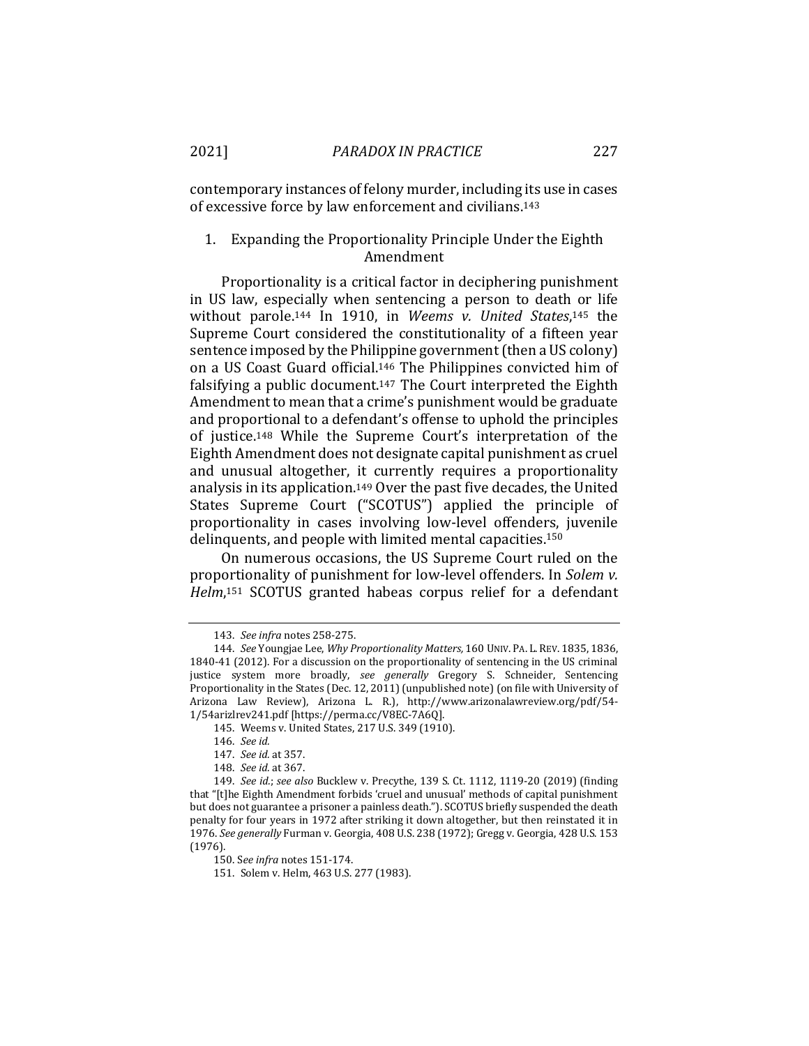contemporary instances of felony murder, including its use in cases of excessive force by law enforcement and civilians.[143]

### 1. Expanding the Proportionality Principle Under the Eighth Amendment

Proportionality is a critical factor in deciphering punishment in US law, especially when sentencing a person to death or life without parole.[144] In 1910, in *Weems v. United States*,[145] the Supreme Court considered the constitutionality of a fifteen year sentence imposed by the Philippine government (then a US colony) on a US Coast Guard official.[146] The Philippines convicted him of falsifying a public document.[147] The Court interpreted the Eighth Amendment to mean that a crime's punishment would be graduate and proportional to a defendant's offense to uphold the principles of justice.[148] While the Supreme Court's interpretation of the Eighth Amendment does not designate capital punishment as cruel and unusual altogether, it currently requires a proportionality analysis in its application.[149] Over the past five decades, the United States Supreme Court ("SCOTUS") applied the principle of proportionality in cases involving low-level offenders, juvenile delinquents, and people with limited mental capacities.[150]

On numerous occasions, the US Supreme Court ruled on the proportionality of punishment for low-level offenders. In *Solem v. Helm*,[151] SCOTUS granted habeas corpus relief for a defendant

---

143. *See infra* notes 258-275.

144. *See* Youngjae Lee, *Why Proportionality Matters*, 160 UNIV. PA. L. REV. 1835, 1836, 1840-41 (2012). For a discussion on the proportionality of sentencing in the US criminal justice system more broadly, *see generally* Gregory S. Schneider, Sentencing Proportionality in the States (Dec. 12, 2011) (unpublished note) (on file with University of Arizona Law Review), Arizona L. R.), http://www.arizonalawreview.org/pdf/54-1/54arizlrev241.pdf [https://perma.cc/V8EC-7A6Q].

145. Weems v. United States, 217 U.S. 349 (1910).

146. *See id.*

147. *See id.* at 357.

148. *See id.* at 367.

149. *See id.*; *see also* Bucklew v. Precythe, 139 S. Ct. 1112, 1119-20 (2019) (finding that "[t]he Eighth Amendment forbids 'cruel and unusual' methods of capital punishment but does not guarantee a prisoner a painless death."). SCOTUS briefly suspended the death penalty for four years in 1972 after striking it down altogether, but then reinstated it in 1976. *See generally* Furman v. Georgia, 408 U.S. 238 (1972); Gregg v. Georgia, 428 U.S. 153 (1976).

150. S*ee infra* notes 151-174.

151. Solem v. Helm, 463 U.S. 277 (1983).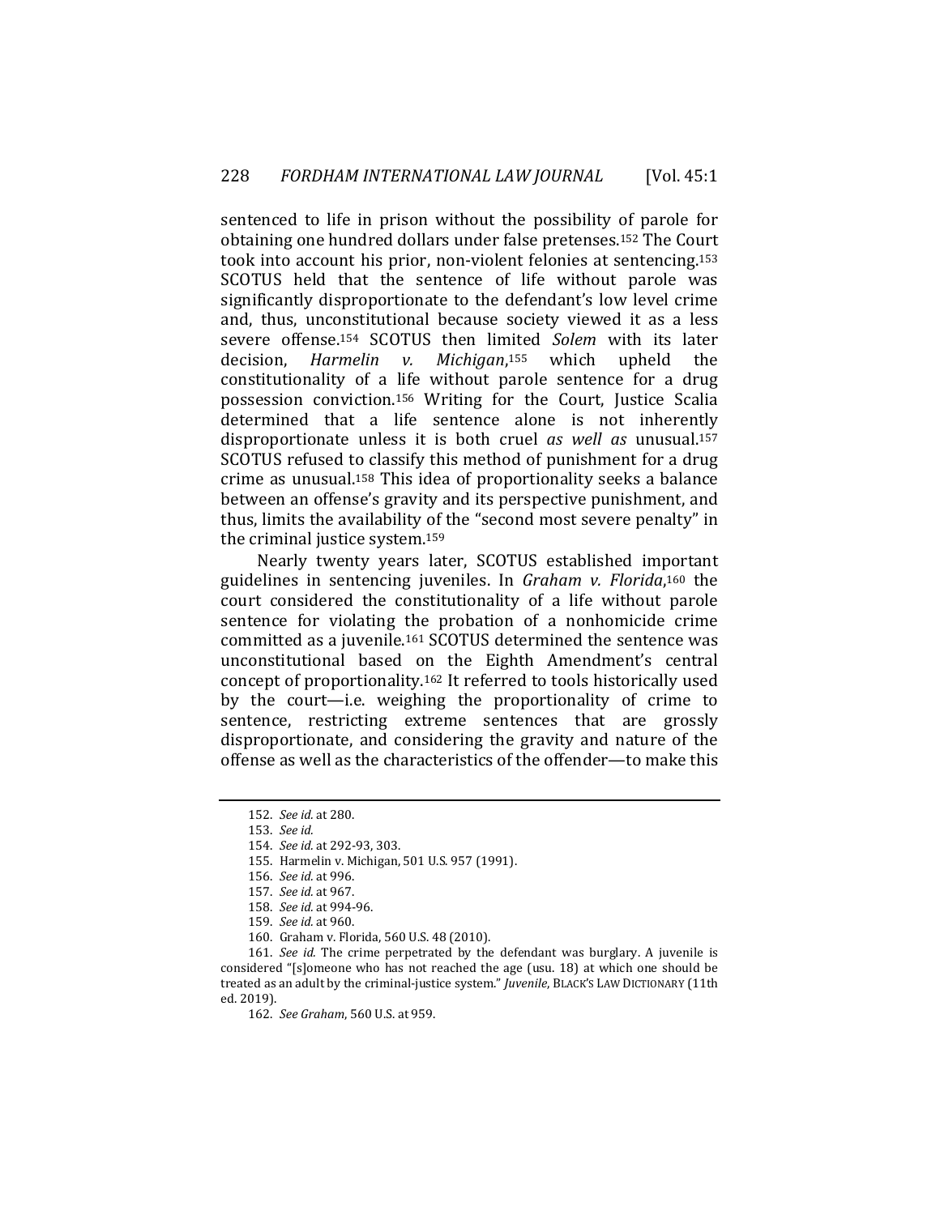sentenced to life in prison without the possibility of parole for obtaining one hundred dollars under false pretenses.[152] The Court took into account his prior, non-violent felonies at sentencing.[153] SCOTUS held that the sentence of life without parole was significantly disproportionate to the defendant's low level crime and, thus, unconstitutional because society viewed it as a less severe offense.[154] SCOTUS then limited *Solem* with its later decision, *Harmelin v. Michigan*,[155] which upheld the constitutionality of a life without parole sentence for a drug possession conviction.[156] Writing for the Court, Justice Scalia determined that a life sentence alone is not inherently disproportionate unless it is both cruel *as well as* unusual.[157] SCOTUS refused to classify this method of punishment for a drug crime as unusual.[158] This idea of proportionality seeks a balance between an offense's gravity and its perspective punishment, and thus, limits the availability of the "second most severe penalty" in the criminal justice system.[159]

Nearly twenty years later, SCOTUS established important guidelines in sentencing juveniles. In *Graham v. Florida*,[160] the court considered the constitutionality of a life without parole sentence for violating the probation of a nonhomicide crime committed as a juvenile.[161] SCOTUS determined the sentence was unconstitutional based on the Eighth Amendment's central concept of proportionality.[162] It referred to tools historically used by the court—i.e. weighing the proportionality of crime to sentence, restricting extreme sentences that are grossly disproportionate, and considering the gravity and nature of the offense as well as the characteristics of the offender—to make this

---

152. *See id.* at 280.

153. *See id.*

154. *See id.* at 292-93, 303.

155. Harmelin v. Michigan, 501 U.S. 957 (1991).

156. *See id.* at 996.

157. *See id.* at 967.

158. *See id.* at 994-96.

159. *See id.* at 960.

160. Graham v. Florida, 560 U.S. 48 (2010).

161. *See id.* The crime perpetrated by the defendant was burglary. A juvenile is considered "[s]omeone who has not reached the age (usu. 18) at which one should be treated as an adult by the criminal-justice system." *Juvenile*, BLACK'S LAW DICTIONARY (11th ed. 2019).

162. *See Graham*, 560 U.S. at 959.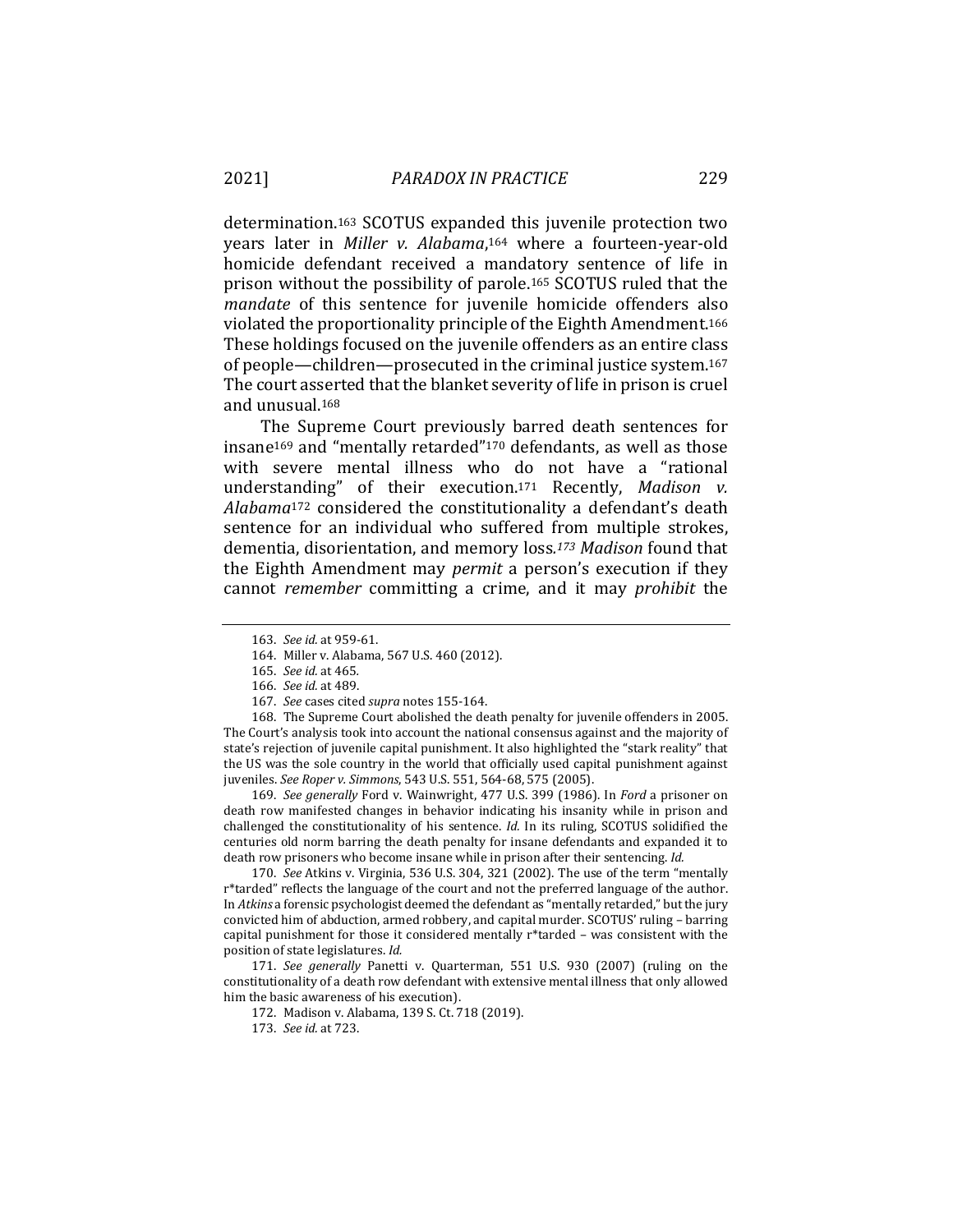determination.[163] SCOTUS expanded this juvenile protection two years later in *Miller v. Alabama*,[164] where a fourteen-year-old homicide defendant received a mandatory sentence of life in prison without the possibility of parole.[165] SCOTUS ruled that the *mandate* of this sentence for juvenile homicide offenders also violated the proportionality principle of the Eighth Amendment.[166] These holdings focused on the juvenile offenders as an entire class of people—children—prosecuted in the criminal justice system.[167] The court asserted that the blanket severity of life in prison is cruel and unusual.[168]

The Supreme Court previously barred death sentences for insane[169] and "mentally retarded"[170] defendants, as well as those with severe mental illness who do not have a "rational understanding" of their execution.[171] Recently, *Madison v. Alabama*[172] considered the constitutionality a defendant's death sentence for an individual who suffered from multiple strokes, dementia, disorientation, and memory loss.[173] *Madison* found that the Eighth Amendment may *permit* a person's execution if they cannot *remember* committing a crime, and it may *prohibit* the

---

163. *See id.* at 959-61.

164. Miller v. Alabama, 567 U.S. 460 (2012).

165. *See id.* at 465.

166. *See id.* at 489.

167. *See* cases cited *supra* notes 155-164.

168. The Supreme Court abolished the death penalty for juvenile offenders in 2005. The Court's analysis took into account the national consensus against and the majority of state's rejection of juvenile capital punishment. It also highlighted the "stark reality" that the US was the sole country in the world that officially used capital punishment against juveniles. *See Roper v. Simmons*, 543 U.S. 551, 564-68, 575 (2005).

169. *See generally* Ford v. Wainwright, 477 U.S. 399 (1986). In *Ford* a prisoner on death row manifested changes in behavior indicating his insanity while in prison and challenged the constitutionality of his sentence. *Id.* In its ruling, SCOTUS solidified the centuries old norm barring the death penalty for insane defendants and expanded it to death row prisoners who become insane while in prison after their sentencing. *Id.*

170. *See* Atkins v. Virginia, 536 U.S. 304, 321 (2002). The use of the term "mentally r*tarded" reflects the language of the court and not the preferred language of the author. In *Atkins* a forensic psychologist deemed the defendant as "mentally retarded," but the jury convicted him of abduction, armed robbery, and capital murder. SCOTUS' ruling – barring capital punishment for those it considered mentally r*tarded – was consistent with the position of state legislatures. *Id.*

171. *See generally* Panetti v. Quarterman, 551 U.S. 930 (2007) (ruling on the constitutionality of a death row defendant with extensive mental illness that only allowed him the basic awareness of his execution).

172. Madison v. Alabama, 139 S. Ct. 718 (2019).

173. *See id.* at 723.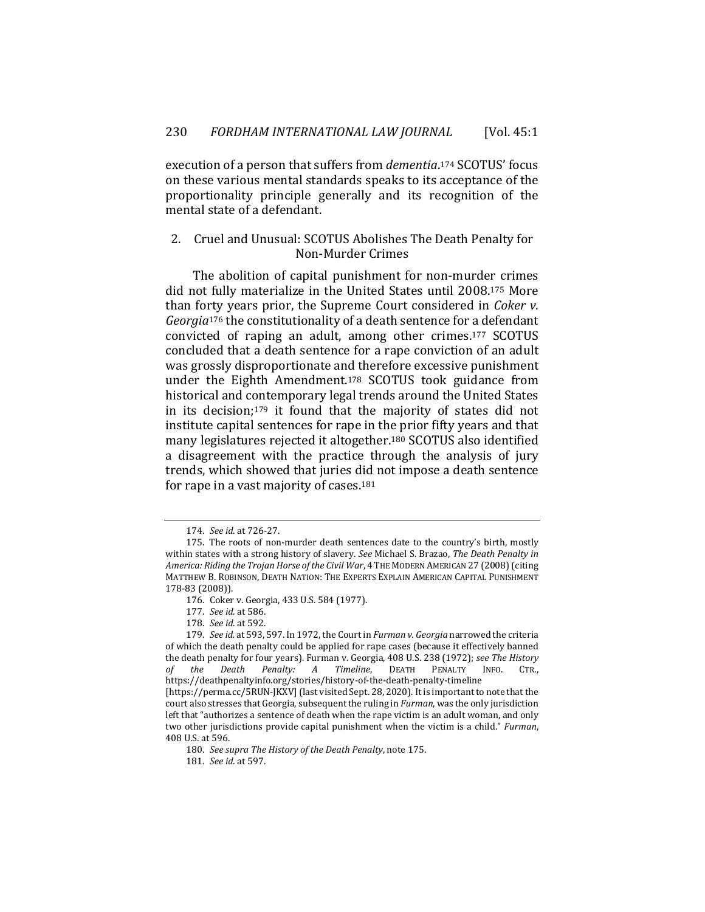execution of a person that suffers from *dementia*.[174] SCOTUS' focus on these various mental standards speaks to its acceptance of the proportionality principle generally and its recognition of the mental state of a defendant.

### 2. Cruel and Unusual: SCOTUS Abolishes The Death Penalty for Non-Murder Crimes

The abolition of capital punishment for non-murder crimes did not fully materialize in the United States until 2008.[175] More than forty years prior, the Supreme Court considered in *Coker v. Georgia*[176] the constitutionality of a death sentence for a defendant convicted of raping an adult, among other crimes.[177] SCOTUS concluded that a death sentence for a rape conviction of an adult was grossly disproportionate and therefore excessive punishment under the Eighth Amendment.[178] SCOTUS took guidance from historical and contemporary legal trends around the United States in its decision;[179] it found that the majority of states did not institute capital sentences for rape in the prior fifty years and that many legislatures rejected it altogether.[180] SCOTUS also identified a disagreement with the practice through the analysis of jury trends, which showed that juries did not impose a death sentence for rape in a vast majority of cases.[181]

---

174. *See id.* at 726-27.

175. The roots of non-murder death sentences date to the country's birth, mostly within states with a strong history of slavery. *See* Michael S. Brazao, *The Death Penalty in America: Riding the Trojan Horse of the Civil War*, 4 THE MODERN AMERICAN 27 (2008) (citing MATTHEW B. ROBINSON, DEATH NATION: THE EXPERTS EXPLAIN AMERICAN CAPITAL PUNISHMENT 178-83 (2008)).

176. Coker v. Georgia, 433 U.S. 584 (1977).

177. *See id.* at 586.

178. *See id.* at 592.

179. *See id.* at 593, 597. In 1972, the Court in *Furman v. Georgia* narrowed the criteria of which the death penalty could be applied for rape cases (because it effectively banned the death penalty for four years). Furman v. Georgia, 408 U.S. 238 (1972); *see The History of the Death Penalty: A Timeline*, DEATH PENALTY INFO. CTR., https://deathpenaltyinfo.org/stories/history-of-the-death-penalty-timeline [https://perma.cc/5RUN-JKXV] (last visited Sept. 28, 2020). It is important to note that the court also stresses that Georgia, subsequent the ruling in *Furman*, was the only jurisdiction left that "authorizes a sentence of death when the rape victim is an adult woman, and only two other jurisdictions provide capital punishment when the victim is a child." *Furman*, 408 U.S. at 596.

180. *See supra The History of the Death Penalty*, note 175.

181. *See id.* at 597.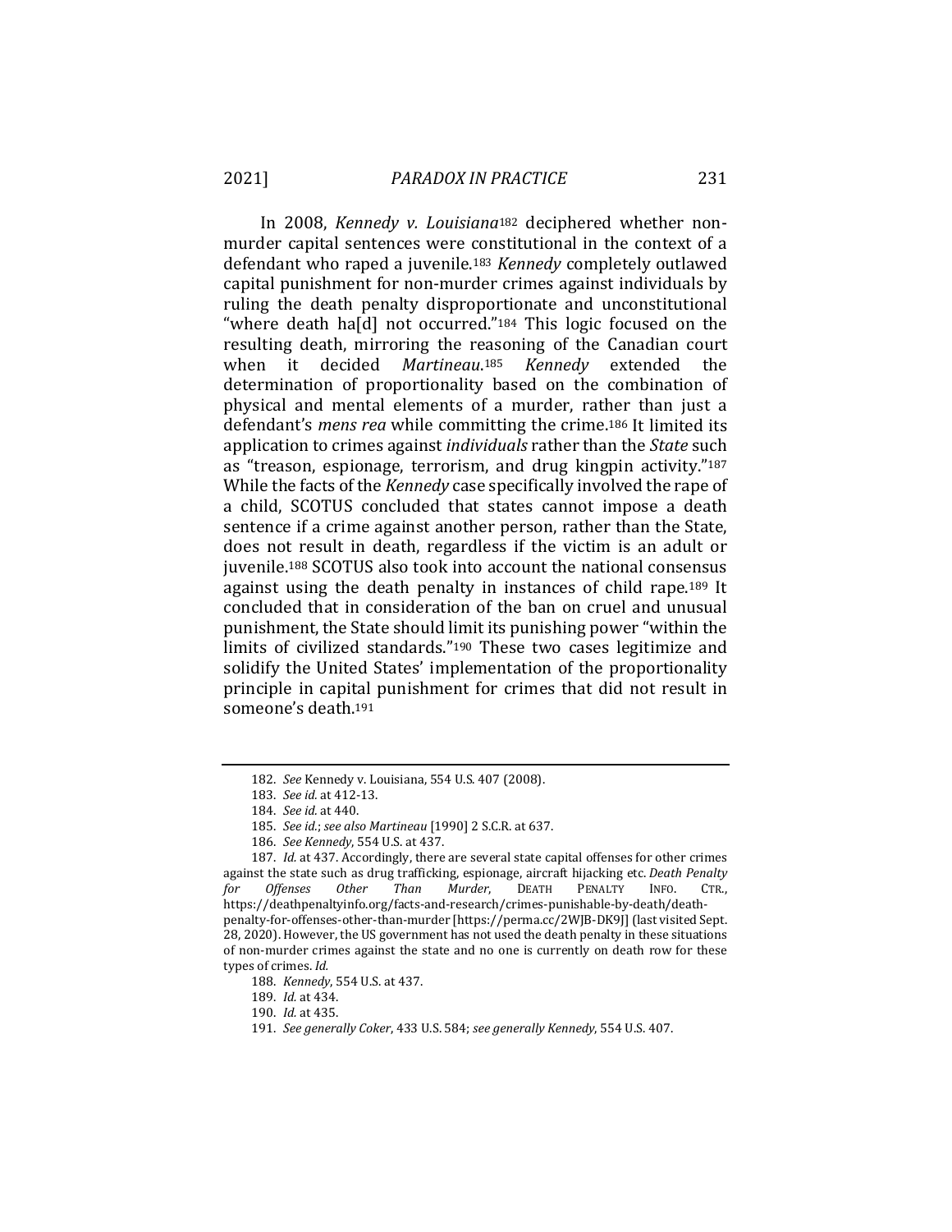In 2008, *Kennedy v. Louisiana*[182] deciphered whether non-murder capital sentences were constitutional in the context of a defendant who raped a juvenile.[183] *Kennedy* completely outlawed capital punishment for non-murder crimes against individuals by ruling the death penalty disproportionate and unconstitutional "where death ha[d] not occurred."[184] This logic focused on the resulting death, mirroring the reasoning of the Canadian court when it decided *Martineau*.[185] *Kennedy* extended the determination of proportionality based on the combination of physical and mental elements of a murder, rather than just a defendant's *mens rea* while committing the crime.[186] It limited its application to crimes against *individuals* rather than the *State* such as "treason, espionage, terrorism, and drug kingpin activity."[187] While the facts of the *Kennedy* case specifically involved the rape of a child, SCOTUS concluded that states cannot impose a death sentence if a crime against another person, rather than the State, does not result in death, regardless if the victim is an adult or juvenile.[188] SCOTUS also took into account the national consensus against using the death penalty in instances of child rape.[189] It concluded that in consideration of the ban on cruel and unusual punishment, the State should limit its punishing power "within the limits of civilized standards."[190] These two cases legitimize and solidify the United States' implementation of the proportionality principle in capital punishment for crimes that did not result in someone's death.[191]

---

182. *See* Kennedy v. Louisiana, 554 U.S. 407 (2008).

183. *See id.* at 412-13.

184. *See id.* at 440.

185. *See id.*; *see also Martineau* [1990] 2 S.C.R. at 637.

186. *See Kennedy*, 554 U.S. at 437.

187. *Id.* at 437. Accordingly, there are several state capital offenses for other crimes against the state such as drug trafficking, espionage, aircraft hijacking etc. *Death Penalty for Offenses Other Than Murder*, DEATH PENALTY INFO. CTR., https://deathpenaltyinfo.org/facts-and-research/crimes-punishable-by-death/death-penalty-for-offenses-other-than-murder [https://perma.cc/2WJB-DK9J] (last visited Sept. 28, 2020). However, the US government has not used the death penalty in these situations of non-murder crimes against the state and no one is currently on death row for these types of crimes. *Id.*

188. *Kennedy*, 554 U.S. at 437.

189. *Id.* at 434.

190. *Id.* at 435.

191. *See generally Coker*, 433 U.S. 584; *see generally Kennedy*, 554 U.S. 407.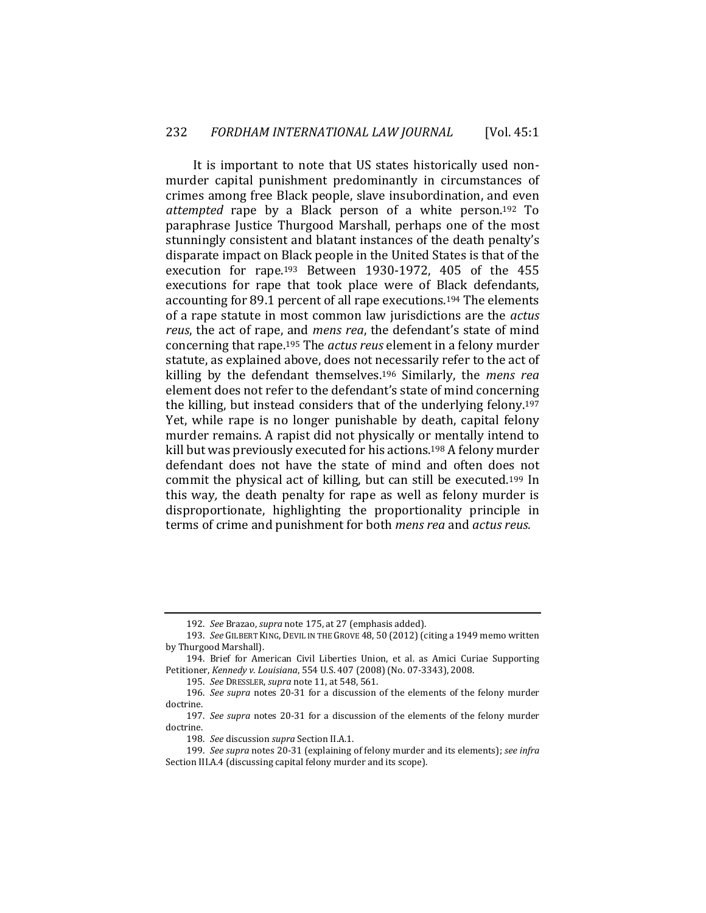It is important to note that US states historically used non-murder capital punishment predominantly in circumstances of crimes among free Black people, slave insubordination, and even *attempted* rape by a Black person of a white person.[192] To paraphrase Justice Thurgood Marshall, perhaps one of the most stunningly consistent and blatant instances of the death penalty's disparate impact on Black people in the United States is that of the execution for rape.[193] Between 1930-1972, 405 of the 455 executions for rape that took place were of Black defendants, accounting for 89.1 percent of all rape executions.[194] The elements of a rape statute in most common law jurisdictions are the *actus reus*, the act of rape, and *mens rea*, the defendant's state of mind concerning that rape.[195] The *actus reus* element in a felony murder statute, as explained above, does not necessarily refer to the act of killing by the defendant themselves.[196] Similarly, the *mens rea* element does not refer to the defendant's state of mind concerning the killing, but instead considers that of the underlying felony.[197] Yet, while rape is no longer punishable by death, capital felony murder remains. A rapist did not physically or mentally intend to kill but was previously executed for his actions.[198] A felony murder defendant does not have the state of mind and often does not commit the physical act of killing, but can still be executed.[199] In this way, the death penalty for rape as well as felony murder is disproportionate, highlighting the proportionality principle in terms of crime and punishment for both *mens rea* and *actus reus.*

---

192. *See* Brazao, *supra* note 175, at 27 (emphasis added).

193. *See* GILBERT KING, DEVIL IN THE GROVE 48, 50 (2012) (citing a 1949 memo written by Thurgood Marshall).

194. Brief for American Civil Liberties Union, et al. as Amici Curiae Supporting Petitioner, *Kennedy v. Louisiana*, 554 U.S. 407 (2008) (No. 07-3343), 2008.

195. *See* DRESSLER, *supra* note 11, at 548, 561.

196. *See supra* notes 20-31 for a discussion of the elements of the felony murder doctrine.

197. *See supra* notes 20-31 for a discussion of the elements of the felony murder doctrine.

198. *See* discussion *supra* Section II.A.1.

199. *See supra* notes 20-31 (explaining of felony murder and its elements); *see infra* Section III.A.4 (discussing capital felony murder and its scope).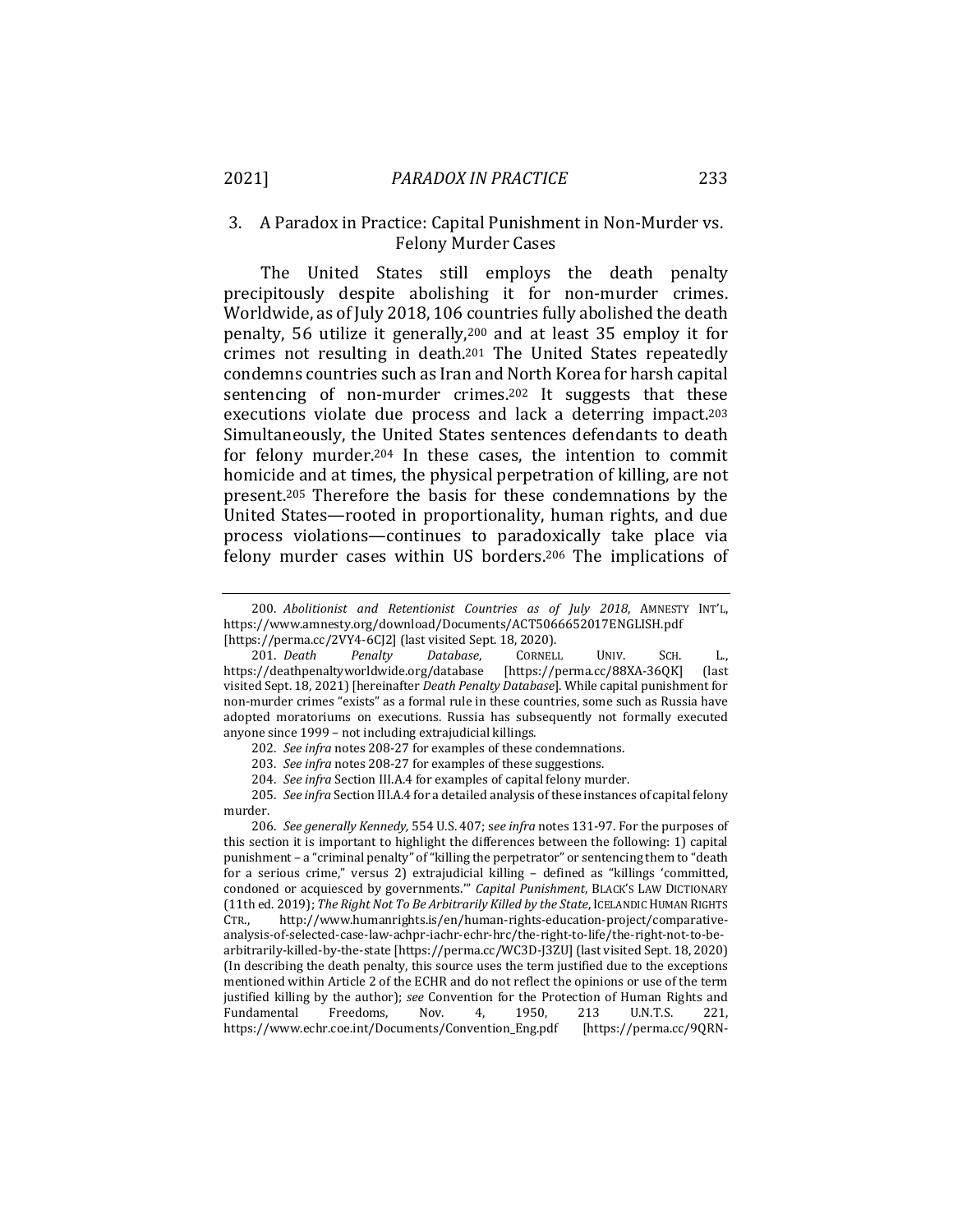### 3. A Paradox in Practice: Capital Punishment in Non-Murder vs. Felony Murder Cases

The United States still employs the death penalty precipitously despite abolishing it for non-murder crimes. Worldwide, as of July 2018, 106 countries fully abolished the death penalty, 56 utilize it generally,[200] and at least 35 employ it for crimes not resulting in death.[201] The United States repeatedly condemns countries such as Iran and North Korea for harsh capital sentencing of non-murder crimes.[202] It suggests that these executions violate due process and lack a deterring impact.[203] Simultaneously, the United States sentences defendants to death for felony murder.[204] In these cases, the intention to commit homicide and at times, the physical perpetration of killing, are not present.[205] Therefore the basis for these condemnations by the United States—rooted in proportionality, human rights, and due process violations—continues to paradoxically take place via felony murder cases within US borders.[206] The implications of

---

200. *Abolitionist and Retentionist Countries as of July 2018*, AMNESTY INT'L, https://www.amnesty.org/download/Documents/ACT5066652017ENGLISH.pdf [https://perma.cc/2VY4-6CJ2] (last visited Sept. 18, 2020).

201. *Death Penalty Database*, CORNELL UNIV. SCH. L., https://deathpenaltyworldwide.org/database [https://perma.cc/88XA-36QK] (last visited Sept. 18, 2021) [hereinafter *Death Penalty Database*]. While capital punishment for non-murder crimes "exists" as a formal rule in these countries, some such as Russia have adopted moratoriums on executions. Russia has subsequently not formally executed anyone since 1999 – not including extrajudicial killings.

202. *See infra* notes 208-27 for examples of these condemnations.

203. *See infra* notes 208-27 for examples of these suggestions.

204. *See infra* Section III.A.4 for examples of capital felony murder.

205. *See infra* Section III.A.4 for a detailed analysis of these instances of capital felony murder.

206. *See generally Kennedy,* 554 U.S. 407; *see infra* notes 131-97. For the purposes of this section it is important to highlight the differences between the following: 1) capital punishment – a "criminal penalty" of "killing the perpetrator" or sentencing them to "death for a serious crime," versus 2) extrajudicial killing – defined as "killings 'committed, condoned or acquiesced by governments.'" *Capital Punishment*, BLACK'S LAW DICTIONARY (11th ed. 2019); *The Right Not To Be Arbitrarily Killed by the State*, ICELANDIC HUMAN RIGHTS CTR., http://www.humanrights.is/en/human-rights-education-project/comparative-analysis-of-selected-case-law-achpr-iachr-echr-hrc/the-right-to-life/the-right-not-to-be-arbitrarily-killed-by-the-state [https://perma.cc/WC3D-J3ZU] (last visited Sept. 18, 2020) (In describing the death penalty, this source uses the term justified due to the exceptions mentioned within Article 2 of the ECHR and do not reflect the opinions or use of the term justified killing by the author); *see* Convention for the Protection of Human Rights and Fundamental Freedoms, Nov. 4, 1950, 213 U.N.T.S. 221, https://www.echr.coe.int/Documents/Convention_Eng.pdf [https://perma.cc/9QRN-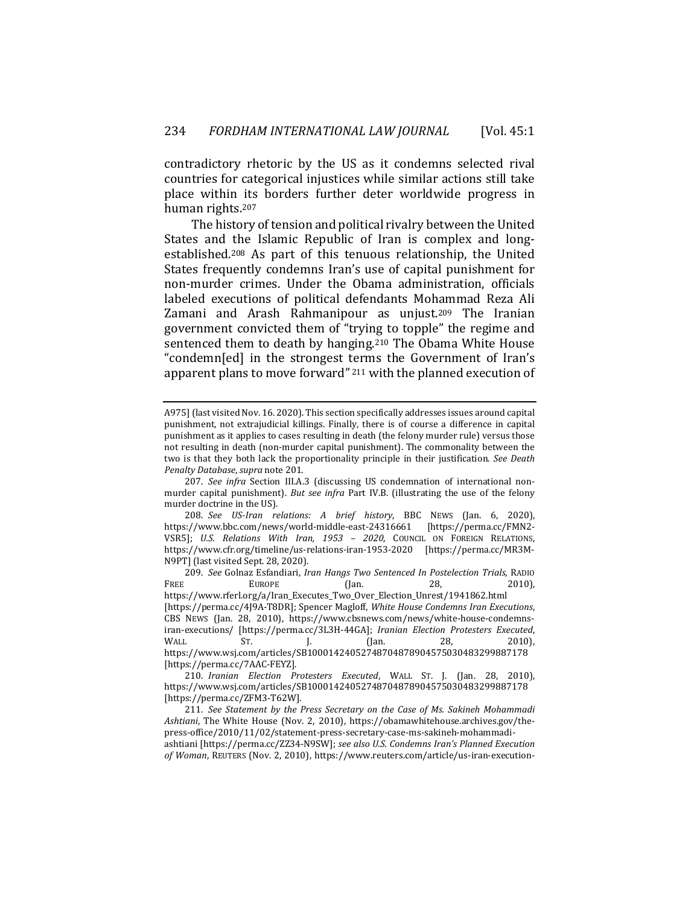contradictory rhetoric by the US as it condemns selected rival countries for categorical injustices while similar actions still take place within its borders further deter worldwide progress in human rights.[207]

The history of tension and political rivalry between the United States and the Islamic Republic of Iran is complex and long-established.[208] As part of this tenuous relationship, the United States frequently condemns Iran's use of capital punishment for non-murder crimes. Under the Obama administration, officials labeled executions of political defendants Mohammad Reza Ali Zamani and Arash Rahmanipour as unjust.[209] The Iranian government convicted them of "trying to topple" the regime and sentenced them to death by hanging.[210] The Obama White House "condemn[ed] in the strongest terms the Government of Iran's apparent plans to move forward"[211] with the planned execution of

---

A975] (last visited Nov. 16. 2020). This section specifically addresses issues around capital punishment, not extrajudicial killings. Finally, there is of course a difference in capital punishment as it applies to cases resulting in death (the felony murder rule) versus those not resulting in death (non-murder capital punishment). The commonality between the two is that they both lack the proportionality principle in their justification. *See Death Penalty Database*, *supra* note 201.

207. *See infra* Section III.A.3 (discussing US condemnation of international non-murder capital punishment). *But see infra* Part IV.B. (illustrating the use of the felony murder doctrine in the US).

208. *See US-Iran relations: A brief history*, BBC NEWS (Jan. 6, 2020), https://www.bbc.com/news/world-middle-east-24316661 [https://perma.cc/FMN2-VSR5]; *U.S. Relations With Iran, 1953 – 2020*, COUNCIL ON FOREIGN RELATIONS, https://www.cfr.org/timeline/us-relations-iran-1953-2020 [https://perma.cc/MR3M-N9PT] (last visited Sept. 28, 2020).

209. *See* Golnaz Esfandiari, *Iran Hangs Two Sentenced In Postelection Trials*, RADIO FREE EUROPE (Jan. 28, 2010), https://www.rferl.org/a/Iran_Executes_Two_Over_Election_Unrest/1941862.html [https://perma.cc/4J9A-T8DR]; Spencer Magloff, *White House Condemns Iran Executions*, CBS NEWS (Jan. 28, 2010), https://www.cbsnews.com/news/white-house-condemns-iran-executions/ [https://perma.cc/3L3H-44GA]; *Iranian Election Protesters Executed*, WALL ST. J. (Jan. 28, 2010), https://www.wsj.com/articles/SB10001424052748704878904575030483299887178 [https://perma.cc/7AAC-FEYZ].

210. *Iranian Election Protesters Executed*, WALL ST. J. (Jan. 28, 2010), https://www.wsj.com/articles/SB10001424052748704878904575030483299887178 [https://perma.cc/ZFM3-T62W].

211. *See Statement by the Press Secretary on the Case of Ms. Sakineh Mohammadi Ashtiani*, The White House (Nov. 2, 2010), https://obamawhitehouse.archives.gov/the-press-office/2010/11/02/statement-press-secretary-case-ms-sakineh-mohammadi-ashtiani [https://perma.cc/ZZ34-N9SW]; *see also U.S. Condemns Iran's Planned Execution of Woman*, REUTERS (Nov. 2, 2010), https://www.reuters.com/article/us-iran-execution-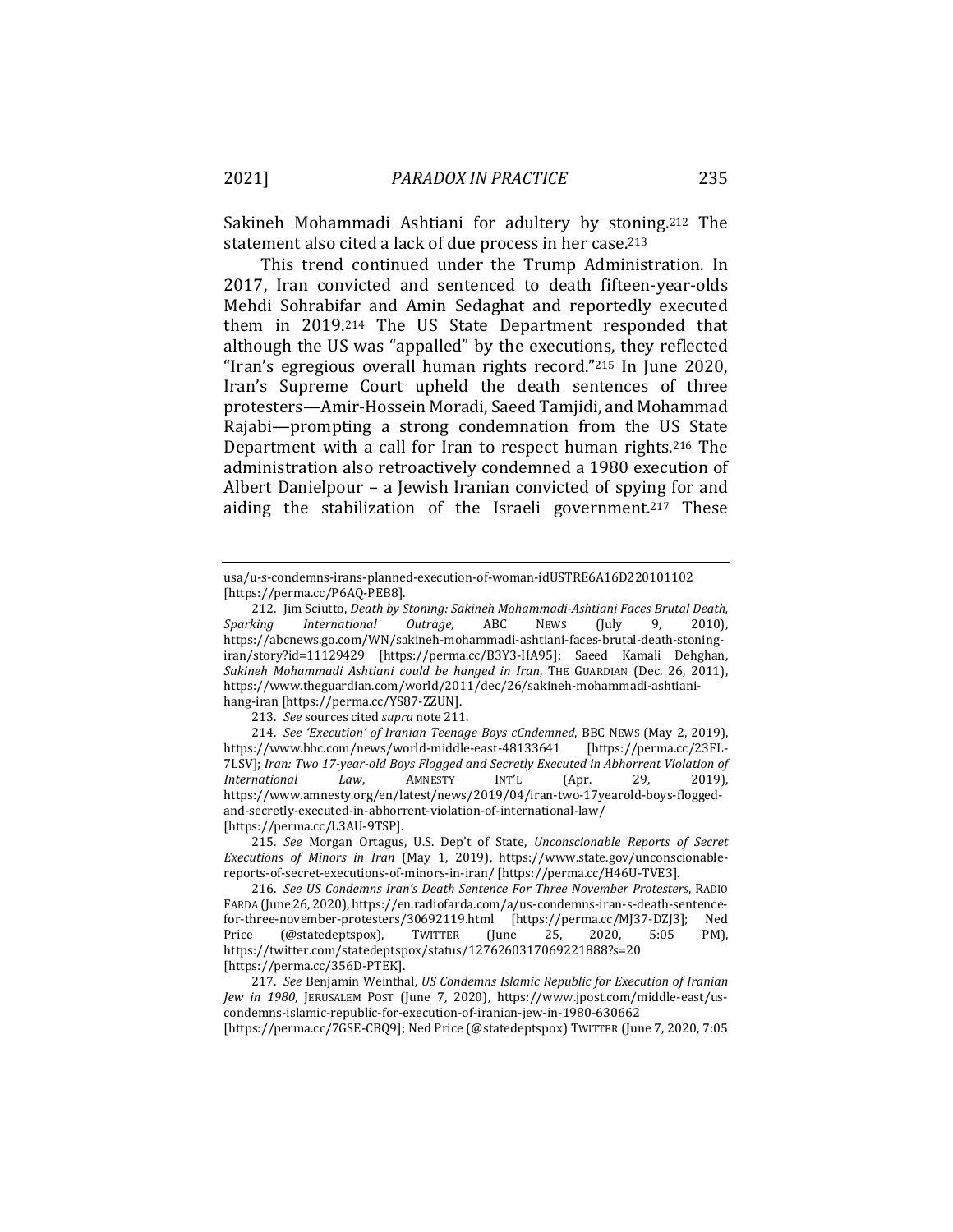Sakineh Mohammadi Ashtiani for adultery by stoning.[212] The statement also cited a lack of due process in her case.[213]

This trend continued under the Trump Administration. In 2017, Iran convicted and sentenced to death fifteen-year-olds Mehdi Sohrabifar and Amin Sedaghat and reportedly executed them in 2019.[214] The US State Department responded that although the US was "appalled" by the executions, they reflected "Iran's egregious overall human rights record."[215] In June 2020, Iran's Supreme Court upheld the death sentences of three protesters—Amir-Hossein Moradi, Saeed Tamjidi, and Mohammad Rajabi—prompting a strong condemnation from the US State Department with a call for Iran to respect human rights.[216] The administration also retroactively condemned a 1980 execution of Albert Danielpour – a Jewish Iranian convicted of spying for and aiding the stabilization of the Israeli government.[217] These

---

usa/u-s-condemns-irans-planned-execution-of-woman-idUSTRE6A16D220101102 [https://perma.cc/P6AQ-PEB8].

212. Jim Sciutto, *Death by Stoning: Sakineh Mohammadi-Ashtiani Faces Brutal Death, Sparking International Outrage*, ABC NEWS (July 9, 2010), https://abcnews.go.com/WN/sakineh-mohammadi-ashtiani-faces-brutal-death-stoning-iran/story?id=11129429 [https://perma.cc/B3Y3-HA95]; Saeed Kamali Dehghan, *Sakineh Mohammadi Ashtiani could be hanged in Iran*, THE GUARDIAN (Dec. 26, 2011), https://www.theguardian.com/world/2011/dec/26/sakineh-mohammadi-ashtiani-hang-iran [https://perma.cc/YS87-ZZUN].

213. *See* sources cited *supra* note 211.

214. *See 'Execution' of Iranian Teenage Boys cCndemned*, BBC NEWS (May 2, 2019), https://www.bbc.com/news/world-middle-east-48133641 [https://perma.cc/23FL-7LSV]; *Iran: Two 17-year-old Boys Flogged and Secretly Executed in Abhorrent Violation of International Law*, AMNESTY INT'L (Apr. 29, 2019), https://www.amnesty.org/en/latest/news/2019/04/iran-two-17yearold-boys-flogged-and-secretly-executed-in-abhorrent-violation-of-international-law/ [https://perma.cc/L3AU-9TSP].

215. *See* Morgan Ortagus, U.S. Dep't of State, *Unconscionable Reports of Secret Executions of Minors in Iran* (May 1, 2019), https://www.state.gov/unconscionable-reports-of-secret-executions-of-minors-in-iran/ [https://perma.cc/H46U-TVE3].

216. *See US Condemns Iran's Death Sentence For Three November Protesters*, RADIO FARDA (June 26, 2020), https://en.radiofarda.com/a/us-condemns-iran-s-death-sentence-for-three-november-protesters/30692119.html [https://perma.cc/MJ37-DZJ3]; Ned Price (@statedeptspox), TWITTER (June 25, 2020, 5:05 PM), https://twitter.com/statedeptspox/status/1276260317069221888?s=20 [https://perma.cc/356D-PTEK].

217. *See* Benjamin Weinthal, *US Condemns Islamic Republic for Execution of Iranian Jew in 1980*, JERUSALEM POST (June 7, 2020), https://www.jpost.com/middle-east/us-condemns-islamic-republic-for-execution-of-iranian-jew-in-1980-630662 [https://perma.cc/7GSE-CBQ9]; Ned Price (@statedeptspox) TWITTER (June 7, 2020, 7:05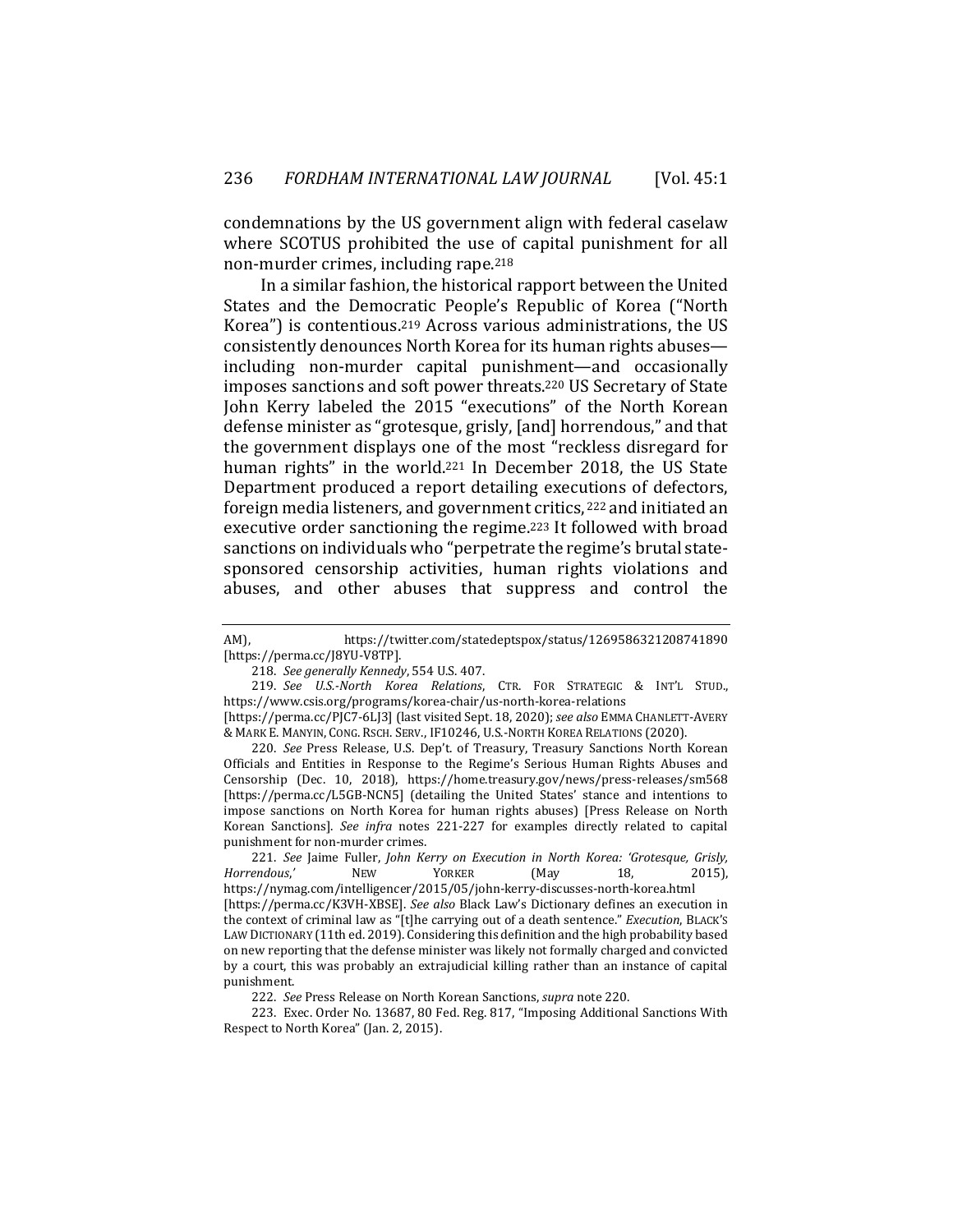condemnations by the US government align with federal caselaw where SCOTUS prohibited the use of capital punishment for all non-murder crimes, including rape.[218]

In a similar fashion, the historical rapport between the United States and the Democratic People's Republic of Korea ("North Korea") is contentious.[219] Across various administrations, the US consistently denounces North Korea for its human rights abuses—including non-murder capital punishment—and occasionally imposes sanctions and soft power threats.[220] US Secretary of State John Kerry labeled the 2015 "executions" of the North Korean defense minister as "grotesque, grisly, [and] horrendous," and that the government displays one of the most "reckless disregard for human rights" in the world.[221] In December 2018, the US State Department produced a report detailing executions of defectors, foreign media listeners, and government critics,[222] and initiated an executive order sanctioning the regime.[223] It followed with broad sanctions on individuals who "perpetrate the regime's brutal state-sponsored censorship activities, human rights violations and abuses, and other abuses that suppress and control the

---

AM), https://twitter.com/statedeptspox/status/1269586321208741890 [https://perma.cc/J8YU-V8TP].

218. *See generally Kennedy*, 554 U.S. 407.

219. *See U.S.-North Korea Relations*, CTR. FOR STRATEGIC & INT'L STUD., https://www.csis.org/programs/korea-chair/us-north-korea-relations [https://perma.cc/PJC7-6LJ3] (last visited Sept. 18, 2020); *see also* EMMA CHANLETT-AVERY & MARK E. MANYIN, CONG. RSCH. SERV., IF10246, U.S.-NORTH KOREA RELATIONS (2020).

220. *See* Press Release, U.S. Dep't. of Treasury, Treasury Sanctions North Korean Officials and Entities in Response to the Regime's Serious Human Rights Abuses and Censorship (Dec. 10, 2018), https://home.treasury.gov/news/press-releases/sm568 [https://perma.cc/L5GB-NCN5] (detailing the United States' stance and intentions to impose sanctions on North Korea for human rights abuses) [Press Release on North Korean Sanctions]. *See infra* notes 221-227 for examples directly related to capital punishment for non-murder crimes.

221. *See* Jaime Fuller, *John Kerry on Execution in North Korea: 'Grotesque, Grisly, Horrendous,'* NEW YORKER (May 18, 2015), https://nymag.com/intelligencer/2015/05/john-kerry-discusses-north-korea.html [https://perma.cc/K3VH-XBSE]. *See also* Black Law's Dictionary defines an execution in the context of criminal law as "[t]he carrying out of a death sentence." *Execution*, BLACK'S LAW DICTIONARY (11th ed. 2019). Considering this definition and the high probability based on new reporting that the defense minister was likely not formally charged and convicted by a court, this was probably an extrajudicial killing rather than an instance of capital punishment.

222. *See* Press Release on North Korean Sanctions, *supra* note 220.

223. Exec. Order No. 13687, 80 Fed. Reg. 817, "Imposing Additional Sanctions With Respect to North Korea" (Jan. 2, 2015).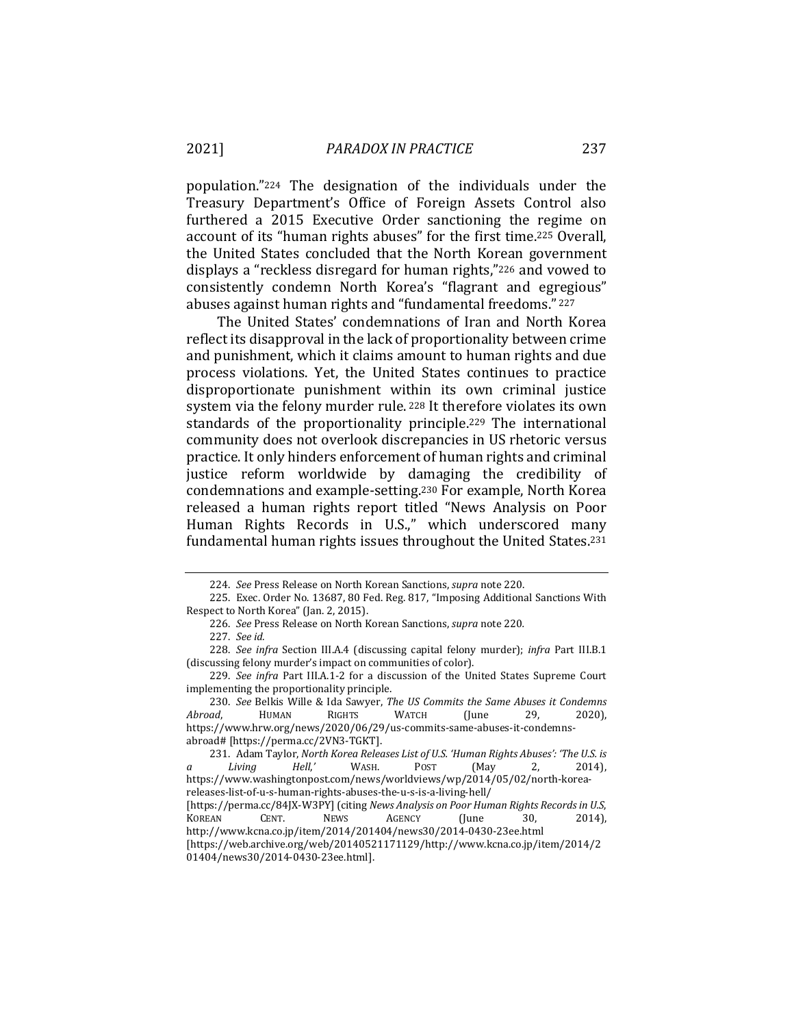population."[224] The designation of the individuals under the Treasury Department's Office of Foreign Assets Control also furthered a 2015 Executive Order sanctioning the regime on account of its "human rights abuses" for the first time.[225] Overall, the United States concluded that the North Korean government displays a "reckless disregard for human rights,"[226] and vowed to consistently condemn North Korea's "flagrant and egregious" abuses against human rights and "fundamental freedoms."[227]

The United States' condemnations of Iran and North Korea reflect its disapproval in the lack of proportionality between crime and punishment, which it claims amount to human rights and due process violations. Yet, the United States continues to practice disproportionate punishment within its own criminal justice system via the felony murder rule.[228] It therefore violates its own standards of the proportionality principle.[229] The international community does not overlook discrepancies in US rhetoric versus practice. It only hinders enforcement of human rights and criminal justice reform worldwide by damaging the credibility of condemnations and example-setting.[230] For example, North Korea released a human rights report titled "News Analysis on Poor Human Rights Records in U.S.," which underscored many fundamental human rights issues throughout the United States.[231]

---

224. *See* Press Release on North Korean Sanctions, *supra* note 220.

225. Exec. Order No. 13687, 80 Fed. Reg. 817, "Imposing Additional Sanctions With Respect to North Korea" (Jan. 2, 2015).

226. *See* Press Release on North Korean Sanctions, *supra* note 220.

227. *See id.*

228. *See infra* Section III.A.4 (discussing capital felony murder); *infra* Part III.B.1 (discussing felony murder's impact on communities of color).

229. *See infra* Part III.A.1-2 for a discussion of the United States Supreme Court implementing the proportionality principle.

230. *See* Belkis Wille & Ida Sawyer, *The US Commits the Same Abuses it Condemns Abroad*, HUMAN RIGHTS WATCH (June 29, 2020), https://www.hrw.org/news/2020/06/29/us-commits-same-abuses-it-condemns-abroad# [https://perma.cc/2VN3-TGKT].

231. Adam Taylor, *North Korea Releases List of U.S. 'Human Rights Abuses': 'The U.S. is a Living Hell,'* WASH. POST (May 2, 2014), https://www.washingtonpost.com/news/worldviews/wp/2014/05/02/north-korea-releases-list-of-u-s-human-rights-abuses-the-u-s-is-a-living-hell/ [https://perma.cc/84JX-W3PY] (citing *News Analysis on Poor Human Rights Records in U.S*, KOREAN CENT. NEWS AGENCY (June 30, 2014), http://www.kcna.co.jp/item/2014/201404/news30/2014-0430-23ee.html [https://web.archive.org/web/20140521171129/http://www.kcna.co.jp/item/2014/201404/news30/2014-0430-23ee.html].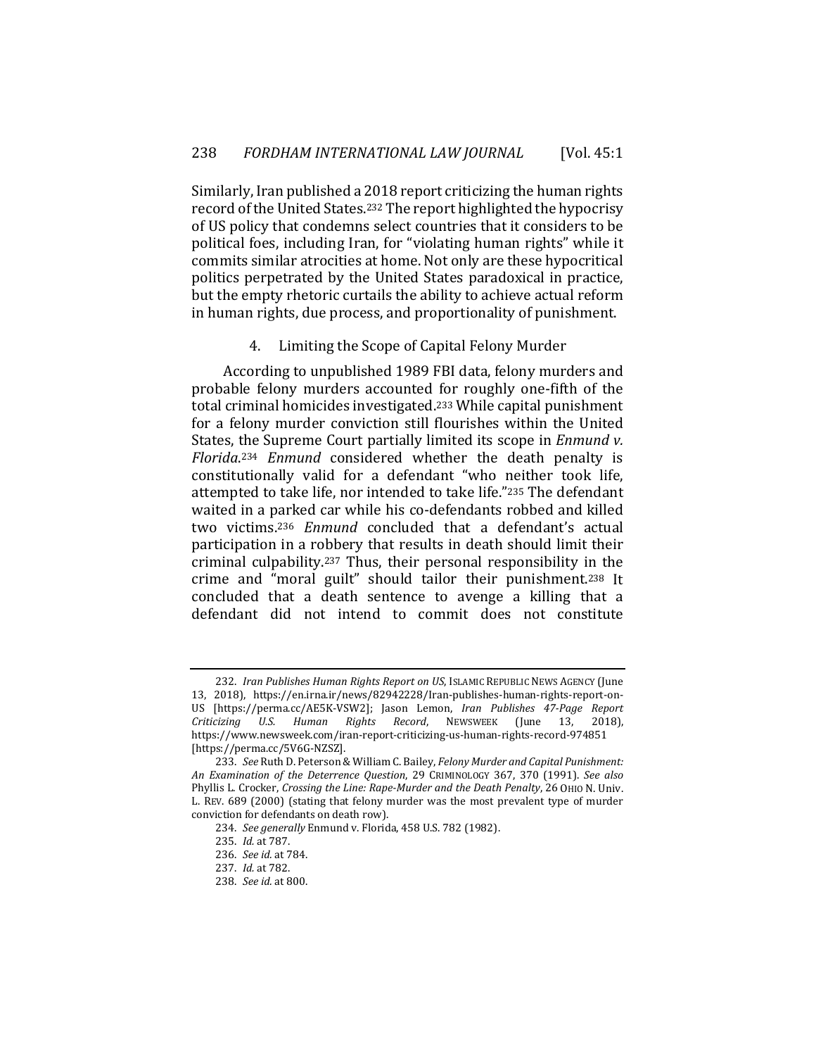Similarly, Iran published a 2018 report criticizing the human rights record of the United States.[232] The report highlighted the hypocrisy of US policy that condemns select countries that it considers to be political foes, including Iran, for "violating human rights" while it commits similar atrocities at home. Not only are these hypocritical politics perpetrated by the United States paradoxical in practice, but the empty rhetoric curtails the ability to achieve actual reform in human rights, due process, and proportionality of punishment.

#### 4. Limiting the Scope of Capital Felony Murder

According to unpublished 1989 FBI data, felony murders and probable felony murders accounted for roughly one-fifth of the total criminal homicides investigated.[233] While capital punishment for a felony murder conviction still flourishes within the United States, the Supreme Court partially limited its scope in *Enmund v. Florida*.[234] *Enmund* considered whether the death penalty is constitutionally valid for a defendant "who neither took life, attempted to take life, nor intended to take life."[235] The defendant waited in a parked car while his co-defendants robbed and killed two victims.[236] *Enmund* concluded that a defendant's actual participation in a robbery that results in death should limit their criminal culpability.[237] Thus, their personal responsibility in the crime and "moral guilt" should tailor their punishment.[238] It concluded that a death sentence to avenge a killing that a defendant did not intend to commit does not constitute

---

232. *Iran Publishes Human Rights Report on US*, ISLAMIC REPUBLIC NEWS AGENCY (June 13, 2018), https://en.irna.ir/news/82942228/Iran-publishes-human-rights-report-on-US [https://perma.cc/AE5K-VSW2]; Jason Lemon, *Iran Publishes 47-Page Report Criticizing U.S. Human Rights Record*, NEWSWEEK (June 13, 2018), https://www.newsweek.com/iran-report-criticizing-us-human-rights-record-974851 [https://perma.cc/5V6G-NZSZ].

233. *See* Ruth D. Peterson & William C. Bailey, *Felony Murder and Capital Punishment: An Examination of the Deterrence Question*, 29 CRIMINOLOGY 367, 370 (1991). *See also* Phyllis L. Crocker, *Crossing the Line: Rape-Murder and the Death Penalty*, 26 OHIO N. Univ. L. REV. 689 (2000) (stating that felony murder was the most prevalent type of murder conviction for defendants on death row).

234. *See generally* Enmund v. Florida, 458 U.S. 782 (1982).

235. *Id.* at 787.

236. *See id.* at 784.

237. *Id.* at 782.

238. *See id.* at 800.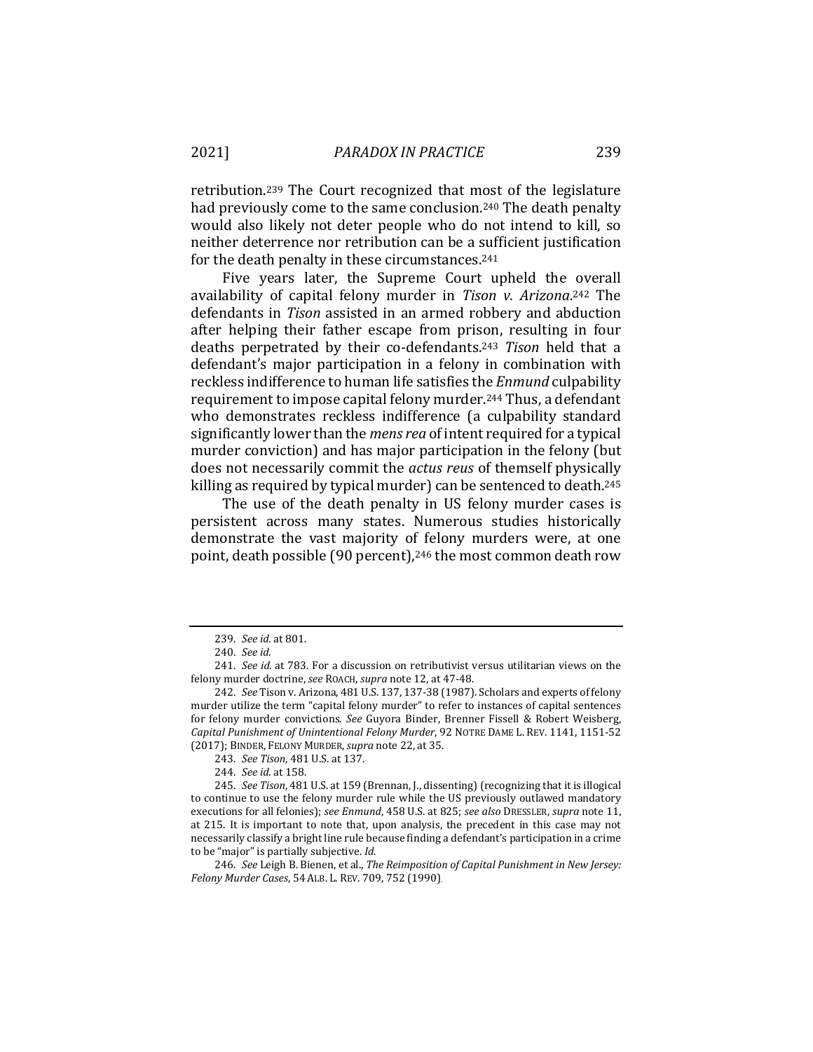retribution.[239] The Court recognized that most of the legislature had previously come to the same conclusion.[240] The death penalty would also likely not deter people who do not intend to kill, so neither deterrence nor retribution can be a sufficient justification for the death penalty in these circumstances.[241]

Five years later, the Supreme Court upheld the overall availability of capital felony murder in *Tison v. Arizona*.[242] The defendants in *Tison* assisted in an armed robbery and abduction after helping their father escape from prison, resulting in four deaths perpetrated by their co-defendants.[243] *Tison* held that a defendant's major participation in a felony in combination with reckless indifference to human life satisfies the *Enmund* culpability requirement to impose capital felony murder.[244] Thus, a defendant who demonstrates reckless indifference (a culpability standard significantly lower than the *mens rea* of intent required for a typical murder conviction) and has major participation in the felony (but does not necessarily commit the *actus reus* of themself physically killing as required by typical murder) can be sentenced to death.[245]

The use of the death penalty in US felony murder cases is persistent across many states. Numerous studies historically demonstrate the vast majority of felony murders were, at one point, death possible (90 percent),[246] the most common death row

---

239. *See id.* at 801.

240. *See id.*

241. *See id.* at 783. For a discussion on retributivist versus utilitarian views on the felony murder doctrine, *see* ROACH, *supra* note 12, at 47-48.

242. *See* Tison v. Arizona, 481 U.S. 137, 137-38 (1987). Scholars and experts of felony murder utilize the term "capital felony murder" to refer to instances of capital sentences for felony murder convictions. *See* Guyora Binder, Brenner Fissell & Robert Weisberg, *Capital Punishment of Unintentional Felony Murder*, 92 NOTRE DAME L. REV. 1141, 1151-52 (2017); BINDER, FELONY MURDER, *supra* note 22, at 35.

243. *See Tison*, 481 U.S. at 137.

244. *See id.* at 158.

245. *See Tison*, 481 U.S. at 159 (Brennan, J., dissenting) (recognizing that it is illogical to continue to use the felony murder rule while the US previously outlawed mandatory executions for all felonies); *see Enmund*, 458 U.S. at 825; *see also* DRESSLER, *supra* note 11, at 215. It is important to note that, upon analysis, the precedent in this case may not necessarily classify a bright line rule because finding a defendant's participation in a crime to be "major" is partially subjective. *Id.*

246. *See* Leigh B. Bienen, et al., *The Reimposition of Capital Punishment in New Jersey: Felony Murder Cases*, 54 ALB. L. REV. 709, 752 (1990).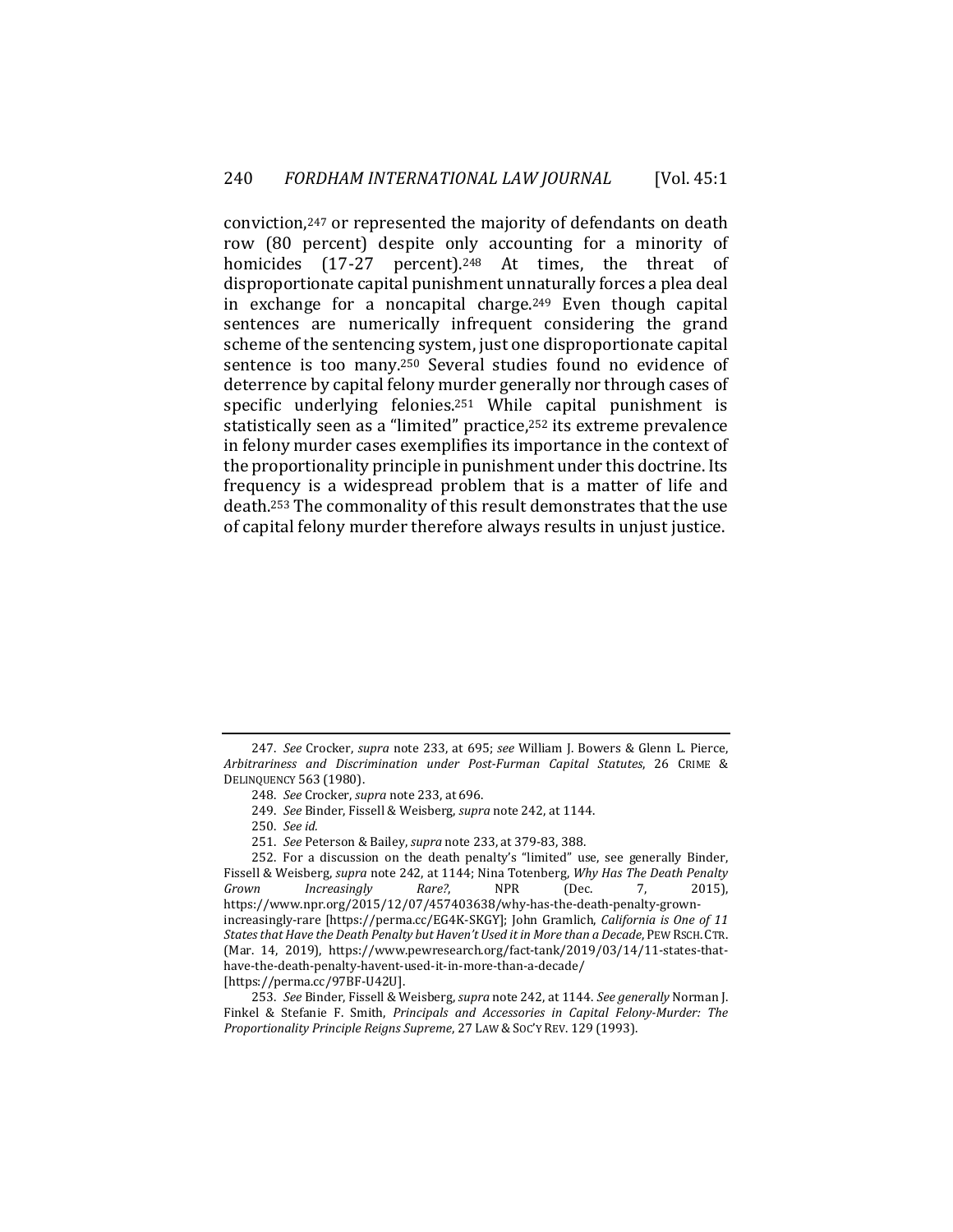conviction,[247] or represented the majority of defendants on death row (80 percent) despite only accounting for a minority of homicides (17-27 percent).[248] At times, the threat of disproportionate capital punishment unnaturally forces a plea deal in exchange for a noncapital charge.[249] Even though capital sentences are numerically infrequent considering the grand scheme of the sentencing system, just one disproportionate capital sentence is too many.[250] Several studies found no evidence of deterrence by capital felony murder generally nor through cases of specific underlying felonies.[251] While capital punishment is statistically seen as a "limited" practice,[252] its extreme prevalence in felony murder cases exemplifies its importance in the context of the proportionality principle in punishment under this doctrine. Its frequency is a widespread problem that is a matter of life and death.[253] The commonality of this result demonstrates that the use of capital felony murder therefore always results in unjust justice.

---

247. *See* Crocker, *supra* note 233, at 695; *see* William J. Bowers & Glenn L. Pierce, *Arbitrariness and Discrimination under Post-Furman Capital Statutes*, 26 CRIME & DELINQUENCY 563 (1980).

248. *See* Crocker, *supra* note 233, at 696.

249. *See* Binder, Fissell & Weisberg, *supra* note 242, at 1144.

250. *See id.*

251. *See* Peterson & Bailey, *supra* note 233, at 379-83, 388.

252. For a discussion on the death penalty's "limited" use, see generally Binder, Fissell & Weisberg, *supra* note 242, at 1144; Nina Totenberg, *Why Has The Death Penalty Grown Increasingly Rare?*, NPR (Dec. 7, 2015), https://www.npr.org/2015/12/07/457403638/why-has-the-death-penalty-grown-increasingly-rare [https://perma.cc/EG4K-SKGY]; John Gramlich, *California is One of 11 States that Have the Death Penalty but Haven't Used it in More than a Decade*, PEW RSCH. CTR. (Mar. 14, 2019), https://www.pewresearch.org/fact-tank/2019/03/14/11-states-that-have-the-death-penalty-havent-used-it-in-more-than-a-decade/ [https://perma.cc/97BF-U42U].

253. *See* Binder, Fissell & Weisberg, *supra* note 242, at 1144. *See generally* Norman J. Finkel & Stefanie F. Smith, *Principals and Accessories in Capital Felony-Murder: The Proportionality Principle Reigns Supreme*, 27 LAW & SOC'Y REV. 129 (1993).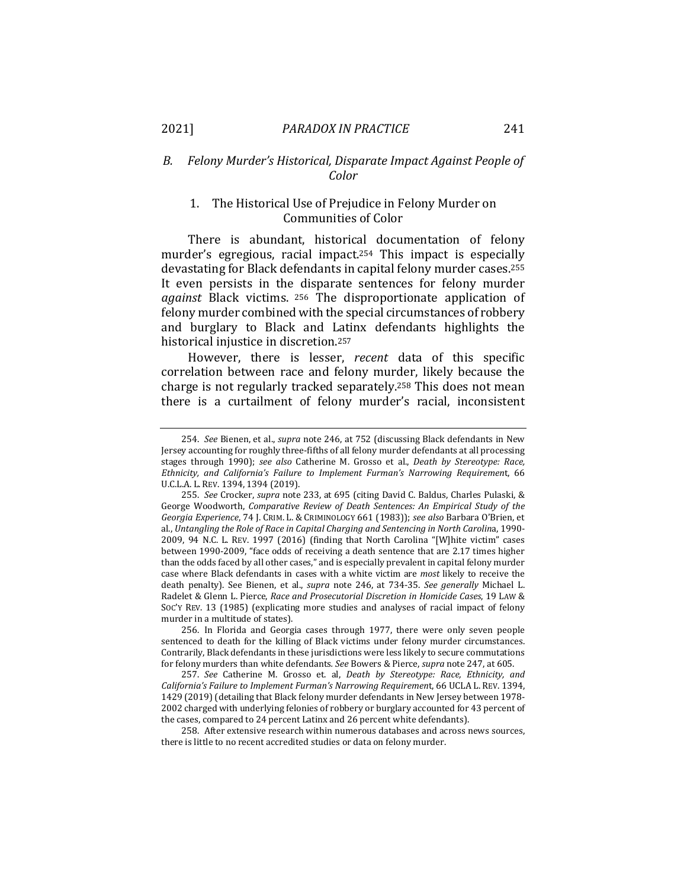### *B. Felony Murder's Historical, Disparate Impact Against People of Color*

#### 1. The Historical Use of Prejudice in Felony Murder on Communities of Color

There is abundant, historical documentation of felony murder's egregious, racial impact.[254] This impact is especially devastating for Black defendants in capital felony murder cases.[255] It even persists in the disparate sentences for felony murder *against* Black victims. [256] The disproportionate application of felony murder combined with the special circumstances of robbery and burglary to Black and Latinx defendants highlights the historical injustice in discretion.[257]

However, there is lesser, *recent* data of this specific correlation between race and felony murder, likely because the charge is not regularly tracked separately.[258] This does not mean there is a curtailment of felony murder's racial, inconsistent

---

254. *See* Bienen, et al., *supra* note 246, at 752 (discussing Black defendants in New Jersey accounting for roughly three-fifths of all felony murder defendants at all processing stages through 1990); *see also* Catherine M. Grosso et al., *Death by Stereotype: Race, Ethnicity, and California's Failure to Implement Furman's Narrowing Requirement*, 66 U.C.L.A. L. REV. 1394, 1394 (2019).

255. *See* Crocker, *supra* note 233, at 695 (citing David C. Baldus, Charles Pulaski, & George Woodworth, *Comparative Review of Death Sentences: An Empirical Study of the Georgia Experience*, 74 J. CRIM. L. & CRIMINOLOGY 661 (1983)); *see also* Barbara O'Brien, et al., *Untangling the Role of Race in Capital Charging and Sentencing in North Carolina*, 1990-2009, 94 N.C. L. REV. 1997 (2016) (finding that North Carolina "[W]hite victim" cases between 1990-2009, "face odds of receiving a death sentence that are 2.17 times higher than the odds faced by all other cases," and is especially prevalent in capital felony murder case where Black defendants in cases with a white victim are *most* likely to receive the death penalty). See Bienen, et al., *supra* note 246, at 734-35. *See generally* Michael L. Radelet & Glenn L. Pierce, *Race and Prosecutorial Discretion in Homicide Cases*, 19 LAW & SOC'Y REV. 13 (1985) (explicating more studies and analyses of racial impact of felony murder in a multitude of states).

256. In Florida and Georgia cases through 1977, there were only seven people sentenced to death for the killing of Black victims under felony murder circumstances. Contrarily, Black defendants in these jurisdictions were less likely to secure commutations for felony murders than white defendants. *See* Bowers & Pierce, *supra* note 247, at 605.

257. *See* Catherine M. Grosso et. al, *Death by Stereotype: Race, Ethnicity, and California's Failure to Implement Furman's Narrowing Requirement*, 66 UCLA L. REV. 1394, 1429 (2019) (detailing that Black felony murder defendants in New Jersey between 1978-2002 charged with underlying felonies of robbery or burglary accounted for 43 percent of the cases, compared to 24 percent Latinx and 26 percent white defendants).

258. After extensive research within numerous databases and across news sources, there is little to no recent accredited studies or data on felony murder.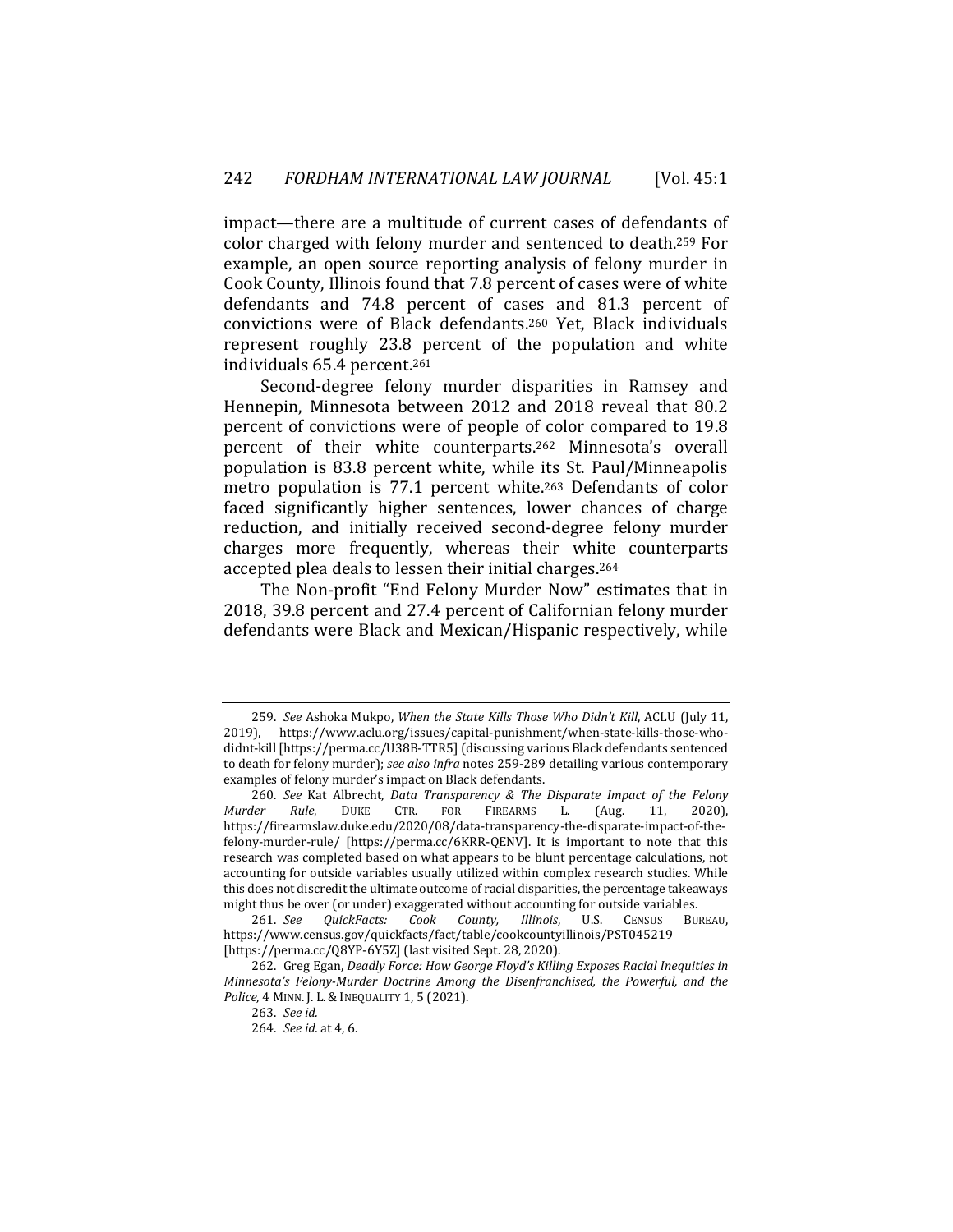impact—there are a multitude of current cases of defendants of color charged with felony murder and sentenced to death.[259] For example, an open source reporting analysis of felony murder in Cook County, Illinois found that 7.8 percent of cases were of white defendants and 74.8 percent of cases and 81.3 percent of convictions were of Black defendants.[260] Yet, Black individuals represent roughly 23.8 percent of the population and white individuals 65.4 percent.[261]

Second-degree felony murder disparities in Ramsey and Hennepin, Minnesota between 2012 and 2018 reveal that 80.2 percent of convictions were of people of color compared to 19.8 percent of their white counterparts.[262] Minnesota's overall population is 83.8 percent white, while its St. Paul/Minneapolis metro population is 77.1 percent white.[263] Defendants of color faced significantly higher sentences, lower chances of charge reduction, and initially received second-degree felony murder charges more frequently, whereas their white counterparts accepted plea deals to lessen their initial charges.[264]

The Non-profit "End Felony Murder Now" estimates that in 2018, 39.8 percent and 27.4 percent of Californian felony murder defendants were Black and Mexican/Hispanic respectively, while

---

259. *See* Ashoka Mukpo, *When the State Kills Those Who Didn't Kill*, ACLU (July 11, 2019), https://www.aclu.org/issues/capital-punishment/when-state-kills-those-who-didnt-kill [https://perma.cc/U38B-TTR5] (discussing various Black defendants sentenced to death for felony murder); *see also infra* notes 259-289 detailing various contemporary examples of felony murder's impact on Black defendants.

260. *See* Kat Albrecht, *Data Transparency & The Disparate Impact of the Felony Murder Rule*, DUKE CTR. FOR FIREARMS L. (Aug. 11, 2020), https://firearmslaw.duke.edu/2020/08/data-transparency-the-disparate-impact-of-the-felony-murder-rule/ [https://perma.cc/6KRR-QENV]. It is important to note that this research was completed based on what appears to be blunt percentage calculations, not accounting for outside variables usually utilized within complex research studies. While this does not discredit the ultimate outcome of racial disparities, the percentage takeaways might thus be over (or under) exaggerated without accounting for outside variables.

261. *See QuickFacts: Cook County, Illinois*, U.S. CENSUS BUREAU, https://www.census.gov/quickfacts/fact/table/cookcountyillinois/PST045219 [https://perma.cc/Q8YP-6Y5Z] (last visited Sept. 28, 2020).

262. Greg Egan, *Deadly Force: How George Floyd's Killing Exposes Racial Inequities in Minnesota's Felony-Murder Doctrine Among the Disenfranchised, the Powerful, and the Police*, 4 MINN. J. L. & INEQUALITY 1, 5 (2021).

263. *See id.*

264. *See id.* at 4, 6.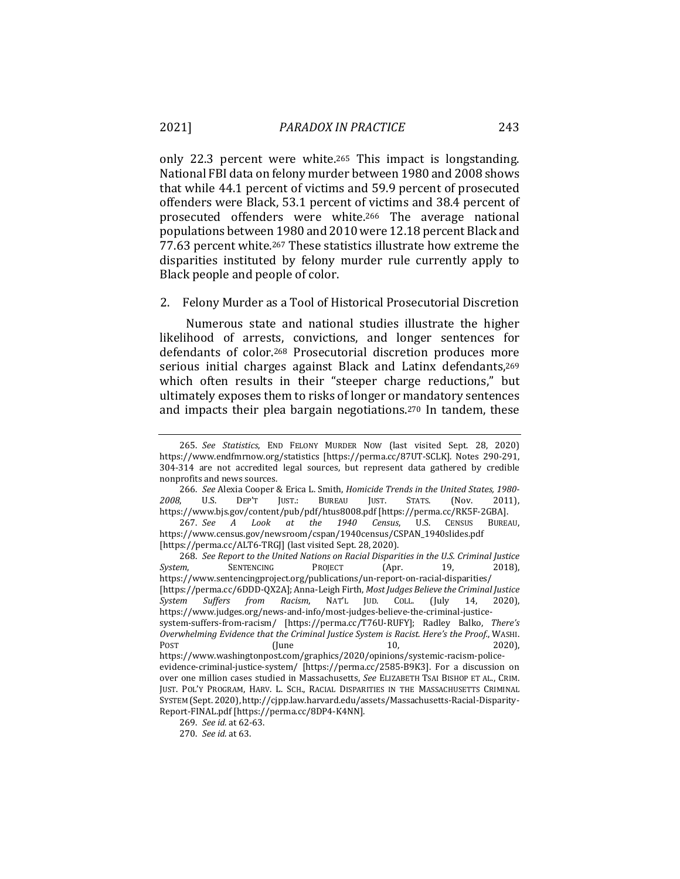only 22.3 percent were white.[265] This impact is longstanding. National FBI data on felony murder between 1980 and 2008 shows that while 44.1 percent of victims and 59.9 percent of prosecuted offenders were Black, 53.1 percent of victims and 38.4 percent of prosecuted offenders were white.[266] The average national populations between 1980 and 2010 were 12.18 percent Black and 77.63 percent white.[267] These statistics illustrate how extreme the disparities instituted by felony murder rule currently apply to Black people and people of color.

2. Felony Murder as a Tool of Historical Prosecutorial Discretion

Numerous state and national studies illustrate the higher likelihood of arrests, convictions, and longer sentences for defendants of color.[268] Prosecutorial discretion produces more serious initial charges against Black and Latinx defendants,[269] which often results in their "steeper charge reductions," but ultimately exposes them to risks of longer or mandatory sentences and impacts their plea bargain negotiations.[270] In tandem, these

---

265. *See Statistics*, END FELONY MURDER NOW (last visited Sept. 28, 2020) https://www.endfmrnow.org/statistics [https://perma.cc/87UT-SCLK]. Notes 290-291, 304-314 are not accredited legal sources, but represent data gathered by credible nonprofits and news sources.

266. *See* Alexia Cooper & Erica L. Smith, *Homicide Trends in the United States, 1980-2008*, U.S. DEP'T JUST.: BUREAU JUST. STATS. (Nov. 2011), https://www.bjs.gov/content/pub/pdf/htus8008.pdf [https://perma.cc/RK5F-2GBA].

267. *See A Look at the 1940 Census*, U.S. CENSUS BUREAU, https://www.census.gov/newsroom/cspan/1940census/CSPAN_1940slides.pdf [https://perma.cc/ALT6-TRGJ] (last visited Sept. 28, 2020).

268. *See Report to the United Nations on Racial Disparities in the U.S. Criminal Justice System*, SENTENCING PROJECT (Apr. 19, 2018), https://www.sentencingproject.org/publications/un-report-on-racial-disparities/ [https://perma.cc/6DDD-QX2A]; Anna-Leigh Firth, *Most Judges Believe the Criminal Justice System Suffers from Racism*, NAT'L JUD. COLL. (July 14, 2020), https://www.judges.org/news-and-info/most-judges-believe-the-criminal-justice-system-suffers-from-racism/ [https://perma.cc/T76U-RUFY]; Radley Balko, *There's Overwhelming Evidence that the Criminal Justice System is Racist. Here's the Proof.*, WASHI. POST (June 10, 2020), https://www.washingtonpost.com/graphics/2020/opinions/systemic-racism-police-evidence-criminal-justice-system/ [https://perma.cc/2585-B9K3]. For a discussion on over one million cases studied in Massachusetts, *See* ELIZABETH TSAI BISHOP ET AL., CRIM. JUST. POL'Y PROGRAM, HARV. L. SCH., RACIAL DISPARITIES IN THE MASSACHUSETTS CRIMINAL SYSTEM (Sept. 2020), http://cjpp.law.harvard.edu/assets/Massachusetts-Racial-Disparity-Report-FINAL.pdf [https://perma.cc/8DP4-K4NN].

269. *See id.* at 62-63.

270. *See id.* at 63.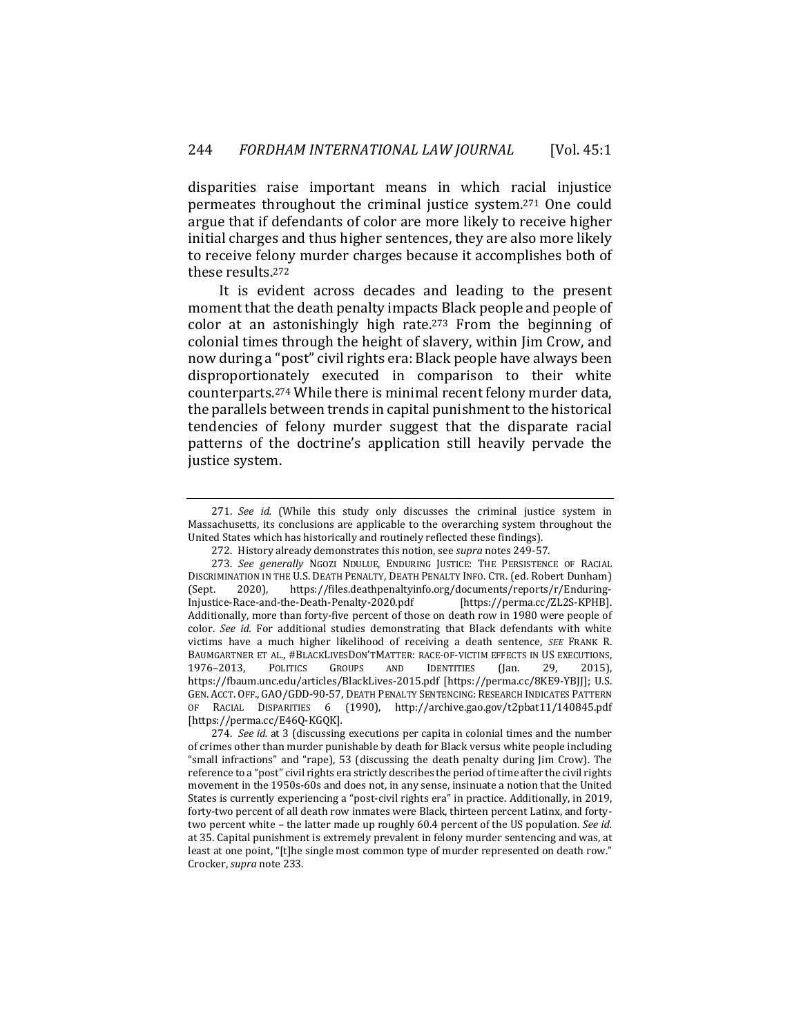disparities raise important means in which racial injustice permeates throughout the criminal justice system.[271] One could argue that if defendants of color are more likely to receive higher initial charges and thus higher sentences, they are also more likely to receive felony murder charges because it accomplishes both of these results.[272]

It is evident across decades and leading to the present moment that the death penalty impacts Black people and people of color at an astonishingly high rate.[273] From the beginning of colonial times through the height of slavery, within Jim Crow, and now during a "post" civil rights era: Black people have always been disproportionately executed in comparison to their white counterparts.[274] While there is minimal recent felony murder data, the parallels between trends in capital punishment to the historical tendencies of felony murder suggest that the disparate racial patterns of the doctrine's application still heavily pervade the justice system.

---

271. *See id.* (While this study only discusses the criminal justice system in Massachusetts, its conclusions are applicable to the overarching system throughout the United States which has historically and routinely reflected these findings).

272. History already demonstrates this notion, see *supra* notes 249-57.

273. *See generally* NGOZI NDULUE, ENDURING JUSTICE: THE PERSISTENCE OF RACIAL DISCRIMINATION IN THE U.S. DEATH PENALTY, DEATH PENALTY INFO. CTR. (ed. Robert Dunham) (Sept. 2020), https://files.deathpenaltyinfo.org/documents/reports/r/Enduring-Injustice-Race-and-the-Death-Penalty-2020.pdf [https://perma.cc/ZL2S-KPHB]. Additionally, more than forty-five percent of those on death row in 1980 were people of color. *See id.* For additional studies demonstrating that Black defendants with white victims have a much higher likelihood of receiving a death sentence, *SEE* FRANK R. BAUMGARTNER ET AL., #BLACKLIVESDON'TMATTER: RACE-OF-VICTIM EFFECTS IN US EXECUTIONS, 1976–2013, POLITICS GROUPS AND IDENTITIES (Jan. 29, 2015), https://fbaum.unc.edu/articles/BlackLives-2015.pdf [https://perma.cc/8KE9-YBJJ]; U.S. GEN. ACCT. OFF., GAO/GDD-90-57, DEATH PENALTY SENTENCING: RESEARCH INDICATES PATTERN OF RACIAL DISPARITIES 6 (1990), http://archive.gao.gov/t2pbat11/140845.pdf [https://perma.cc/E46Q-KGQK].

274. *See id.* at 3 (discussing executions per capita in colonial times and the number of crimes other than murder punishable by death for Black versus white people including "small infractions" and "rape), 53 (discussing the death penalty during Jim Crow). The reference to a "post" civil rights era strictly describes the period of time after the civil rights movement in the 1950s-60s and does not, in any sense, insinuate a notion that the United States is currently experiencing a "post-civil rights era" in practice. Additionally, in 2019, forty-two percent of all death row inmates were Black, thirteen percent Latinx, and forty-two percent white – the latter made up roughly 60.4 percent of the US population. *See id.* at 35. Capital punishment is extremely prevalent in felony murder sentencing and was, at least at one point, "[t]he single most common type of murder represented on death row." Crocker, *supra* note 233.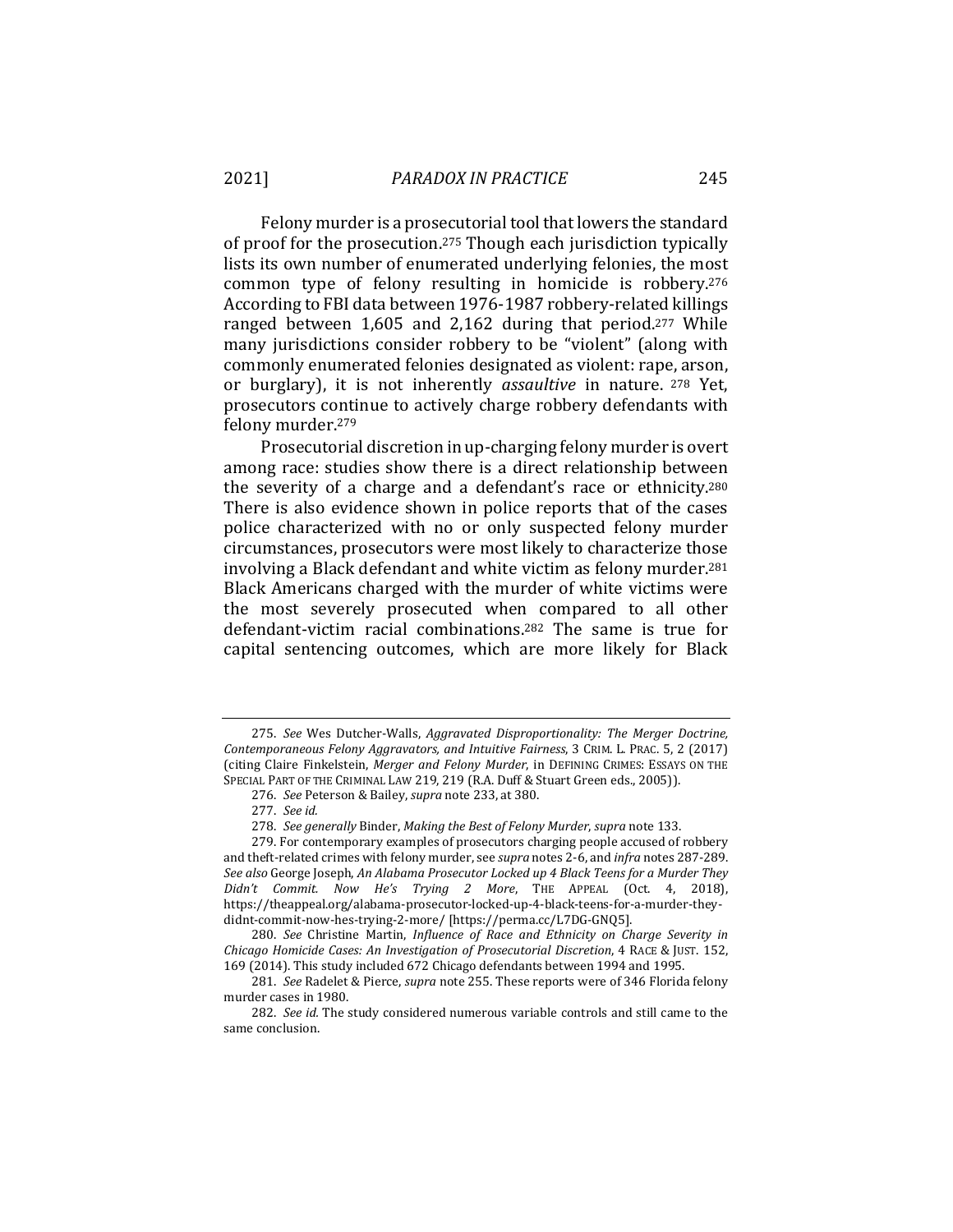Felony murder is a prosecutorial tool that lowers the standard of proof for the prosecution.[275] Though each jurisdiction typically lists its own number of enumerated underlying felonies, the most common type of felony resulting in homicide is robbery.[276] According to FBI data between 1976-1987 robbery-related killings ranged between 1,605 and 2,162 during that period.[277] While many jurisdictions consider robbery to be "violent" (along with commonly enumerated felonies designated as violent: rape, arson, or burglary), it is not inherently *assaultive* in nature. [278] Yet, prosecutors continue to actively charge robbery defendants with felony murder.[279]

Prosecutorial discretion in up-charging felony murder is overt among race: studies show there is a direct relationship between the severity of a charge and a defendant's race or ethnicity.[280] There is also evidence shown in police reports that of the cases police characterized with no or only suspected felony murder circumstances, prosecutors were most likely to characterize those involving a Black defendant and white victim as felony murder.[281] Black Americans charged with the murder of white victims were the most severely prosecuted when compared to all other defendant-victim racial combinations.[282] The same is true for capital sentencing outcomes, which are more likely for Black

---

275. *See* Wes Dutcher-Walls, *Aggravated Disproportionality: The Merger Doctrine, Contemporaneous Felony Aggravators, and Intuitive Fairness*, 3 CRIM. L. PRAC. 5, 2 (2017) (citing Claire Finkelstein, *Merger and Felony Murder*, in DEFINING CRIMES: ESSAYS ON THE SPECIAL PART OF THE CRIMINAL LAW 219, 219 (R.A. Duff & Stuart Green eds., 2005)).

276. *See* Peterson & Bailey, *supra* note 233, at 380.

277. *See id.*

278. *See generally* Binder, *Making the Best of Felony Murder*, *supra* note 133.

279. For contemporary examples of prosecutors charging people accused of robbery and theft-related crimes with felony murder, see *supra* notes 2-6, and *infra* notes 287-289. *See also* George Joseph, *An Alabama Prosecutor Locked up 4 Black Teens for a Murder They Didn't Commit. Now He's Trying 2 More*, THE APPEAL (Oct. 4, 2018), https://theappeal.org/alabama-prosecutor-locked-up-4-black-teens-for-a-murder-they-didnt-commit-now-hes-trying-2-more/ [https://perma.cc/L7DG-GNQ5].

280. *See* Christine Martin, *Influence of Race and Ethnicity on Charge Severity in Chicago Homicide Cases: An Investigation of Prosecutorial Discretion*, 4 RACE & JUST. 152, 169 (2014). This study included 672 Chicago defendants between 1994 and 1995.

281. *See* Radelet & Pierce, *supra* note 255. These reports were of 346 Florida felony murder cases in 1980.

282. *See id.* The study considered numerous variable controls and still came to the same conclusion.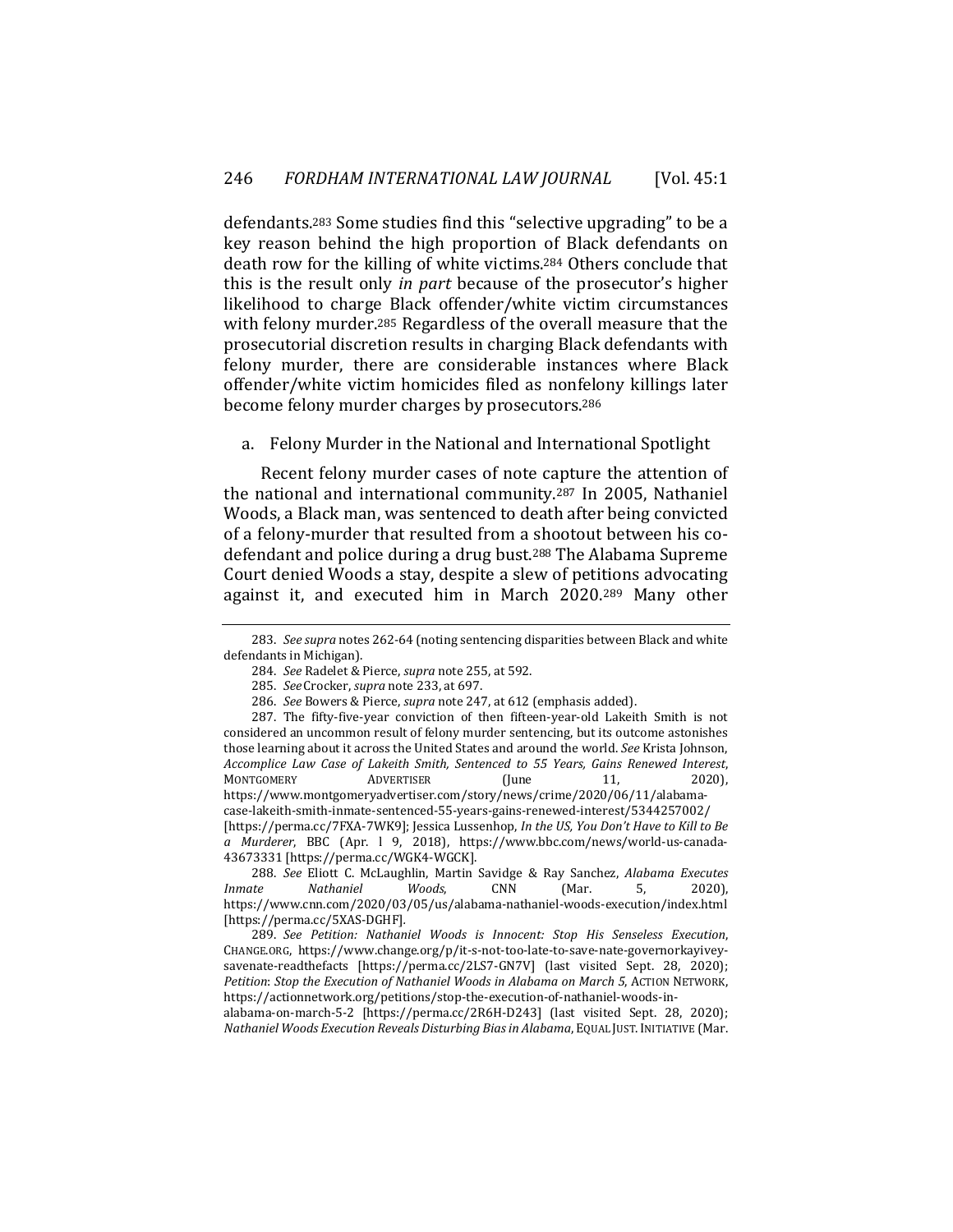defendants.[283] Some studies find this "selective upgrading" to be a key reason behind the high proportion of Black defendants on death row for the killing of white victims.[284] Others conclude that this is the result only *in part* because of the prosecutor's higher likelihood to charge Black offender/white victim circumstances with felony murder.[285] Regardless of the overall measure that the prosecutorial discretion results in charging Black defendants with felony murder, there are considerable instances where Black offender/white victim homicides filed as nonfelony killings later become felony murder charges by prosecutors.[286]

a. Felony Murder in the National and International Spotlight

Recent felony murder cases of note capture the attention of the national and international community.[287] In 2005, Nathaniel Woods, a Black man, was sentenced to death after being convicted of a felony-murder that resulted from a shootout between his co-defendant and police during a drug bust.[288] The Alabama Supreme Court denied Woods a stay, despite a slew of petitions advocating against it, and executed him in March 2020.[289] Many other

---

283. *See supra* notes 262-64 (noting sentencing disparities between Black and white defendants in Michigan).

284. *See* Radelet & Pierce, *supra* note 255, at 592.

285. *See* Crocker, *supra* note 233, at 697.

286. *See* Bowers & Pierce, *supra* note 247, at 612 (emphasis added).

287. The fifty-five-year conviction of then fifteen-year-old Lakeith Smith is not considered an uncommon result of felony murder sentencing, but its outcome astonishes those learning about it across the United States and around the world. *See* Krista Johnson, *Accomplice Law Case of Lakeith Smith, Sentenced to 55 Years, Gains Renewed Interest*, MONTGOMERY ADVERTISER (June 11, 2020), https://www.montgomeryadvertiser.com/story/news/crime/2020/06/11/alabama-case-lakeith-smith-inmate-sentenced-55-years-gains-renewed-interest/5344257002/ [https://perma.cc/7FXA-7WK9]; Jessica Lussenhop, *In the US, You Don't Have to Kill to Be a Murderer*, BBC (Apr. 19, 2018), https://www.bbc.com/news/world-us-canada-43673331 [https://perma.cc/WGK4-WGCK].

288. *See* Eliott C. McLaughlin, Martin Savidge & Ray Sanchez, *Alabama Executes Inmate Nathaniel Woods*, CNN (Mar. 5, 2020), https://www.cnn.com/2020/03/05/us/alabama-nathaniel-woods-execution/index.html [https://perma.cc/5XAS-DGHF].

289. *See Petition: Nathaniel Woods is Innocent: Stop His Senseless Execution*, CHANGE.ORG, https://www.change.org/p/it-s-not-too-late-to-save-nate-governorkayivey-savenate-readthefacts [https://perma.cc/2LS7-GN7V] (last visited Sept. 28, 2020); *Petition*: *Stop the Execution of Nathaniel Woods in Alabama on March 5*, ACTION NETWORK, https://actionnetwork.org/petitions/stop-the-execution-of-nathaniel-woods-in-alabama-on-march-5-2 [https://perma.cc/2R6H-D243] (last visited Sept. 28, 2020); *Nathaniel Woods Execution Reveals Disturbing Bias in Alabama*, EQUAL JUST. INITIATIVE (Mar.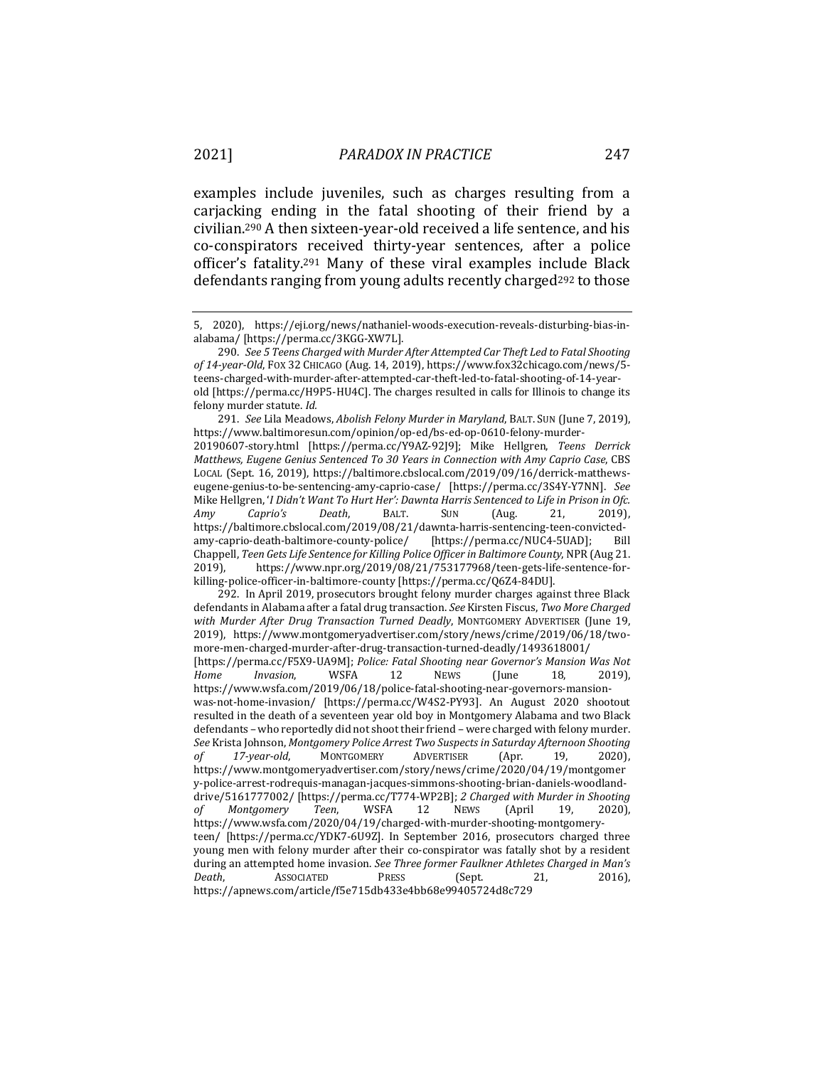examples include juveniles, such as charges resulting from a carjacking ending in the fatal shooting of their friend by a civilian.[290] A then sixteen-year-old received a life sentence, and his co-conspirators received thirty-year sentences, after a police officer's fatality.[291] Many of these viral examples include Black defendants ranging from young adults recently charged[292] to those

---

5, 2020), https://eji.org/news/nathaniel-woods-execution-reveals-disturbing-bias-in-alabama/ [https://perma.cc/3KGG-XW7L].

290. *See 5 Teens Charged with Murder After Attempted Car Theft Led to Fatal Shooting of 14-year-Old*, FOX 32 CHICAGO (Aug. 14, 2019), https://www.fox32chicago.com/news/5-teens-charged-with-murder-after-attempted-car-theft-led-to-fatal-shooting-of-14-year-old [https://perma.cc/H9P5-HU4C]. The charges resulted in calls for Illinois to change its felony murder statute. *Id.*

291. *See* Lila Meadows, *Abolish Felony Murder in Maryland*, BALT. SUN (June 7, 2019), https://www.baltimoresun.com/opinion/op-ed/bs-ed-op-0610-felony-murder-20190607-story.html [https://perma.cc/Y9AZ-92J9]; Mike Hellgren, *Teens Derrick Matthews, Eugene Genius Sentenced To 30 Years in Connection with Amy Caprio Case*, CBS LOCAL (Sept. 16, 2019), https://baltimore.cbslocal.com/2019/09/16/derrick-matthews-eugene-genius-to-be-sentencing-amy-caprio-case/ [https://perma.cc/3S4Y-Y7NN]. *See* Mike Hellgren, '*I Didn't Want To Hurt Her': Dawnta Harris Sentenced to Life in Prison in Ofc. Amy Caprio's Death*, BALT. SUN (Aug. 21, 2019), https://baltimore.cbslocal.com/2019/08/21/dawnta-harris-sentencing-teen-convicted-amy-caprio-death-baltimore-county-police/ [https://perma.cc/NUC4-5UAD]; Bill Chappell, *Teen Gets Life Sentence for Killing Police Officer in Baltimore County*, NPR (Aug 21. 2019), https://www.npr.org/2019/08/21/753177968/teen-gets-life-sentence-for-killing-police-officer-in-baltimore-county [https://perma.cc/Q6Z4-84DU].

292. In April 2019, prosecutors brought felony murder charges against three Black defendants in Alabama after a fatal drug transaction. *See* Kirsten Fiscus, *Two More Charged with Murder After Drug Transaction Turned Deadly*, MONTGOMERY ADVERTISER (June 19, 2019), https://www.montgomeryadvertiser.com/story/news/crime/2019/06/18/two-more-men-charged-murder-after-drug-transaction-turned-deadly/1493618001/ [https://perma.cc/F5X9-UA9M]; *Police: Fatal Shooting near Governor's Mansion Was Not Home Invasion*, WSFA 12 NEWS (June 18, 2019), https://www.wsfa.com/2019/06/18/police-fatal-shooting-near-governors-mansion-was-not-home-invasion/ [https://perma.cc/W4S2-PY93]. An August 2020 shootout resulted in the death of a seventeen year old boy in Montgomery Alabama and two Black defendants – who reportedly did not shoot their friend – were charged with felony murder. *See* Krista Johnson, *Montgomery Police Arrest Two Suspects in Saturday Afternoon Shooting of 17-year-old*, MONTGOMERY ADVERTISER (Apr. 19, 2020), https://www.montgomeryadvertiser.com/story/news/crime/2020/04/19/montgomery-police-arrest-rodrequis-managan-jacques-simmons-shooting-brian-daniels-woodland-drive/5161777002/ [https://perma.cc/T774-WP2B]; *2 Charged with Murder in Shooting of Montgomery Teen*, WSFA 12 NEWS (April 19, 2020), https://www.wsfa.com/2020/04/19/charged-with-murder-shooting-montgomery-teen/ [https://perma.cc/YDK7-6U9Z]. In September 2016, prosecutors charged three young men with felony murder after their co-conspirator was fatally shot by a resident during an attempted home invasion. *See Three former Faulkner Athletes Charged in Man's Death*, ASSOCIATED PRESS (Sept. 21, 2016), https://apnews.com/article/f5e715db433e4bb68e99405724d8c729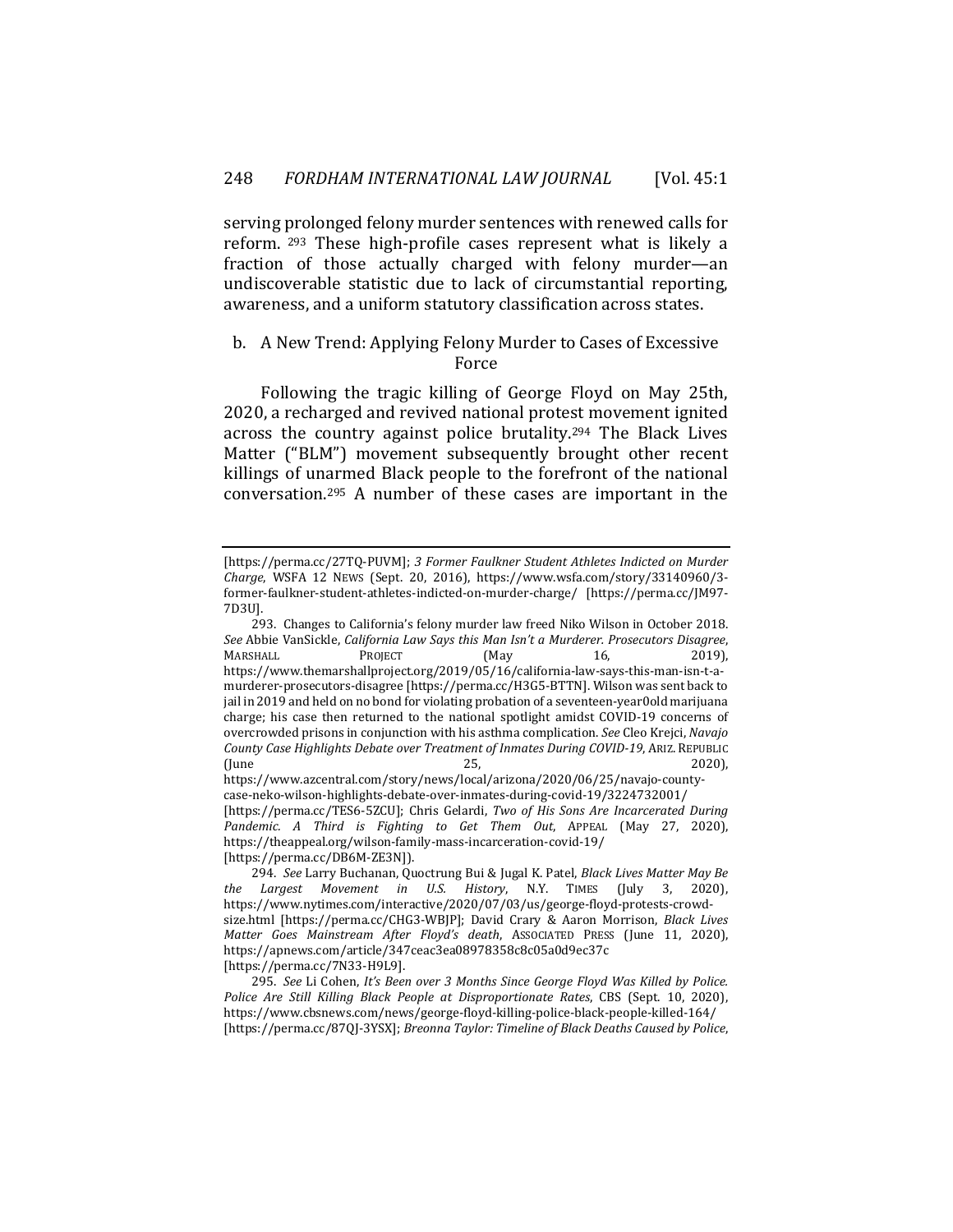serving prolonged felony murder sentences with renewed calls for reform. [293] These high-profile cases represent what is likely a fraction of those actually charged with felony murder—an undiscoverable statistic due to lack of circumstantial reporting, awareness, and a uniform statutory classification across states.

### b. A New Trend: Applying Felony Murder to Cases of Excessive Force

Following the tragic killing of George Floyd on May 25th, 2020, a recharged and revived national protest movement ignited across the country against police brutality.[294] The Black Lives Matter ("BLM") movement subsequently brought other recent killings of unarmed Black people to the forefront of the national conversation.[295] A number of these cases are important in the

---

[https://perma.cc/27TQ-PUVM]; *3 Former Faulkner Student Athletes Indicted on Murder Charge*, WSFA 12 NEWS (Sept. 20, 2016), https://www.wsfa.com/story/33140960/3-former-faulkner-student-athletes-indicted-on-murder-charge/ [https://perma.cc/JM97-7D3U].

293. Changes to California's felony murder law freed Niko Wilson in October 2018. *See* Abbie VanSickle, *California Law Says this Man Isn't a Murderer. Prosecutors Disagree*, MARSHALL PROJECT (May 16, 2019), https://www.themarshallproject.org/2019/05/16/california-law-says-this-man-isn-t-a-murderer-prosecutors-disagree [https://perma.cc/H3G5-BTTN]. Wilson was sent back to jail in 2019 and held on no bond for violating probation of a seventeen-year0old marijuana charge; his case then returned to the national spotlight amidst COVID-19 concerns of overcrowded prisons in conjunction with his asthma complication. *See* Cleo Krejci, *Navajo County Case Highlights Debate over Treatment of Inmates During COVID-19*, ARIZ. REPUBLIC (June 25, 2020), https://www.azcentral.com/story/news/local/arizona/2020/06/25/navajo-county-case-neko-wilson-highlights-debate-over-inmates-during-covid-19/3224732001/ [https://perma.cc/TES6-5ZCU]; Chris Gelardi, *Two of His Sons Are Incarcerated During Pandemic. A Third is Fighting to Get Them Out*, APPEAL (May 27, 2020), https://theappeal.org/wilson-family-mass-incarceration-covid-19/ [https://perma.cc/DB6M-ZE3N]).

294. *See* Larry Buchanan, Quoctrung Bui & Jugal K. Patel, *Black Lives Matter May Be the Largest Movement in U.S. History*, N.Y. TIMES (July 3, 2020), https://www.nytimes.com/interactive/2020/07/03/us/george-floyd-protests-crowd-size.html [https://perma.cc/CHG3-WBJP]; David Crary & Aaron Morrison, *Black Lives Matter Goes Mainstream After Floyd's death*, ASSOCIATED PRESS (June 11, 2020), https://apnews.com/article/347ceac3ea08978358c8c05a0d9ec37c [https://perma.cc/7N33-H9L9].

295. *See* Li Cohen, *It's Been over 3 Months Since George Floyd Was Killed by Police. Police Are Still Killing Black People at Disproportionate Rates*, CBS (Sept. 10, 2020), https://www.cbsnews.com/news/george-floyd-killing-police-black-people-killed-164/ [https://perma.cc/87QJ-3YSX]; *Breonna Taylor: Timeline of Black Deaths Caused by Police*,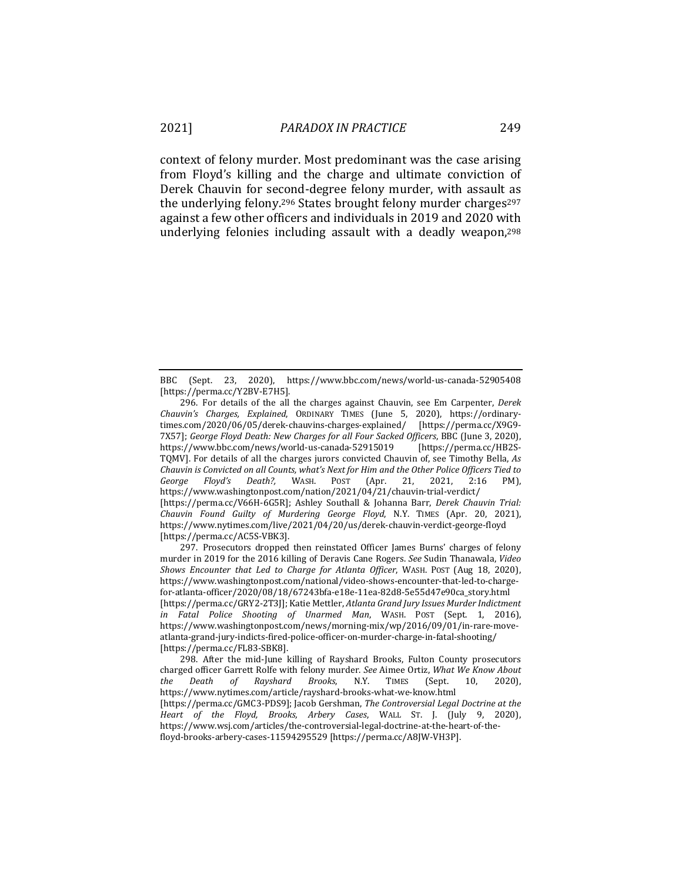context of felony murder. Most predominant was the case arising from Floyd's killing and the charge and ultimate conviction of Derek Chauvin for second-degree felony murder, with assault as the underlying felony.[296] States brought felony murder charges[297] against a few other officers and individuals in 2019 and 2020 with underlying felonies including assault with a deadly weapon,[298]

---

BBC (Sept. 23, 2020), https://www.bbc.com/news/world-us-canada-52905408 [https://perma.cc/Y2BV-E7H5].

296. For details of the all the charges against Chauvin, see Em Carpenter, *Derek Chauvin's Charges, Explained*, ORDINARY TIMES (June 5, 2020), https://ordinary-times.com/2020/06/05/derek-chauvins-charges-explained/ [https://perma.cc/X9G9-7X57]; *George Floyd Death: New Charges for all Four Sacked Officers*, BBC (June 3, 2020), https://www.bbc.com/news/world-us-canada-52915019 [https://perma.cc/HB2S-TQMV]. For details of all the charges jurors convicted Chauvin of, see Timothy Bella, *As Chauvin is Convicted on all Counts, what's Next for Him and the Other Police Officers Tied to George Floyd's Death?*, WASH. POST (Apr. 21, 2021, 2:16 PM), https://www.washingtonpost.com/nation/2021/04/21/chauvin-trial-verdict/ [https://perma.cc/V66H-6G5R]; Ashley Southall & Johanna Barr, *Derek Chauvin Trial: Chauvin Found Guilty of Murdering George Floyd*, N.Y. TIMES (Apr. 20, 2021), https://www.nytimes.com/live/2021/04/20/us/derek-chauvin-verdict-george-floyd [https://perma.cc/AC5S-VBK3].

297. Prosecutors dropped then reinstated Officer James Burns' charges of felony murder in 2019 for the 2016 killing of Deravis Cane Rogers. *See* Sudin Thanawala, *Video Shows Encounter that Led to Charge for Atlanta Officer*, WASH. POST (Aug 18, 2020), https://www.washingtonpost.com/national/video-shows-encounter-that-led-to-charge-for-atlanta-officer/2020/08/18/67243bfa-e18e-11ea-82d8-5e55d47e90ca_story.html [https://perma.cc/GRY2-2T3J]; Katie Mettler, *Atlanta Grand Jury Issues Murder Indictment in Fatal Police Shooting of Unarmed Man*, WASH. POST (Sept. 1, 2016), https://www.washingtonpost.com/news/morning-mix/wp/2016/09/01/in-rare-move-atlanta-grand-jury-indicts-fired-police-officer-on-murder-charge-in-fatal-shooting/ [https://perma.cc/FL83-SBK8].

298. After the mid-June killing of Rayshard Brooks, Fulton County prosecutors charged officer Garrett Rolfe with felony murder. *See* Aimee Ortiz, *What We Know About the Death of Rayshard Brooks*, N.Y. TIMES (Sept. 10, 2020), https://www.nytimes.com/article/rayshard-brooks-what-we-know.html [https://perma.cc/GMC3-PDS9]; Jacob Gershman, *The Controversial Legal Doctrine at the Heart of the Floyd, Brooks, Arbery Cases*, WALL ST. J. (July 9, 2020), https://www.wsj.com/articles/the-controversial-legal-doctrine-at-the-heart-of-the-floyd-brooks-arbery-cases-11594295529 [https://perma.cc/A8JW-VH3P].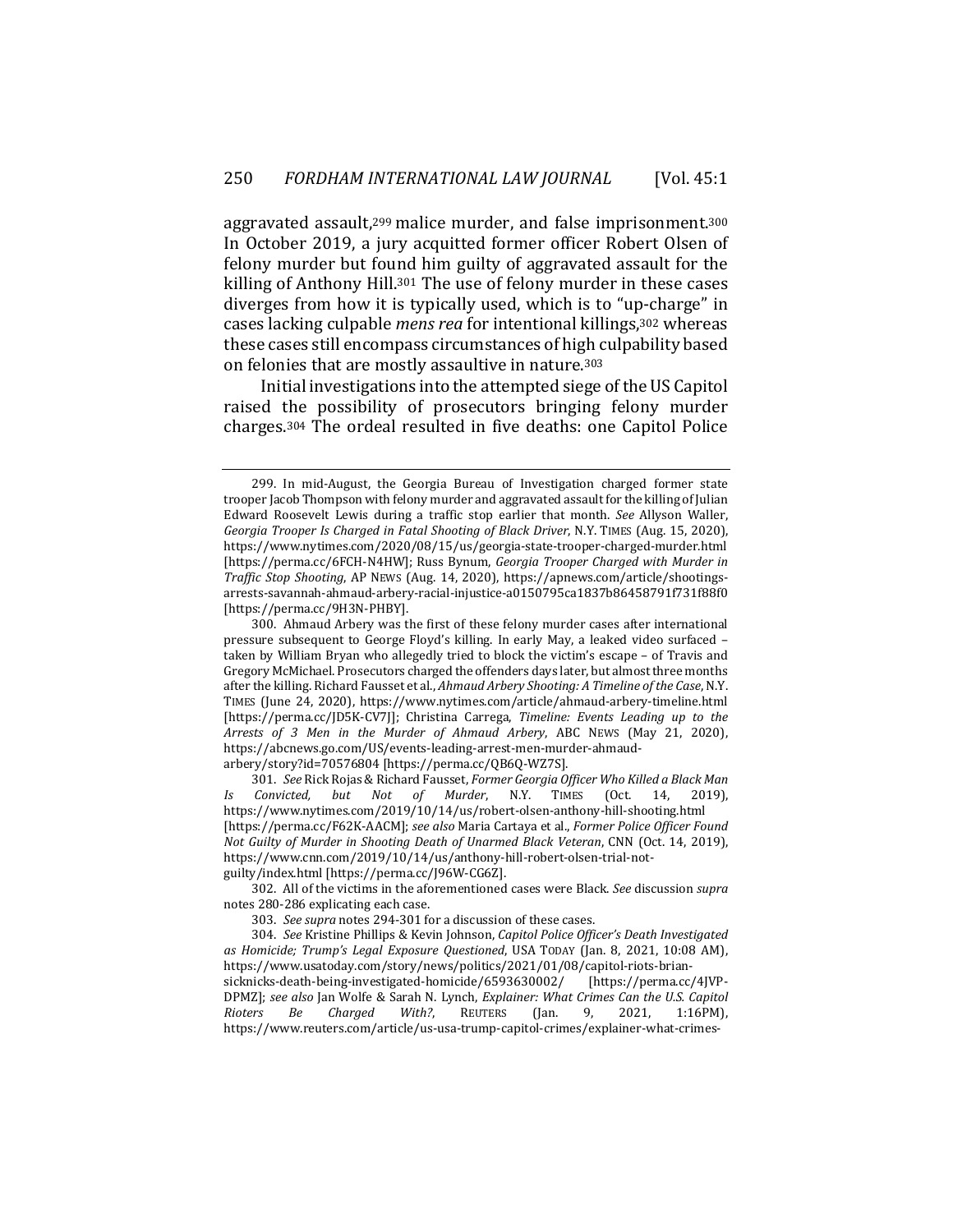aggravated assault,[299] malice murder, and false imprisonment.[300] In October 2019, a jury acquitted former officer Robert Olsen of felony murder but found him guilty of aggravated assault for the killing of Anthony Hill.[301] The use of felony murder in these cases diverges from how it is typically used, which is to "up-charge" in cases lacking culpable *mens rea* for intentional killings,[302] whereas these cases still encompass circumstances of high culpability based on felonies that are mostly assaultive in nature.[303]

Initial investigations into the attempted siege of the US Capitol raised the possibility of prosecutors bringing felony murder charges.[304] The ordeal resulted in five deaths: one Capitol Police

---

299. In mid-August, the Georgia Bureau of Investigation charged former state trooper Jacob Thompson with felony murder and aggravated assault for the killing of Julian Edward Roosevelt Lewis during a traffic stop earlier that month. *See* Allyson Waller, *Georgia Trooper Is Charged in Fatal Shooting of Black Driver*, N.Y. TIMES (Aug. 15, 2020), https://www.nytimes.com/2020/08/15/us/georgia-state-trooper-charged-murder.html [https://perma.cc/6FCH-N4HW]; Russ Bynum, *Georgia Trooper Charged with Murder in Traffic Stop Shooting*, AP NEWS (Aug. 14, 2020), https://apnews.com/article/shootings-arrests-savannah-ahmaud-arbery-racial-injustice-a0150795ca1837b86458791f731f88f0 [https://perma.cc/9H3N-PHBY].

300. Ahmaud Arbery was the first of these felony murder cases after international pressure subsequent to George Floyd's killing. In early May, a leaked video surfaced – taken by William Bryan who allegedly tried to block the victim's escape – of Travis and Gregory McMichael. Prosecutors charged the offenders days later, but almost three months after the killing. Richard Fausset et al., *Ahmaud Arbery Shooting: A Timeline of the Case*, N.Y. TIMES (June 24, 2020), https://www.nytimes.com/article/ahmaud-arbery-timeline.html [https://perma.cc/JD5K-CV7J]; Christina Carrega, *Timeline: Events Leading up to the Arrests of 3 Men in the Murder of Ahmaud Arbery*, ABC NEWS (May 21, 2020), https://abcnews.go.com/US/events-leading-arrest-men-murder-ahmaud-arbery/story?id=70576804 [https://perma.cc/QB6Q-WZ7S].

301. *See* Rick Rojas & Richard Fausset, *Former Georgia Officer Who Killed a Black Man Is Convicted, but Not of Murder*, N.Y. TIMES (Oct. 14, 2019), https://www.nytimes.com/2019/10/14/us/robert-olsen-anthony-hill-shooting.html [https://perma.cc/F62K-AACM]; *see also* Maria Cartaya et al., *Former Police Officer Found Not Guilty of Murder in Shooting Death of Unarmed Black Veteran*, CNN (Oct. 14, 2019), https://www.cnn.com/2019/10/14/us/anthony-hill-robert-olsen-trial-not-guilty/index.html [https://perma.cc/J96W-CG6Z].

302. All of the victims in the aforementioned cases were Black. *See* discussion *supra* notes 280-286 explicating each case.

303. *See supra* notes 294-301 for a discussion of these cases.

304. *See* Kristine Phillips & Kevin Johnson, *Capitol Police Officer's Death Investigated as Homicide; Trump's Legal Exposure Questioned*, USA TODAY (Jan. 8, 2021, 10:08 AM), https://www.usatoday.com/story/news/politics/2021/01/08/capitol-riots-brian-sicknicks-death-being-investigated-homicide/6593630002/ [https://perma.cc/4JVP-DPMZ]; *see also* Jan Wolfe & Sarah N. Lynch, *Explainer: What Crimes Can the U.S. Capitol Rioters Be Charged With?*, REUTERS (Jan. 9, 2021, 1:16PM), https://www.reuters.com/article/us-usa-trump-capitol-crimes/explainer-what-crimes-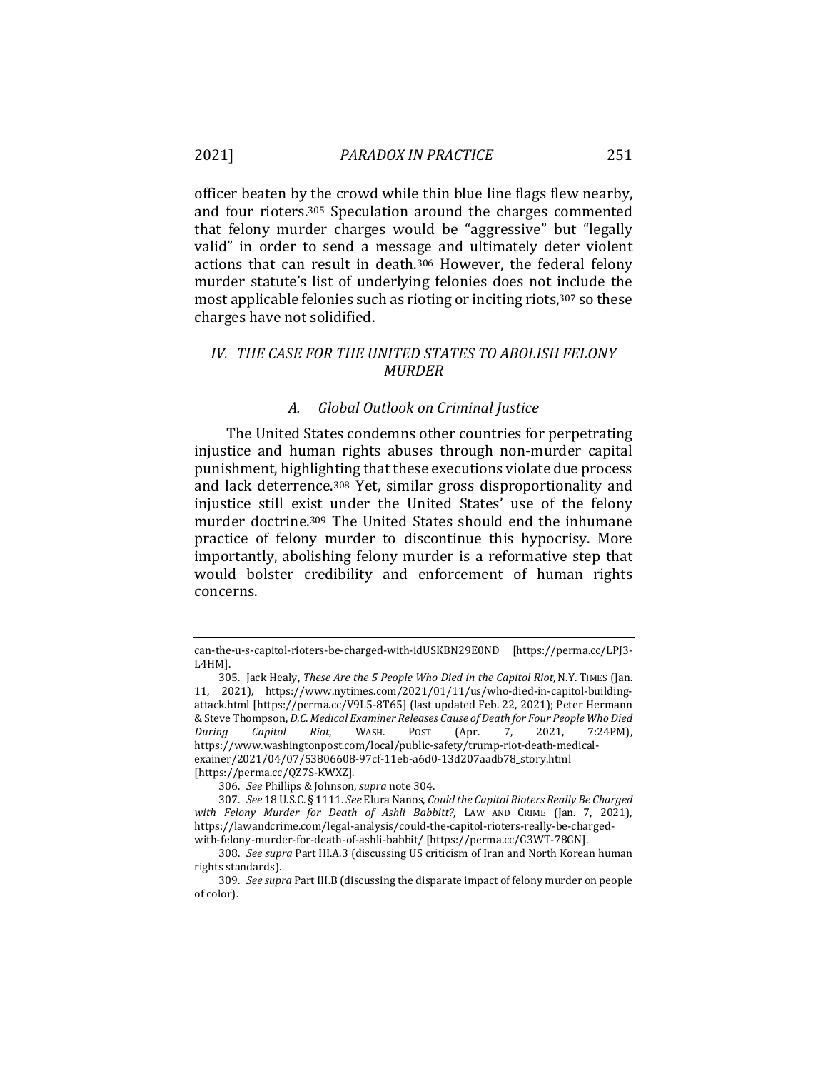officer beaten by the crowd while thin blue line flags flew nearby, and four rioters.[305] Speculation around the charges commented that felony murder charges would be "aggressive" but "legally valid" in order to send a message and ultimately deter violent actions that can result in death.[306] However, the federal felony murder statute's list of underlying felonies does not include the most applicable felonies such as rioting or inciting riots,[307] so these charges have not solidified.

## *IV. THE CASE FOR THE UNITED STATES TO ABOLISH FELONY MURDER*

### *A. Global Outlook on Criminal Justice*

The United States condemns other countries for perpetrating injustice and human rights abuses through non-murder capital punishment, highlighting that these executions violate due process and lack deterrence.[308] Yet, similar gross disproportionality and injustice still exist under the United States' use of the felony murder doctrine.[309] The United States should end the inhumane practice of felony murder to discontinue this hypocrisy. More importantly, abolishing felony murder is a reformative step that would bolster credibility and enforcement of human rights concerns.

---

can-the-u-s-capitol-rioters-be-charged-with-idUSKBN29E0ND [https://perma.cc/LPJ3-L4HM].

305. Jack Healy, *These Are the 5 People Who Died in the Capitol Riot*, N.Y. TIMES (Jan. 11, 2021), https://www.nytimes.com/2021/01/11/us/who-died-in-capitol-building-attack.html [https://perma.cc/V9L5-8T65] (last updated Feb. 22, 2021); Peter Hermann & Steve Thompson, *D.C. Medical Examiner Releases Cause of Death for Four People Who Died During Capitol Riot*, WASH. POST (Apr. 7, 2021, 7:24PM), https://www.washingtonpost.com/local/public-safety/trump-riot-death-medical-exainer/2021/04/07/53806608-97cf-11eb-a6d0-13d207aadb78_story.html [https://perma.cc/QZ7S-KWXZ].

306. *See* Phillips & Johnson, *supra* note 304.

307. *See* 18 U.S.C. § 1111. *See* Elura Nanos, *Could the Capitol Rioters Really Be Charged with Felony Murder for Death of Ashli Babbitt?*, LAW AND CRIME (Jan. 7, 2021), https://lawandcrime.com/legal-analysis/could-the-capitol-rioters-really-be-charged-with-felony-murder-for-death-of-ashli-babbit/ [https://perma.cc/G3WT-78GN].

308. *See supra* Part III.A.3 (discussing US criticism of Iran and North Korean human rights standards).

309. *See supra* Part III.B (discussing the disparate impact of felony murder on people of color).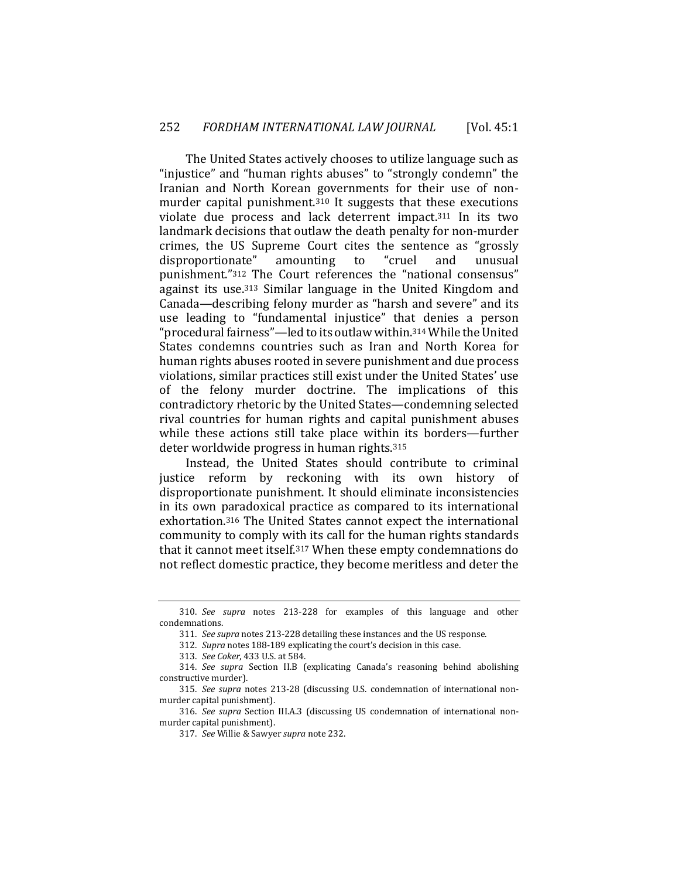The United States actively chooses to utilize language such as "injustice" and "human rights abuses" to "strongly condemn" the Iranian and North Korean governments for their use of non-murder capital punishment.[310] It suggests that these executions violate due process and lack deterrent impact.[311] In its two landmark decisions that outlaw the death penalty for non-murder crimes, the US Supreme Court cites the sentence as "grossly disproportionate" amounting to "cruel and unusual punishment."[312] The Court references the "national consensus" against its use.[313] Similar language in the United Kingdom and Canada—describing felony murder as "harsh and severe" and its use leading to "fundamental injustice" that denies a person "procedural fairness"—led to its outlaw within.[314] While the United States condemns countries such as Iran and North Korea for human rights abuses rooted in severe punishment and due process violations, similar practices still exist under the United States' use of the felony murder doctrine. The implications of this contradictory rhetoric by the United States—condemning selected rival countries for human rights and capital punishment abuses while these actions still take place within its borders—further deter worldwide progress in human rights.[315]

Instead, the United States should contribute to criminal justice reform by reckoning with its own history of disproportionate punishment. It should eliminate inconsistencies in its own paradoxical practice as compared to its international exhortation.[316] The United States cannot expect the international community to comply with its call for the human rights standards that it cannot meet itself.[317] When these empty condemnations do not reflect domestic practice, they become meritless and deter the

---

310. *See supra* notes 213-228 for examples of this language and other condemnations.

311. *See supra* notes 213-228 detailing these instances and the US response.

312. *Supra* notes 188-189 explicating the court's decision in this case.

313. *See Coker*, 433 U.S. at 584.

314. *See supra* Section II.B (explicating Canada's reasoning behind abolishing constructive murder).

315. *See supra* notes 213-28 (discussing U.S. condemnation of international non-murder capital punishment).

316. *See supra* Section III.A.3 (discussing US condemnation of international non-murder capital punishment).

317. *See* Willie & Sawyer *supra* note 232.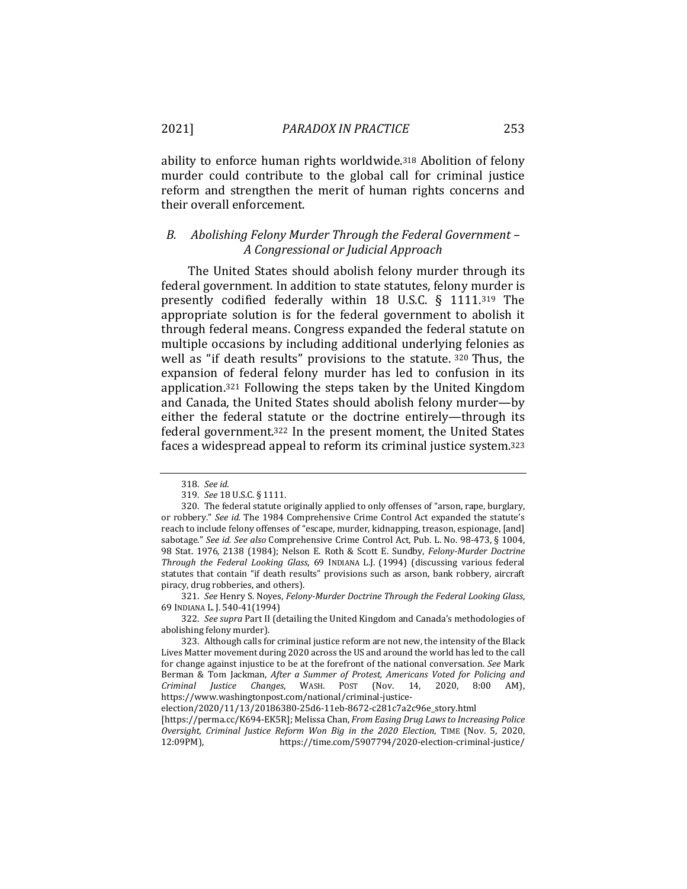ability to enforce human rights worldwide.[318] Abolition of felony murder could contribute to the global call for criminal justice reform and strengthen the merit of human rights concerns and their overall enforcement.

### *B. Abolishing Felony Murder Through the Federal Government – A Congressional or Judicial Approach*

The United States should abolish felony murder through its federal government. In addition to state statutes, felony murder is presently codified federally within 18 U.S.C. § 1111.[319] The appropriate solution is for the federal government to abolish it through federal means. Congress expanded the federal statute on multiple occasions by including additional underlying felonies as well as "if death results" provisions to the statute. [320] Thus, the expansion of federal felony murder has led to confusion in its application.[321] Following the steps taken by the United Kingdom and Canada, the United States should abolish felony murder—by either the federal statute or the doctrine entirely—through its federal government.[322] In the present moment, the United States faces a widespread appeal to reform its criminal justice system.[323]

---

318. *See id.*

319. *See* 18 U.S.C. § 1111.

320. The federal statute originally applied to only offenses of "arson, rape, burglary, or robbery." *See id.* The 1984 Comprehensive Crime Control Act expanded the statute's reach to include felony offenses of "escape, murder, kidnapping, treason, espionage, [and] sabotage." *See id. See also* Comprehensive Crime Control Act, Pub. L. No. 98-473, § 1004, 98 Stat. 1976, 2138 (1984); Nelson E. Roth & Scott E. Sundby, *Felony-Murder Doctrine Through the Federal Looking Glass*, 69 INDIANA L.J. (1994) (discussing various federal statutes that contain "if death results" provisions such as arson, bank robbery, aircraft piracy, drug robberies, and others).

321. *See* Henry S. Noyes, *Felony-Murder Doctrine Through the Federal Looking Glass*, 69 INDIANA L. J. 540-41(1994)

322. *See supra* Part II (detailing the United Kingdom and Canada's methodologies of abolishing felony murder).

323. Although calls for criminal justice reform are not new, the intensity of the Black Lives Matter movement during 2020 across the US and around the world has led to the call for change against injustice to be at the forefront of the national conversation. *See* Mark Berman & Tom Jackman, *After a Summer of Protest, Americans Voted for Policing and Criminal Justice Changes*, WASH. POST (Nov. 14, 2020, 8:00 AM), https://www.washingtonpost.com/national/criminal-justice-election/2020/11/13/20186380-25d6-11eb-8672-c281c7a2c96e_story.html [https://perma.cc/K694-EK5R]; Melissa Chan, *From Easing Drug Laws to Increasing Police Oversight, Criminal Justice Reform Won Big in the 2020 Election*, TIME (Nov. 5, 2020, 12:09PM), https://time.com/5907794/2020-election-criminal-justice/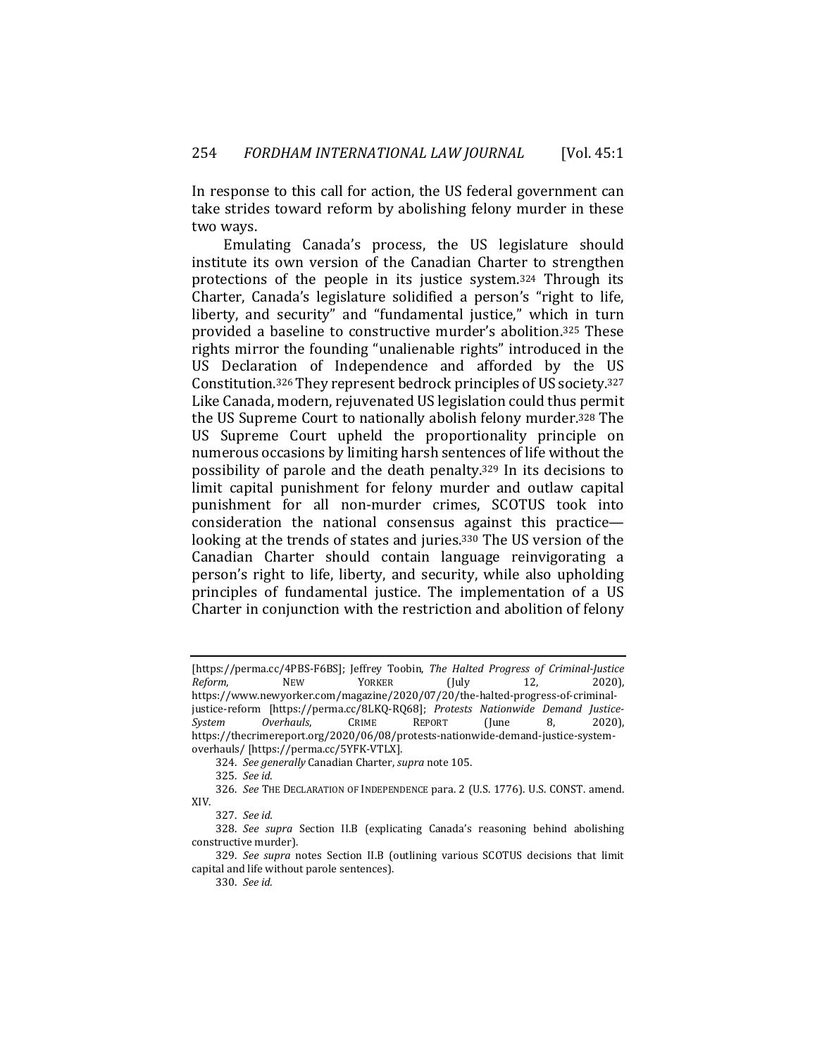In response to this call for action, the US federal government can take strides toward reform by abolishing felony murder in these two ways.

Emulating Canada's process, the US legislature should institute its own version of the Canadian Charter to strengthen protections of the people in its justice system.[324] Through its Charter, Canada's legislature solidified a person's "right to life, liberty, and security" and "fundamental justice," which in turn provided a baseline to constructive murder's abolition.[325] These rights mirror the founding "unalienable rights" introduced in the US Declaration of Independence and afforded by the US Constitution.[326] They represent bedrock principles of US society.[327] Like Canada, modern, rejuvenated US legislation could thus permit the US Supreme Court to nationally abolish felony murder.[328] The US Supreme Court upheld the proportionality principle on numerous occasions by limiting harsh sentences of life without the possibility of parole and the death penalty.[329] In its decisions to limit capital punishment for felony murder and outlaw capital punishment for all non-murder crimes, SCOTUS took into consideration the national consensus against this practice—looking at the trends of states and juries.[330] The US version of the Canadian Charter should contain language reinvigorating a person's right to life, liberty, and security, while also upholding principles of fundamental justice. The implementation of a US Charter in conjunction with the restriction and abolition of felony

---

[https://perma.cc/4PBS-F6BS]; Jeffrey Toobin, *The Halted Progress of Criminal-Justice Reform*, NEW YORKER (July 12, 2020), https://www.newyorker.com/magazine/2020/07/20/the-halted-progress-of-criminal-justice-reform [https://perma.cc/8LKQ-RQ68]; *Protests Nationwide Demand Justice-System Overhauls*, CRIME REPORT (June 8, 2020), https://thecrimereport.org/2020/06/08/protests-nationwide-demand-justice-system-overhauls/ [https://perma.cc/5YFK-VTLX].

324. *See generally* Canadian Charter, *supra* note 105.

325. *See id.*

326. *See* THE DECLARATION OF INDEPENDENCE para. 2 (U.S. 1776). U.S. CONST. amend. XIV.

327. *See id.*

328. *See supra* Section II.B (explicating Canada's reasoning behind abolishing constructive murder).

329. *See supra* notes Section II.B (outlining various SCOTUS decisions that limit capital and life without parole sentences).

330. *See id.*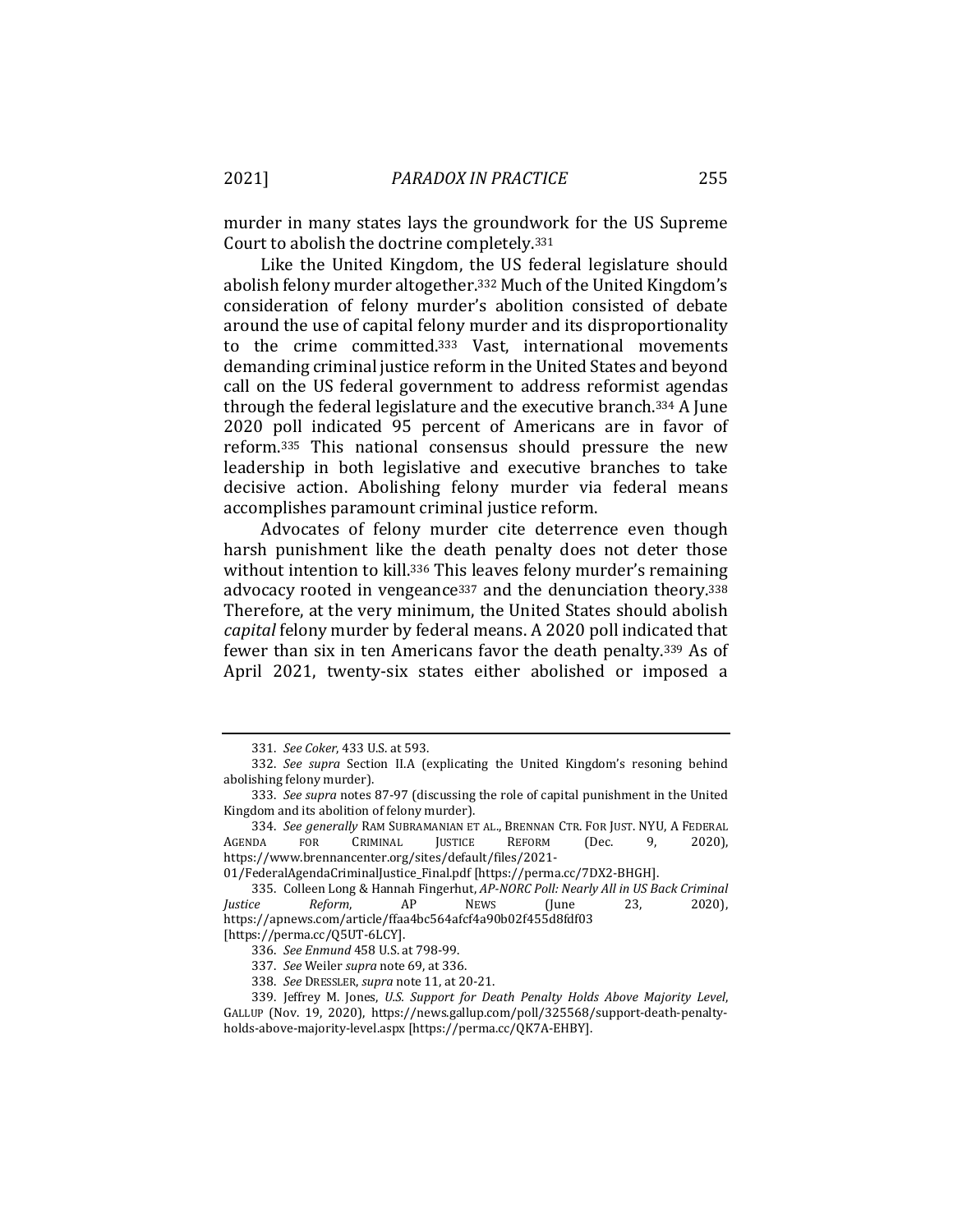murder in many states lays the groundwork for the US Supreme Court to abolish the doctrine completely.[331]

Like the United Kingdom, the US federal legislature should abolish felony murder altogether.[332] Much of the United Kingdom's consideration of felony murder's abolition consisted of debate around the use of capital felony murder and its disproportionality to the crime committed.[333] Vast, international movements demanding criminal justice reform in the United States and beyond call on the US federal government to address reformist agendas through the federal legislature and the executive branch.[334] A June 2020 poll indicated 95 percent of Americans are in favor of reform.[335] This national consensus should pressure the new leadership in both legislative and executive branches to take decisive action. Abolishing felony murder via federal means accomplishes paramount criminal justice reform.

Advocates of felony murder cite deterrence even though harsh punishment like the death penalty does not deter those without intention to kill.[336] This leaves felony murder's remaining advocacy rooted in vengeance[337] and the denunciation theory.[338] Therefore, at the very minimum, the United States should abolish *capital* felony murder by federal means. A 2020 poll indicated that fewer than six in ten Americans favor the death penalty.[339] As of April 2021, twenty-six states either abolished or imposed a

---

331. *See Coker*, 433 U.S. at 593.

332. *See supra* Section II.A (explicating the United Kingdom's resoning behind abolishing felony murder).

333. *See supra* notes 87-97 (discussing the role of capital punishment in the United Kingdom and its abolition of felony murder).

334. *See generally* RAM SUBRAMANIAN ET AL., BRENNAN CTR. FOR JUST. NYU, A FEDERAL AGENDA FOR CRIMINAL JUSTICE REFORM (Dec. 9, 2020), https://www.brennancenter.org/sites/default/files/2021-01/FederalAgendaCriminalJustice_Final.pdf [https://perma.cc/7DX2-BHGH].

335. Colleen Long & Hannah Fingerhut, *AP-NORC Poll: Nearly All in US Back Criminal Justice Reform*, AP NEWS (June 23, 2020), https://apnews.com/article/ffaa4bc564afcf4a90b02f455d8fdf03 [https://perma.cc/Q5UT-6LCY].

336. *See Enmund* 458 U.S. at 798-99.

337. *See* Weiler *supra* note 69, at 336.

338. *See* DRESSLER, *supra* note 11, at 20-21.

339. Jeffrey M. Jones, *U.S. Support for Death Penalty Holds Above Majority Level*, GALLUP (Nov. 19, 2020), https://news.gallup.com/poll/325568/support-death-penalty-holds-above-majority-level.aspx [https://perma.cc/QK7A-EHBY].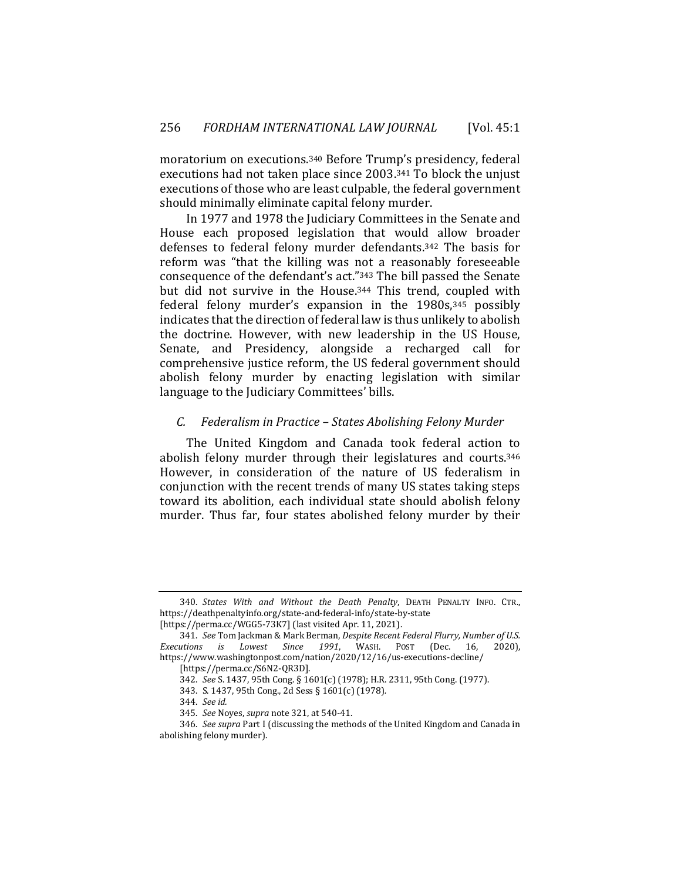moratorium on executions.[340] Before Trump's presidency, federal executions had not taken place since 2003.[341] To block the unjust executions of those who are least culpable, the federal government should minimally eliminate capital felony murder.

In 1977 and 1978 the Judiciary Committees in the Senate and House each proposed legislation that would allow broader defenses to federal felony murder defendants.[342] The basis for reform was "that the killing was not a reasonably foreseeable consequence of the defendant's act."[343] The bill passed the Senate but did not survive in the House.[344] This trend, coupled with federal felony murder's expansion in the 1980s,[345] possibly indicates that the direction of federal law is thus unlikely to abolish the doctrine. However, with new leadership in the US House, Senate, and Presidency, alongside a recharged call for comprehensive justice reform, the US federal government should abolish felony murder by enacting legislation with similar language to the Judiciary Committees' bills.

### *C. Federalism in Practice – States Abolishing Felony Murder*

The United Kingdom and Canada took federal action to abolish felony murder through their legislatures and courts.[346] However, in consideration of the nature of US federalism in conjunction with the recent trends of many US states taking steps toward its abolition, each individual state should abolish felony murder. Thus far, four states abolished felony murder by their

---

340. *States With and Without the Death Penalty*, DEATH PENALTY INFO. CTR., https://deathpenaltyinfo.org/state-and-federal-info/state-by-state [https://perma.cc/WGG5-73K7] (last visited Apr. 11, 2021).

341. *See* Tom Jackman & Mark Berman, *Despite Recent Federal Flurry, Number of U.S. Executions is Lowest Since 1991*, WASH. POST (Dec. 16, 2020), https://www.washingtonpost.com/nation/2020/12/16/us-executions-decline/ [https://perma.cc/S6N2-QR3D].

342. *See* S. 1437, 95th Cong. § 1601(c) (1978); H.R. 2311, 95th Cong. (1977).

343. S. 1437, 95th Cong., 2d Sess § 1601(c) (1978).

344. *See id.*

345. *See* Noyes, *supra* note 321, at 540-41.

346. *See supra* Part I (discussing the methods of the United Kingdom and Canada in abolishing felony murder).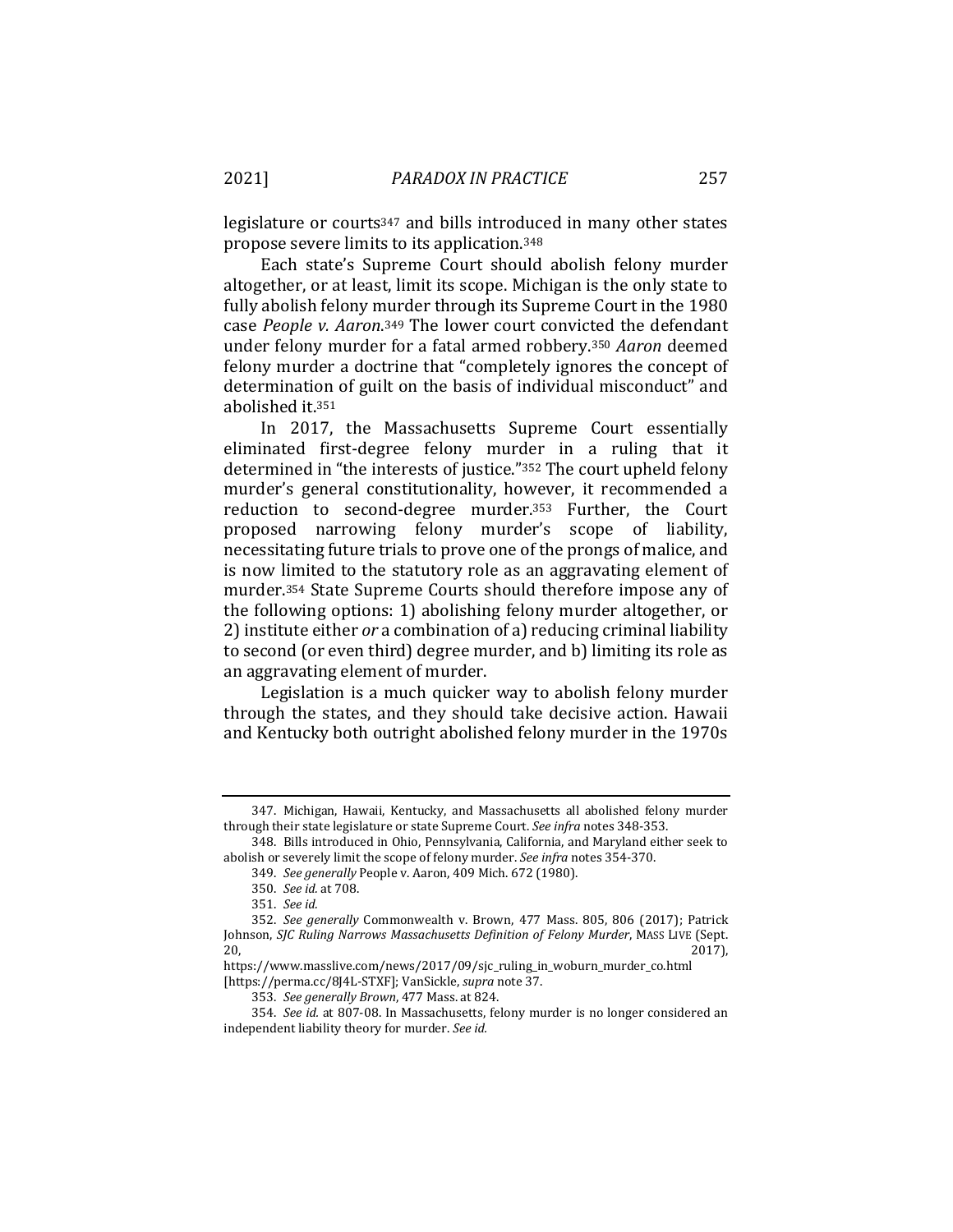legislature or courts[347] and bills introduced in many other states propose severe limits to its application.[348]

Each state's Supreme Court should abolish felony murder altogether, or at least, limit its scope. Michigan is the only state to fully abolish felony murder through its Supreme Court in the 1980 case *People v. Aaron*.[349] The lower court convicted the defendant under felony murder for a fatal armed robbery.[350] *Aaron* deemed felony murder a doctrine that "completely ignores the concept of determination of guilt on the basis of individual misconduct" and abolished it.[351]

In 2017, the Massachusetts Supreme Court essentially eliminated first-degree felony murder in a ruling that it determined in "the interests of justice."[352] The court upheld felony murder's general constitutionality, however, it recommended a reduction to second-degree murder.[353] Further, the Court proposed narrowing felony murder's scope of liability, necessitating future trials to prove one of the prongs of malice, and is now limited to the statutory role as an aggravating element of murder.[354] State Supreme Courts should therefore impose any of the following options: 1) abolishing felony murder altogether, or 2) institute either *or* a combination of a) reducing criminal liability to second (or even third) degree murder, and b) limiting its role as an aggravating element of murder.

Legislation is a much quicker way to abolish felony murder through the states, and they should take decisive action. Hawaii and Kentucky both outright abolished felony murder in the 1970s

---

347. Michigan, Hawaii, Kentucky, and Massachusetts all abolished felony murder through their state legislature or state Supreme Court. *See infra* notes 348-353.

348. Bills introduced in Ohio, Pennsylvania, California, and Maryland either seek to abolish or severely limit the scope of felony murder. *See infra* notes 354-370.

349. *See generally* People v. Aaron, 409 Mich. 672 (1980).

350. *See id.* at 708.

351. *See id.*

352. *See generally* Commonwealth v. Brown, 477 Mass. 805, 806 (2017); Patrick Johnson, *SJC Ruling Narrows Massachusetts Definition of Felony Murder*, MASS LIVE (Sept. 20, 2017), https://www.masslive.com/news/2017/09/sjc_ruling_in_woburn_murder_co.html [https://perma.cc/8J4L-STXF]; VanSickle, *supra* note 37.

353. *See generally Brown*, 477 Mass. at 824.

354. *See id.* at 807-08. In Massachusetts, felony murder is no longer considered an independent liability theory for murder. *See id.*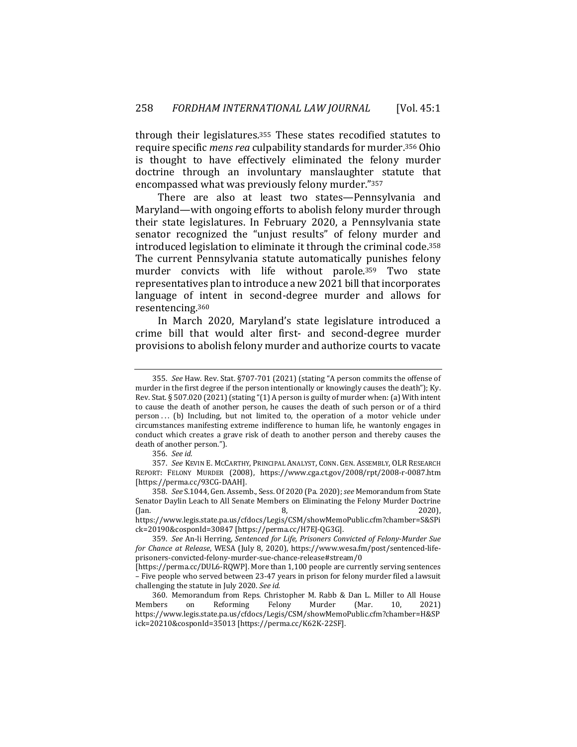through their legislatures.[355] These states recodified statutes to require specific *mens rea* culpability standards for murder.[356] Ohio is thought to have effectively eliminated the felony murder doctrine through an involuntary manslaughter statute that encompassed what was previously felony murder."[357]

There are also at least two states—Pennsylvania and Maryland—with ongoing efforts to abolish felony murder through their state legislatures. In February 2020, a Pennsylvania state senator recognized the "unjust results" of felony murder and introduced legislation to eliminate it through the criminal code.[358] The current Pennsylvania statute automatically punishes felony murder convicts with life without parole.[359] Two state representatives plan to introduce a new 2021 bill that incorporates language of intent in second-degree murder and allows for resentencing.[360]

In March 2020, Maryland's state legislature introduced a crime bill that would alter first- and second-degree murder provisions to abolish felony murder and authorize courts to vacate

---

355. *See* Haw. Rev. Stat. §707-701 (2021) (stating "A person commits the offense of murder in the first degree if the person intentionally or knowingly causes the death"); Ky. Rev. Stat. § 507.020 (2021) (stating "(1) A person is guilty of murder when: (a) With intent to cause the death of another person, he causes the death of such person or of a third person . . . (b) Including, but not limited to, the operation of a motor vehicle under circumstances manifesting extreme indifference to human life, he wantonly engages in conduct which creates a grave risk of death to another person and thereby causes the death of another person.").

356. *See id.*

357. *See* KEVIN E. MCCARTHY, PRINCIPAL ANALYST, CONN. GEN. ASSEMBLY, OLR RESEARCH REPORT: FELONY MURDER (2008), https://www.cga.ct.gov/2008/rpt/2008-r-0087.htm [https://perma.cc/93CG-DAAH].

358. *See* S.1044, Gen. Assemb., Sess. Of 2020 (Pa. 2020); *see* Memorandum from State Senator Daylin Leach to All Senate Members on Eliminating the Felony Murder Doctrine (Jan. 8, 2020), https://www.legis.state.pa.us/cfdocs/Legis/CSM/showMemoPublic.cfm?chamber=S&SPick=20190&cosponId=30847 [https://perma.cc/H7EJ-QG3G].

359. *See* An-li Herring, *Sentenced for Life, Prisoners Convicted of Felony-Murder Sue for Chance at Release*, WESA (July 8, 2020), https://www.wesa.fm/post/sentenced-life-prisoners-convicted-felony-murder-sue-chance-release#stream/0 [https://perma.cc/DUL6-RQWP]. More than 1,100 people are currently serving sentences – Five people who served between 23-47 years in prison for felony murder filed a lawsuit challenging the statute in July 2020. *See id.*

360. Memorandum from Reps. Christopher M. Rabb & Dan L. Miller to All House Members on Reforming Felony Murder (Mar. 10, 2021) https://www.legis.state.pa.us/cfdocs/Legis/CSM/showMemoPublic.cfm?chamber=H&SPick=20210&cosponId=35013 [https://perma.cc/K62K-22SF].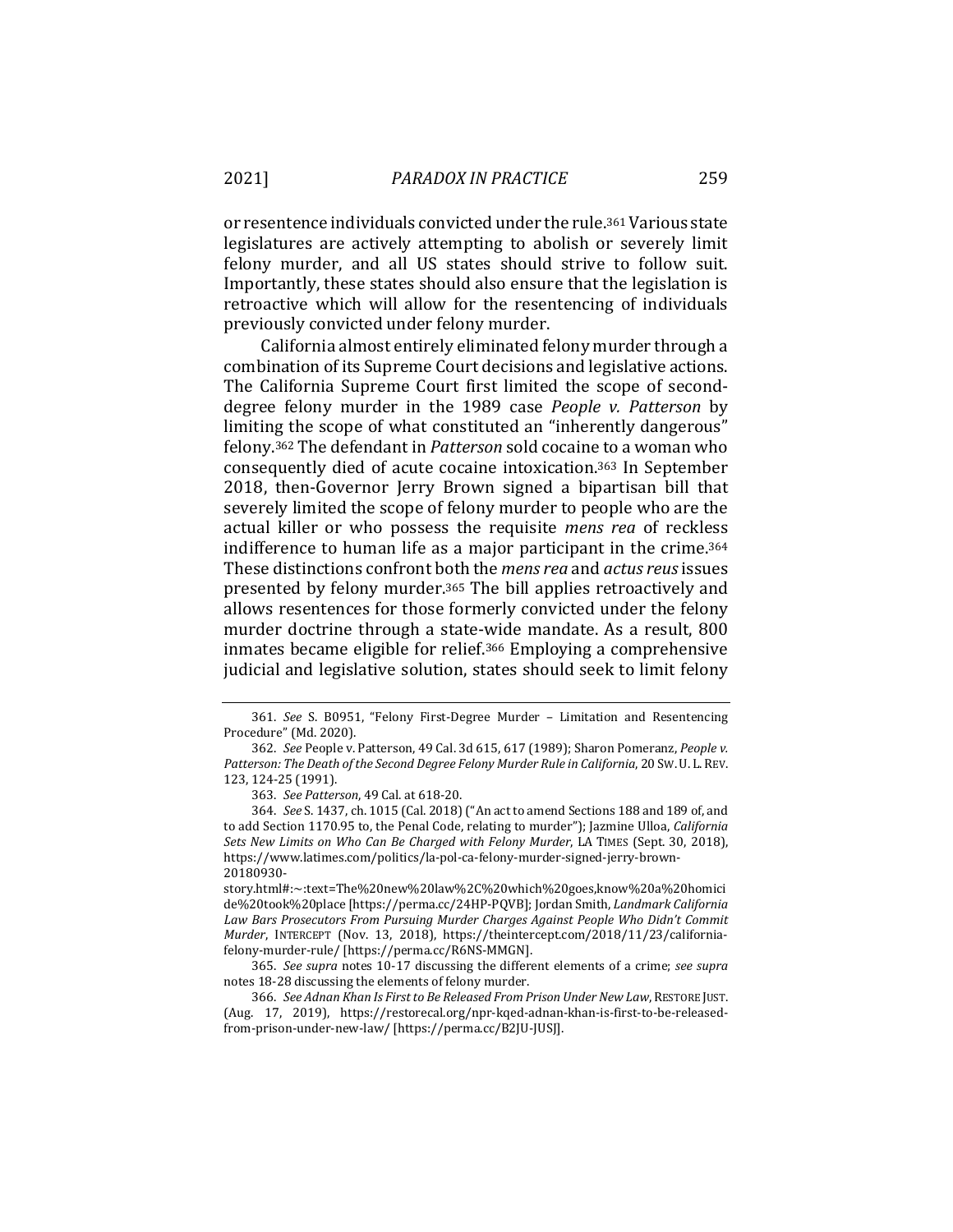or resentence individuals convicted under the rule.[361] Various state legislatures are actively attempting to abolish or severely limit felony murder, and all US states should strive to follow suit. Importantly, these states should also ensure that the legislation is retroactive which will allow for the resentencing of individuals previously convicted under felony murder.

California almost entirely eliminated felony murder through a combination of its Supreme Court decisions and legislative actions. The California Supreme Court first limited the scope of second-degree felony murder in the 1989 case *People v. Patterson* by limiting the scope of what constituted an "inherently dangerous" felony.[362] The defendant in *Patterson* sold cocaine to a woman who consequently died of acute cocaine intoxication.[363] In September 2018, then-Governor Jerry Brown signed a bipartisan bill that severely limited the scope of felony murder to people who are the actual killer or who possess the requisite *mens rea* of reckless indifference to human life as a major participant in the crime.[364] These distinctions confront both the *mens rea* and *actus reus* issues presented by felony murder.[365] The bill applies retroactively and allows resentences for those formerly convicted under the felony murder doctrine through a state-wide mandate. As a result, 800 inmates became eligible for relief.[366] Employing a comprehensive judicial and legislative solution, states should seek to limit felony

---

361. *See* S. B0951, "Felony First-Degree Murder – Limitation and Resentencing Procedure" (Md. 2020).

362. *See* People v. Patterson, 49 Cal. 3d 615, 617 (1989); Sharon Pomeranz, *People v. Patterson: The Death of the Second Degree Felony Murder Rule in California*, 20 SW. U. L. REV. 123, 124-25 (1991).

363. *See Patterson*, 49 Cal. at 618-20.

364. *See* S. 1437, ch. 1015 (Cal. 2018) ("An act to amend Sections 188 and 189 of, and to add Section 1170.95 to, the Penal Code, relating to murder"); Jazmine Ulloa, *California Sets New Limits on Who Can Be Charged with Felony Murder*, LA TIMES (Sept. 30, 2018), https://www.latimes.com/politics/la-pol-ca-felony-murder-signed-jerry-brown-20180930-story.html#:~:text=The%20new%20law%2C%20which%20goes,know%20a%20homicide%20took%20place [https://perma.cc/24HP-PQVB]; Jordan Smith, *Landmark California Law Bars Prosecutors From Pursuing Murder Charges Against People Who Didn't Commit Murder*, INTERCEPT (Nov. 13, 2018), https://theintercept.com/2018/11/23/california-felony-murder-rule/ [https://perma.cc/R6NS-MMGN].

365. *See supra* notes 10-17 discussing the different elements of a crime; *see supra* notes 18-28 discussing the elements of felony murder.

366. *See Adnan Khan Is First to Be Released From Prison Under New Law*, RESTORE JUST. (Aug. 17, 2019), https://restorecal.org/npr-kqed-adnan-khan-is-first-to-be-released-from-prison-under-new-law/ [https://perma.cc/B2JU-JUSJ].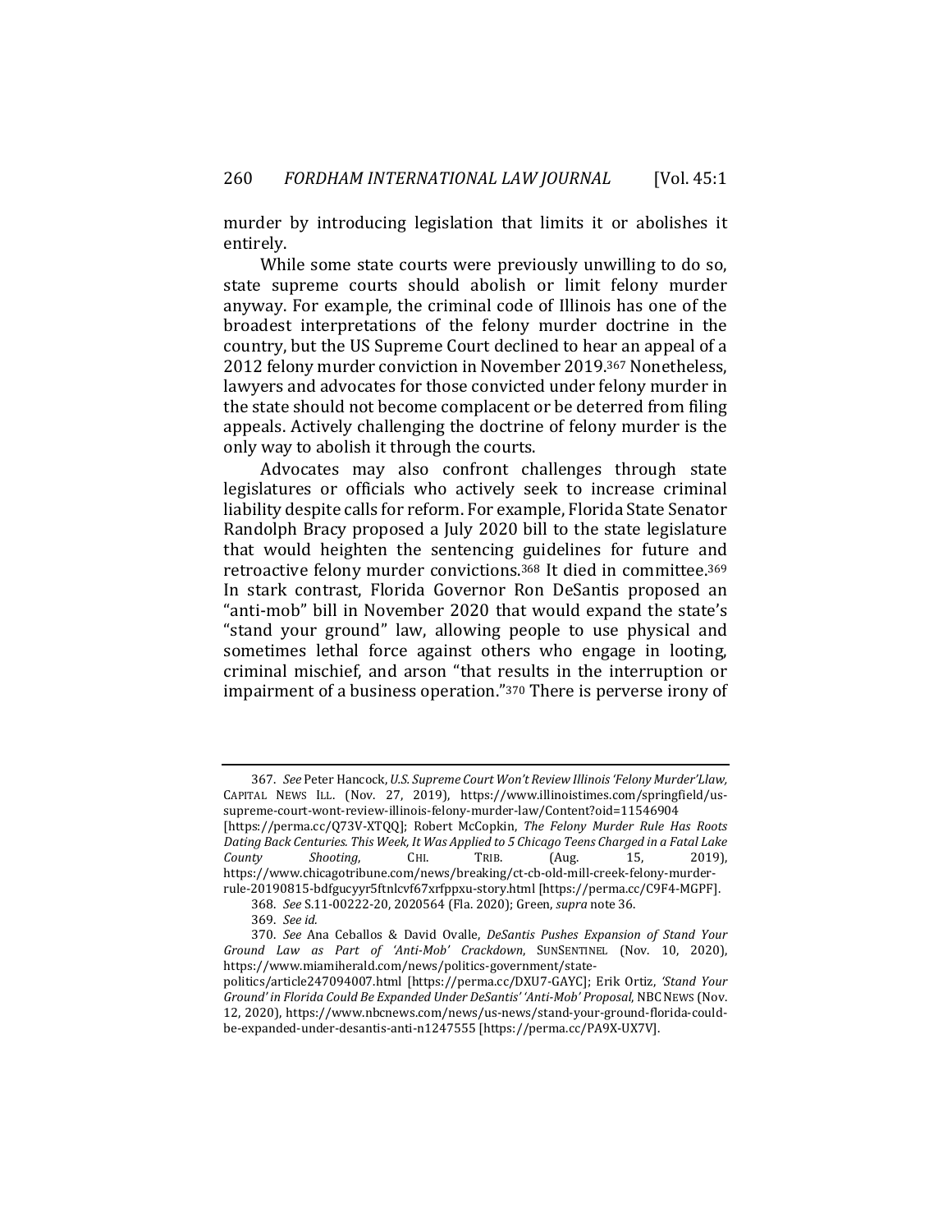murder by introducing legislation that limits it or abolishes it entirely.

While some state courts were previously unwilling to do so, state supreme courts should abolish or limit felony murder anyway. For example, the criminal code of Illinois has one of the broadest interpretations of the felony murder doctrine in the country, but the US Supreme Court declined to hear an appeal of a 2012 felony murder conviction in November 2019.[367] Nonetheless, lawyers and advocates for those convicted under felony murder in the state should not become complacent or be deterred from filing appeals. Actively challenging the doctrine of felony murder is the only way to abolish it through the courts.

Advocates may also confront challenges through state legislatures or officials who actively seek to increase criminal liability despite calls for reform. For example, Florida State Senator Randolph Bracy proposed a July 2020 bill to the state legislature that would heighten the sentencing guidelines for future and retroactive felony murder convictions.[368] It died in committee.[369] In stark contrast, Florida Governor Ron DeSantis proposed an "anti-mob" bill in November 2020 that would expand the state's "stand your ground" law, allowing people to use physical and sometimes lethal force against others who engage in looting, criminal mischief, and arson "that results in the interruption or impairment of a business operation."[370] There is perverse irony of

---

367. *See* Peter Hancock, *U.S. Supreme Court Won't Review Illinois 'Felony Murder'Llaw,* CAPITAL NEWS ILL. (Nov. 27, 2019), https://www.illinoistimes.com/springfield/us-supreme-court-wont-review-illinois-felony-murder-law/Content?oid=11546904 [https://perma.cc/Q73V-XTQQ]; Robert McCopkin, *The Felony Murder Rule Has Roots Dating Back Centuries. This Week, It Was Applied to 5 Chicago Teens Charged in a Fatal Lake County Shooting*, CHI. TRIB. (Aug. 15, 2019), https://www.chicagotribune.com/news/breaking/ct-cb-old-mill-creek-felony-murder-rule-20190815-bdfgucyyr5ftnlcvf67xrfppxu-story.html [https://perma.cc/C9F4-MGPF].

368. *See* S.11-00222-20, 2020564 (Fla. 2020); Green, *supra* note 36.

369. *See id.*

370. *See* Ana Ceballos & David Ovalle, *DeSantis Pushes Expansion of Stand Your Ground Law as Part of 'Anti-Mob' Crackdown*, SUNSENTINEL (Nov. 10, 2020), https://www.miamiherald.com/news/politics-government/state-politics/article247094007.html [https://perma.cc/DXU7-GAYC]; Erik Ortiz, *'Stand Your Ground' in Florida Could Be Expanded Under DeSantis' 'Anti-Mob' Proposal*, NBC NEWS (Nov. 12, 2020), https://www.nbcnews.com/news/us-news/stand-your-ground-florida-could-be-expanded-under-desantis-anti-n1247555 [https://perma.cc/PA9X-UX7V].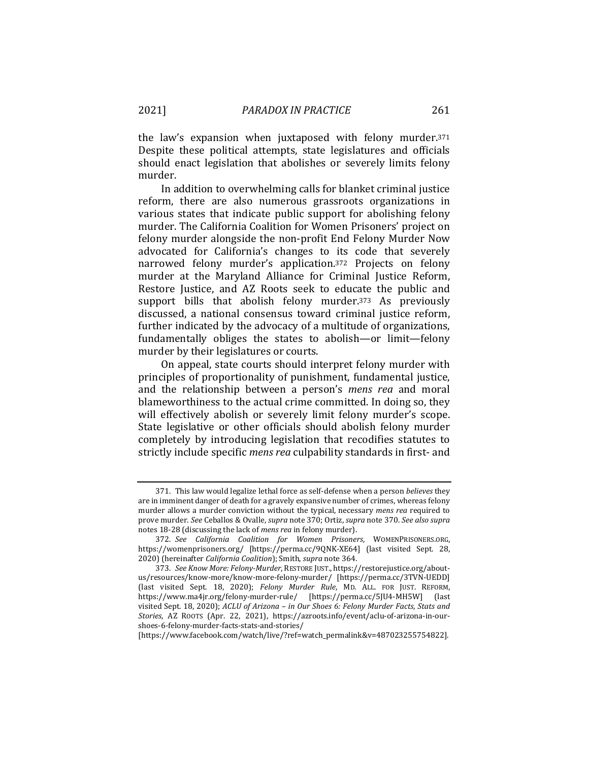the law's expansion when juxtaposed with felony murder.[371] Despite these political attempts, state legislatures and officials should enact legislation that abolishes or severely limits felony murder.

In addition to overwhelming calls for blanket criminal justice reform, there are also numerous grassroots organizations in various states that indicate public support for abolishing felony murder. The California Coalition for Women Prisoners' project on felony murder alongside the non-profit End Felony Murder Now advocated for California's changes to its code that severely narrowed felony murder's application.[372] Projects on felony murder at the Maryland Alliance for Criminal Justice Reform, Restore Justice, and AZ Roots seek to educate the public and support bills that abolish felony murder.[373] As previously discussed, a national consensus toward criminal justice reform, further indicated by the advocacy of a multitude of organizations, fundamentally obliges the states to abolish—or limit—felony murder by their legislatures or courts.

On appeal, state courts should interpret felony murder with principles of proportionality of punishment, fundamental justice, and the relationship between a person's *mens rea* and moral blameworthiness to the actual crime committed. In doing so, they will effectively abolish or severely limit felony murder's scope. State legislative or other officials should abolish felony murder completely by introducing legislation that recodifies statutes to strictly include specific *mens rea* culpability standards in first- and

---

371. This law would legalize lethal force as self-defense when a person *believes* they are in imminent danger of death for a gravely expansive number of crimes, whereas felony murder allows a murder conviction without the typical, necessary *mens rea* required to prove murder. *See* Ceballos & Ovalle, *supra* note 370; Ortiz, *supra* note 370. *See also supra* notes 18-28 (discussing the lack of *mens rea* in felony murder).

372. *See California Coalition for Women Prisoners*, WOMENPRISONERS.ORG, https://womenprisoners.org/ [https://perma.cc/9QNK-XE64] (last visited Sept. 28, 2020) (hereinafter *California Coalition*); Smith, *supra* note 364.

373. *See Know More: Felony-Murder*, RESTORE JUST., https://restorejustice.org/about-us/resources/know-more/know-more-felony-murder/ [https://perma.cc/3TVN-UEDD] (last visited Sept. 18, 2020); *Felony Murder Rule*, MD. ALL. FOR JUST. REFORM, https://www.ma4jr.org/felony-murder-rule/ [https://perma.cc/5JU4-MH5W] (last visited Sept. 18, 2020); *ACLU of Arizona – in Our Shoes 6: Felony Murder Facts, Stats and Stories*, AZ ROOTS (Apr. 22, 2021), https://azroots.info/event/aclu-of-arizona-in-our-shoes-6-felony-murder-facts-stats-and-stories/ [https://www.facebook.com/watch/live/?ref=watch_permalink&v=487023255754822].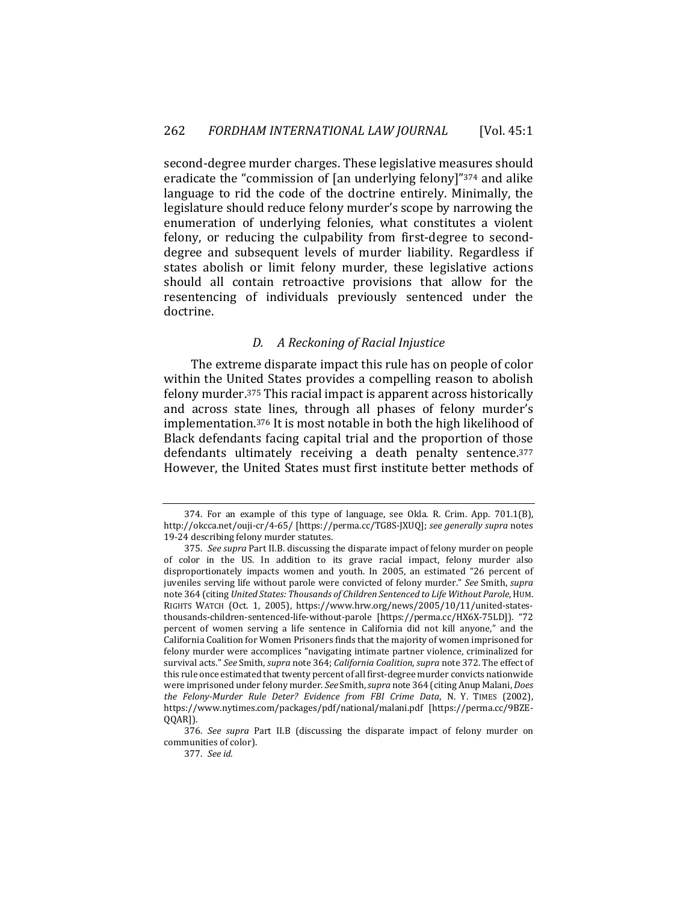second-degree murder charges. These legislative measures should eradicate the "commission of [an underlying felony]"[374] and alike language to rid the code of the doctrine entirely. Minimally, the legislature should reduce felony murder's scope by narrowing the enumeration of underlying felonies, what constitutes a violent felony, or reducing the culpability from first-degree to second-degree and subsequent levels of murder liability. Regardless if states abolish or limit felony murder, these legislative actions should all contain retroactive provisions that allow for the resentencing of individuals previously sentenced under the doctrine.

### D. A Reckoning of Racial Injustice

The extreme disparate impact this rule has on people of color within the United States provides a compelling reason to abolish felony murder.[375] This racial impact is apparent across historically and across state lines, through all phases of felony murder's implementation.[376] It is most notable in both the high likelihood of Black defendants facing capital trial and the proportion of those defendants ultimately receiving a death penalty sentence.[377] However, the United States must first institute better methods of

---

374. For an example of this type of language, see Okla. R. Crim. App. 701.1(B), http://okcca.net/ouji-cr/4-65/ [https://perma.cc/TG8S-JXUQ]; *see generally supra* notes 19-24 describing felony murder statutes.

375. *See supra* Part II.B. discussing the disparate impact of felony murder on people of color in the US. In addition to its grave racial impact, felony murder also disproportionately impacts women and youth. In 2005, an estimated "26 percent of juveniles serving life without parole were convicted of felony murder." *See* Smith, *supra* note 364 (citing *United States: Thousands of Children Sentenced to Life Without Parole*, HUM. RIGHTS WATCH (Oct. 1, 2005), https://www.hrw.org/news/2005/10/11/united-states-thousands-children-sentenced-life-without-parole [https://perma.cc/HX6X-75LD]). "72 percent of women serving a life sentence in California did not kill anyone," and the California Coalition for Women Prisoners finds that the majority of women imprisoned for felony murder were accomplices "navigating intimate partner violence, criminalized for survival acts." *See* Smith, *supra* note 364; *California Coalition*, *supra* note 372. The effect of this rule once estimated that twenty percent of all first-degree murder convicts nationwide were imprisoned under felony murder. *See* Smith, *supra* note 364 (citing Anup Malani, *Does the Felony-Murder Rule Deter? Evidence from FBI Crime Data*, N. Y. TIMES (2002), https://www.nytimes.com/packages/pdf/national/malani.pdf [https://perma.cc/9BZE-QQAR]).

376. *See supra* Part II.B (discussing the disparate impact of felony murder on communities of color).

377. *See id.*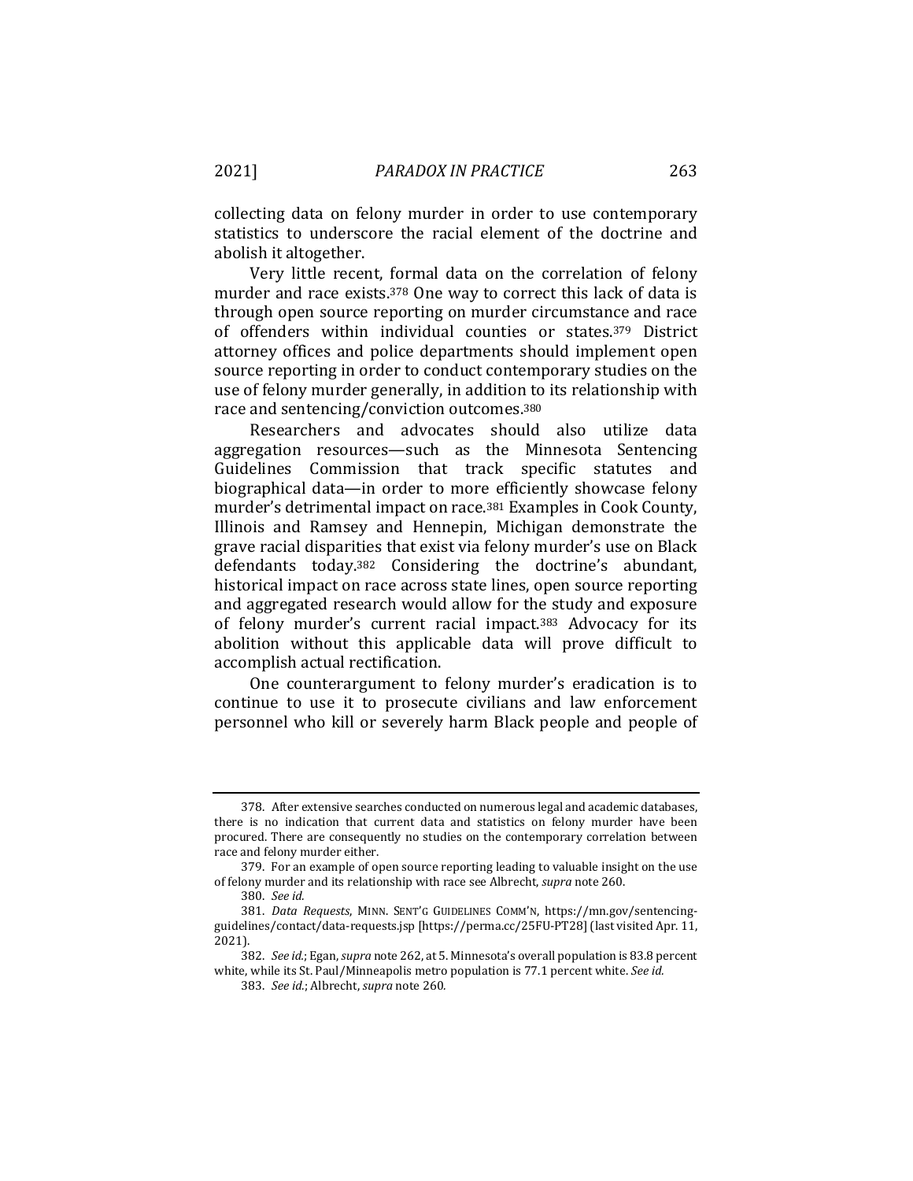collecting data on felony murder in order to use contemporary statistics to underscore the racial element of the doctrine and abolish it altogether.

Very little recent, formal data on the correlation of felony murder and race exists.[378] One way to correct this lack of data is through open source reporting on murder circumstance and race of offenders within individual counties or states.[379] District attorney offices and police departments should implement open source reporting in order to conduct contemporary studies on the use of felony murder generally, in addition to its relationship with race and sentencing/conviction outcomes.[380]

Researchers and advocates should also utilize data aggregation resources—such as the Minnesota Sentencing Guidelines Commission that track specific statutes and biographical data—in order to more efficiently showcase felony murder's detrimental impact on race.[381] Examples in Cook County, Illinois and Ramsey and Hennepin, Michigan demonstrate the grave racial disparities that exist via felony murder's use on Black defendants today.[382] Considering the doctrine's abundant, historical impact on race across state lines, open source reporting and aggregated research would allow for the study and exposure of felony murder's current racial impact.[383] Advocacy for its abolition without this applicable data will prove difficult to accomplish actual rectification.

One counterargument to felony murder's eradication is to continue to use it to prosecute civilians and law enforcement personnel who kill or severely harm Black people and people of

---

378. After extensive searches conducted on numerous legal and academic databases, there is no indication that current data and statistics on felony murder have been procured. There are consequently no studies on the contemporary correlation between race and felony murder either.

379. For an example of open source reporting leading to valuable insight on the use of felony murder and its relationship with race see Albrecht, *supra* note 260.

380. *See id.*

381. *Data Requests*, MINN. SENT'G GUIDELINES COMM'N, https://mn.gov/sentencing-guidelines/contact/data-requests.jsp [https://perma.cc/25FU-PT28] (last visited Apr. 11, 2021).

382. *See id.*; Egan, *supra* note 262, at 5. Minnesota's overall population is 83.8 percent white, while its St. Paul/Minneapolis metro population is 77.1 percent white. *See id.*

383. *See id.*; Albrecht, *supra* note 260.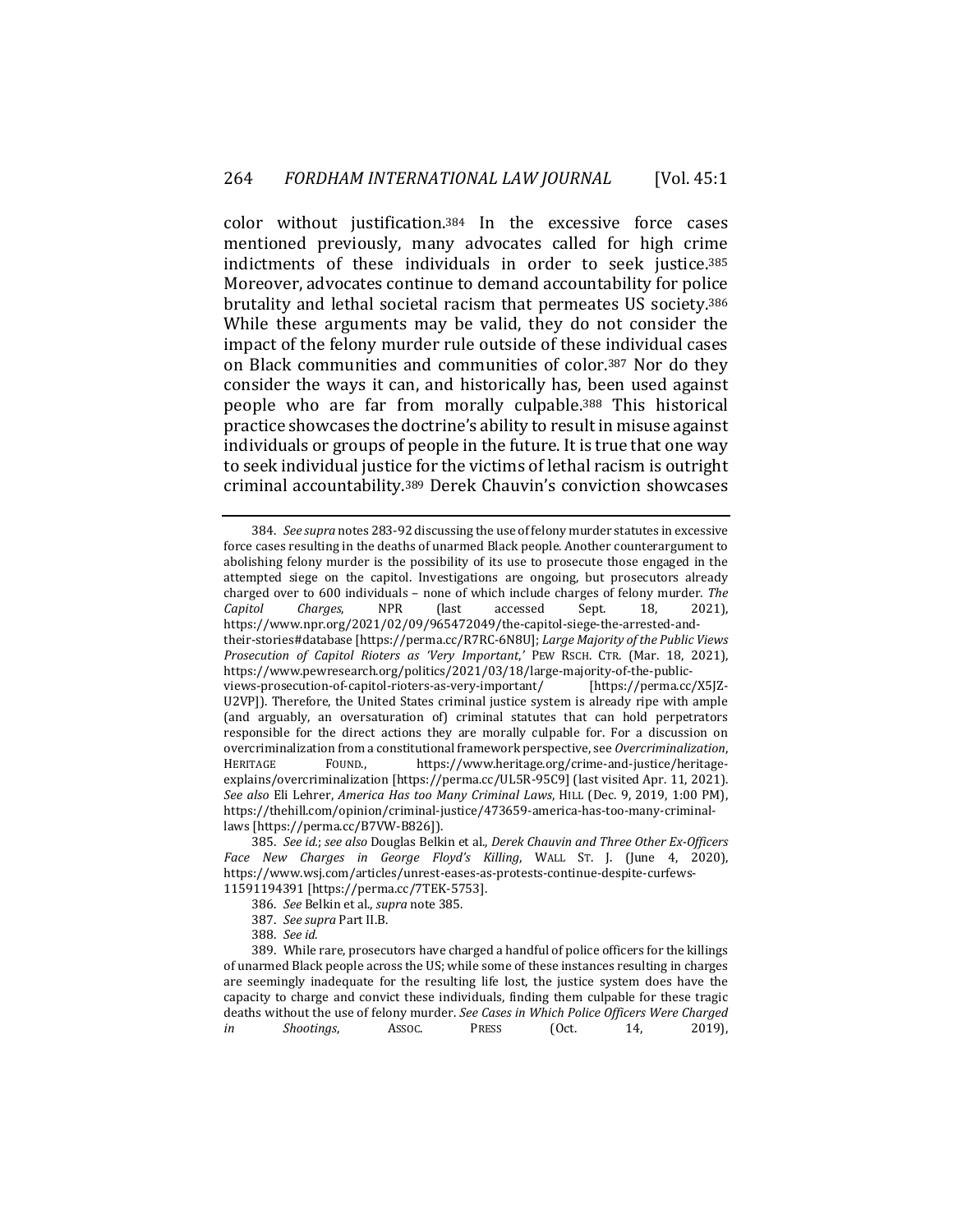color without justification.[384] In the excessive force cases mentioned previously, many advocates called for high crime indictments of these individuals in order to seek justice.[385] Moreover, advocates continue to demand accountability for police brutality and lethal societal racism that permeates US society.[386] While these arguments may be valid, they do not consider the impact of the felony murder rule outside of these individual cases on Black communities and communities of color.[387] Nor do they consider the ways it can, and historically has, been used against people who are far from morally culpable.[388] This historical practice showcases the doctrine's ability to result in misuse against individuals or groups of people in the future. It is true that one way to seek individual justice for the victims of lethal racism is outright criminal accountability.[389] Derek Chauvin's conviction showcases

---

384. *See supra* notes 283-92 discussing the use of felony murder statutes in excessive force cases resulting in the deaths of unarmed Black people. Another counterargument to abolishing felony murder is the possibility of its use to prosecute those engaged in the attempted siege on the capitol. Investigations are ongoing, but prosecutors already charged over to 600 individuals – none of which include charges of felony murder. *The Capitol Charges*, NPR (last accessed Sept. 18, 2021), https://www.npr.org/2021/02/09/965472049/the-capitol-siege-the-arrested-and-their-stories#database [https://perma.cc/R7RC-6N8U]; *Large Majority of the Public Views Prosecution of Capitol Rioters as 'Very Important,'* PEW RSCH. CTR. (Mar. 18, 2021), https://www.pewresearch.org/politics/2021/03/18/large-majority-of-the-public-views-prosecution-of-capitol-rioters-as-very-important/ [https://perma.cc/X5JZ-U2VP]). Therefore, the United States criminal justice system is already ripe with ample (and arguably, an oversaturation of) criminal statutes that can hold perpetrators responsible for the direct actions they are morally culpable for. For a discussion on overcriminalization from a constitutional framework perspective, see *Overcriminalization*, HERITAGE FOUND., https://www.heritage.org/crime-and-justice/heritage-explains/overcriminalization [https://perma.cc/UL5R-95C9] (last visited Apr. 11, 2021). *See also* Eli Lehrer, *America Has too Many Criminal Laws*, HILL (Dec. 9, 2019, 1:00 PM), https://thehill.com/opinion/criminal-justice/473659-america-has-too-many-criminal-laws [https://perma.cc/B7VW-B826]).

385. *See id.*; *see also* Douglas Belkin et al., *Derek Chauvin and Three Other Ex-Officers Face New Charges in George Floyd's Killing*, WALL ST. J. (June 4, 2020), https://www.wsj.com/articles/unrest-eases-as-protests-continue-despite-curfews-11591194391 [https://perma.cc/7TEK-5753].

386. *See* Belkin et al., *supra* note 385.

387. *See supra* Part II.B.

388. *See id.*

389. While rare, prosecutors have charged a handful of police officers for the killings of unarmed Black people across the US; while some of these instances resulting in charges are seemingly inadequate for the resulting life lost, the justice system does have the capacity to charge and convict these individuals, finding them culpable for these tragic deaths without the use of felony murder. *See Cases in Which Police Officers Were Charged in Shootings*, ASSOC. PRESS (Oct. 14, 2019),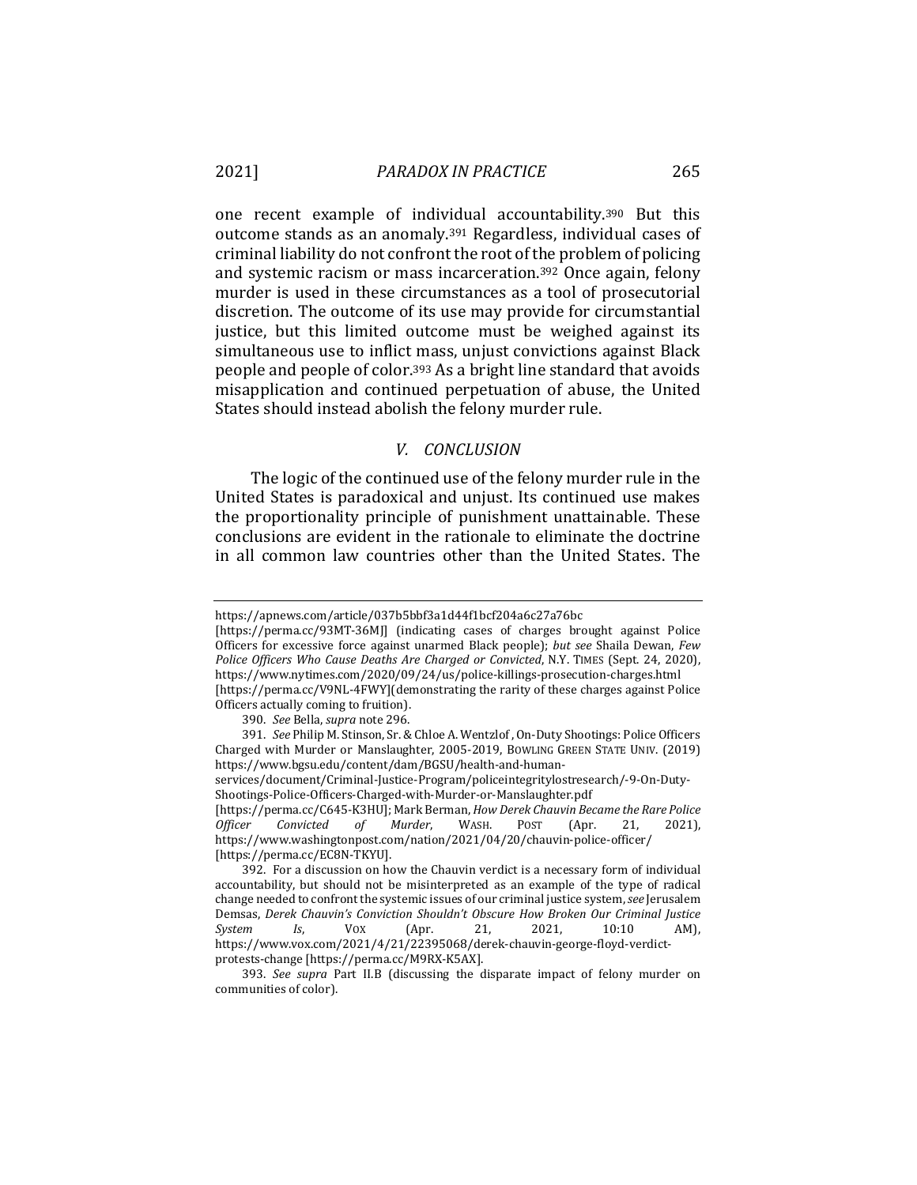one recent example of individual accountability.[390] But this outcome stands as an anomaly.[391] Regardless, individual cases of criminal liability do not confront the root of the problem of policing and systemic racism or mass incarceration.[392] Once again, felony murder is used in these circumstances as a tool of prosecutorial discretion. The outcome of its use may provide for circumstantial justice, but this limited outcome must be weighed against its simultaneous use to inflict mass, unjust convictions against Black people and people of color.[393] As a bright line standard that avoids misapplication and continued perpetuation of abuse, the United States should instead abolish the felony murder rule.

## *V. CONCLUSION*

The logic of the continued use of the felony murder rule in the United States is paradoxical and unjust. Its continued use makes the proportionality principle of punishment unattainable. These conclusions are evident in the rationale to eliminate the doctrine in all common law countries other than the United States. The

---

https://apnews.com/article/037b5bbf3a1d44f1bcf204a6c27a76bc [https://perma.cc/93MT-36MJ] (indicating cases of charges brought against Police Officers for excessive force against unarmed Black people); *but see* Shaila Dewan, *Few Police Officers Who Cause Deaths Are Charged or Convicted*, N.Y. TIMES (Sept. 24, 2020), https://www.nytimes.com/2020/09/24/us/police-killings-prosecution-charges.html [https://perma.cc/V9NL-4FWY](demonstrating the rarity of these charges against Police Officers actually coming to fruition).

390. *See* Bella, *supra* note 296.

391. *See* Philip M. Stinson, Sr. & Chloe A. Wentzlof , On-Duty Shootings: Police Officers Charged with Murder or Manslaughter, 2005-2019, BOWLING GREEN STATE UNIV. (2019) https://www.bgsu.edu/content/dam/BGSU/health-and-human-services/document/Criminal-Justice-Program/policeintegritylostresearch/-9-On-Duty-Shootings-Police-Officers-Charged-with-Murder-or-Manslaughter.pdf [https://perma.cc/C645-K3HU]; Mark Berman, *How Derek Chauvin Became the Rare Police Officer Convicted of Murder*, WASH. POST (Apr. 21, 2021), https://www.washingtonpost.com/nation/2021/04/20/chauvin-police-officer/ [https://perma.cc/EC8N-TKYU].

392. For a discussion on how the Chauvin verdict is a necessary form of individual accountability, but should not be misinterpreted as an example of the type of radical change needed to confront the systemic issues of our criminal justice system, *see* Jerusalem Demsas, *Derek Chauvin's Conviction Shouldn't Obscure How Broken Our Criminal Justice System Is*, VOX (Apr. 21, 2021, 10:10 AM), https://www.vox.com/2021/4/21/22395068/derek-chauvin-george-floyd-verdict-protests-change [https://perma.cc/M9RX-K5AX].

393. *See supra* Part II.B (discussing the disparate impact of felony murder on communities of color).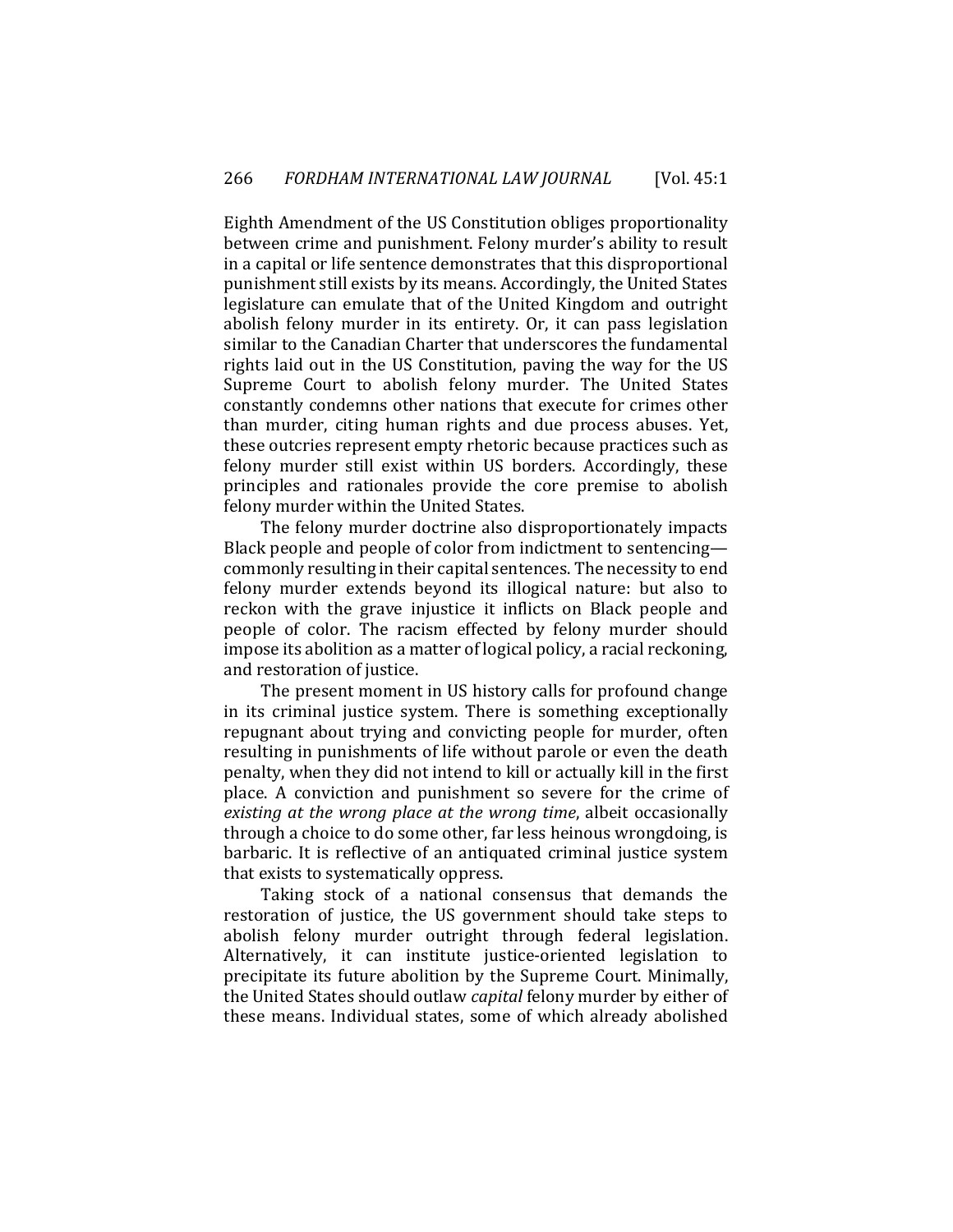Eighth Amendment of the US Constitution obliges proportionality between crime and punishment. Felony murder's ability to result in a capital or life sentence demonstrates that this disproportional punishment still exists by its means. Accordingly, the United States legislature can emulate that of the United Kingdom and outright abolish felony murder in its entirety. Or, it can pass legislation similar to the Canadian Charter that underscores the fundamental rights laid out in the US Constitution, paving the way for the US Supreme Court to abolish felony murder. The United States constantly condemns other nations that execute for crimes other than murder, citing human rights and due process abuses. Yet, these outcries represent empty rhetoric because practices such as felony murder still exist within US borders. Accordingly, these principles and rationales provide the core premise to abolish felony murder within the United States.

The felony murder doctrine also disproportionately impacts Black people and people of color from indictment to sentencing—commonly resulting in their capital sentences. The necessity to end felony murder extends beyond its illogical nature: but also to reckon with the grave injustice it inflicts on Black people and people of color. The racism effected by felony murder should impose its abolition as a matter of logical policy, a racial reckoning, and restoration of justice.

The present moment in US history calls for profound change in its criminal justice system. There is something exceptionally repugnant about trying and convicting people for murder, often resulting in punishments of life without parole or even the death penalty, when they did not intend to kill or actually kill in the first place. A conviction and punishment so severe for the crime of *existing at the wrong place at the wrong time*, albeit occasionally through a choice to do some other, far less heinous wrongdoing, is barbaric. It is reflective of an antiquated criminal justice system that exists to systematically oppress.

Taking stock of a national consensus that demands the restoration of justice, the US government should take steps to abolish felony murder outright through federal legislation. Alternatively, it can institute justice-oriented legislation to precipitate its future abolition by the Supreme Court. Minimally, the United States should outlaw *capital* felony murder by either of these means. Individual states, some of which already abolished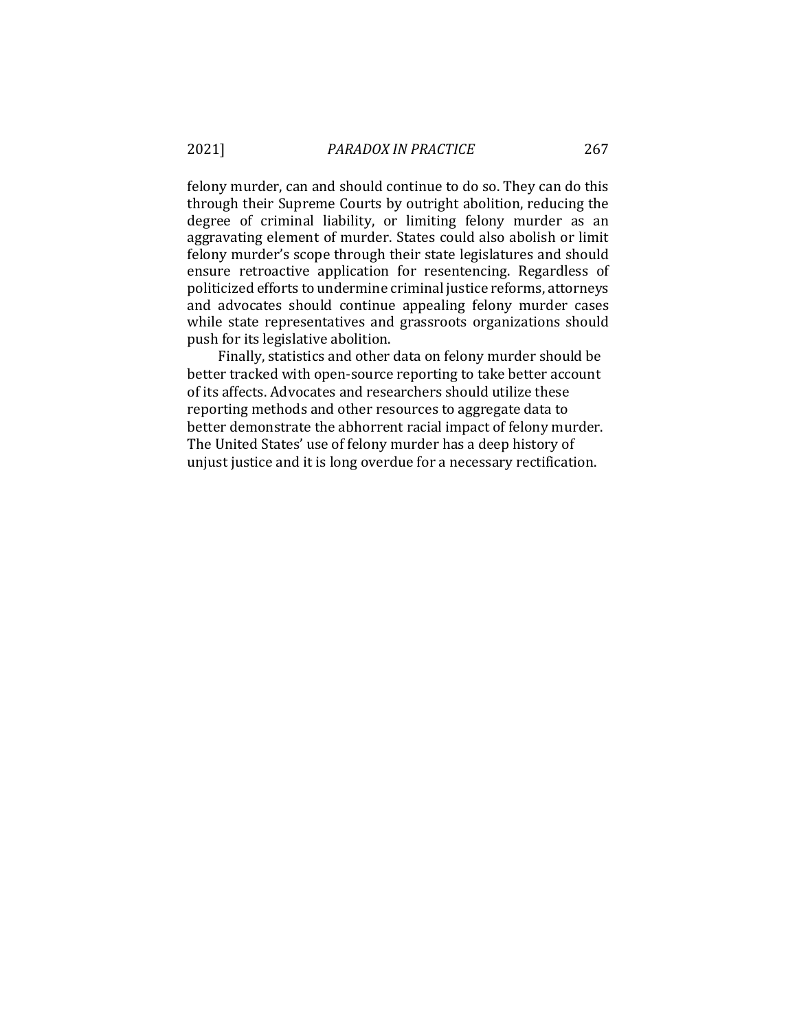felony murder, can and should continue to do so. They can do this through their Supreme Courts by outright abolition, reducing the degree of criminal liability, or limiting felony murder as an aggravating element of murder. States could also abolish or limit felony murder's scope through their state legislatures and should ensure retroactive application for resentencing. Regardless of politicized efforts to undermine criminal justice reforms, attorneys and advocates should continue appealing felony murder cases while state representatives and grassroots organizations should push for its legislative abolition.

Finally, statistics and other data on felony murder should be better tracked with open-source reporting to take better account of its affects. Advocates and researchers should utilize these reporting methods and other resources to aggregate data to better demonstrate the abhorrent racial impact of felony murder. The United States' use of felony murder has a deep history of unjust justice and it is long overdue for a necessary rectification.